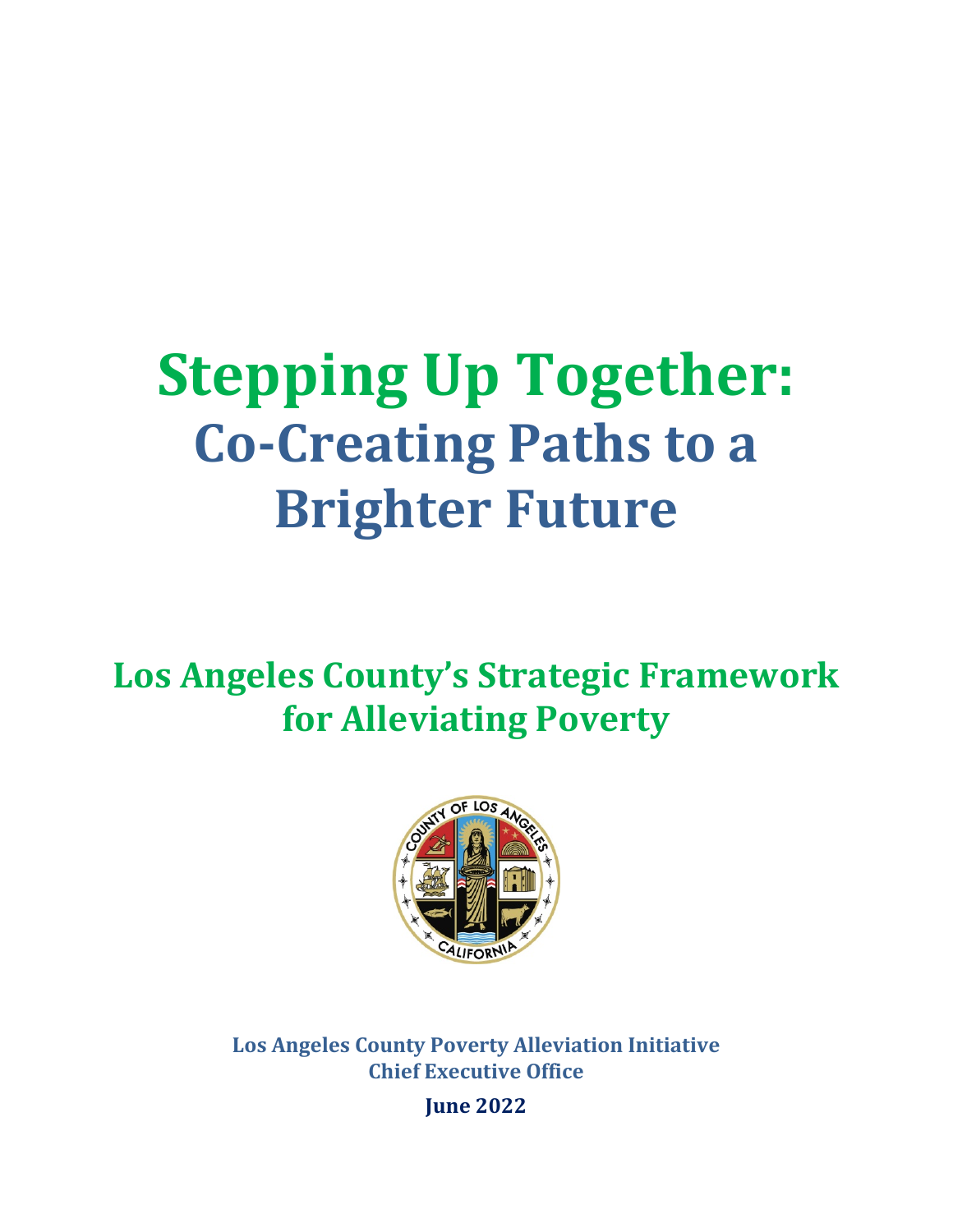# Stepping Up Together:

## Co-Creating Paths to a Brighter Future

## Los Angeles County's Strategic Framework for Alleviating Poverty

**Los Angeles County Poverty Alleviation Initiative**
**Chief Executive Office**

**June 2022**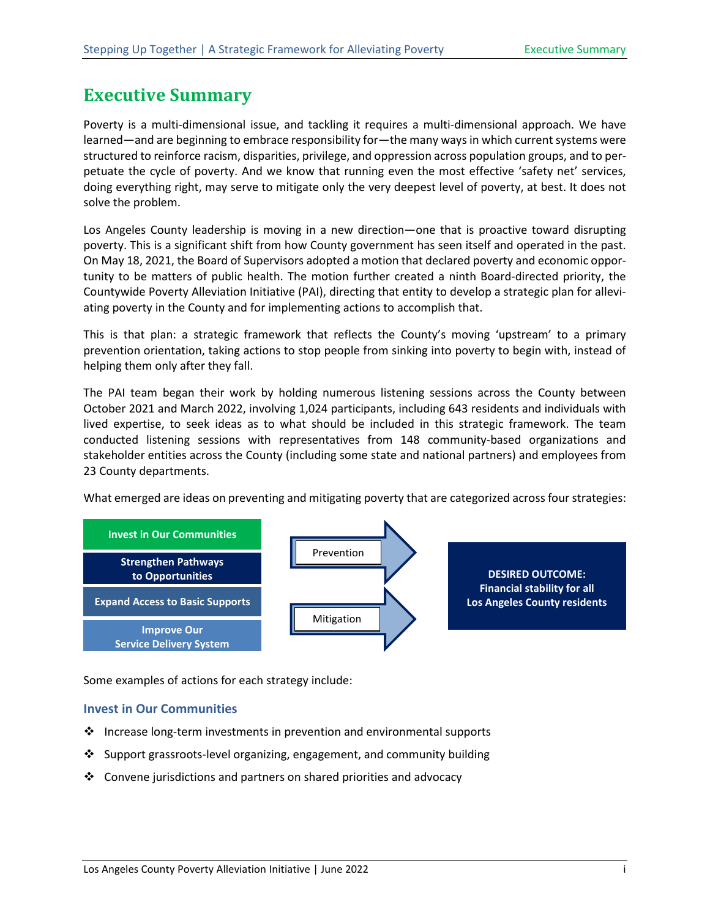# Executive Summary

Poverty is a multi-dimensional issue, and tackling it requires a multi-dimensional approach. We have learned—and are beginning to embrace responsibility for—the many ways in which current systems were structured to reinforce racism, disparities, privilege, and oppression across population groups, and to perpetuate the cycle of poverty. And we know that running even the most effective 'safety net' services, doing everything right, may serve to mitigate only the very deepest level of poverty, at best. It does not solve the problem.

Los Angeles County leadership is moving in a new direction—one that is proactive toward disrupting poverty. This is a significant shift from how County government has seen itself and operated in the past. On May 18, 2021, the Board of Supervisors adopted a motion that declared poverty and economic opportunity to be matters of public health. The motion further created a ninth Board-directed priority, the Countywide Poverty Alleviation Initiative (PAI), directing that entity to develop a strategic plan for alleviating poverty in the County and for implementing actions to accomplish that.

This is that plan: a strategic framework that reflects the County's moving 'upstream' to a primary prevention orientation, taking actions to stop people from sinking into poverty to begin with, instead of helping them only after they fall.

The PAI team began their work by holding numerous listening sessions across the County between October 2021 and March 2022, involving 1,024 participants, including 643 residents and individuals with lived expertise, to seek ideas as to what should be included in this strategic framework. The team conducted listening sessions with representatives from 148 community-based organizations and stakeholder entities across the County (including some state and national partners) and employees from 23 County departments.

What emerged are ideas on preventing and mitigating poverty that are categorized across four strategies:

- Invest in Our Communities
- Strengthen Pathways to Opportunities
- Expand Access to Basic Supports
- Improve Our Service Delivery System

Prevention → Mitigation → **DESIRED OUTCOME: Financial stability for all Los Angeles County residents**

Some examples of actions for each strategy include:

### Invest in Our Communities

- Increase long-term investments in prevention and environmental supports
- Support grassroots-level organizing, engagement, and community building
- Convene jurisdictions and partners on shared priorities and advocacy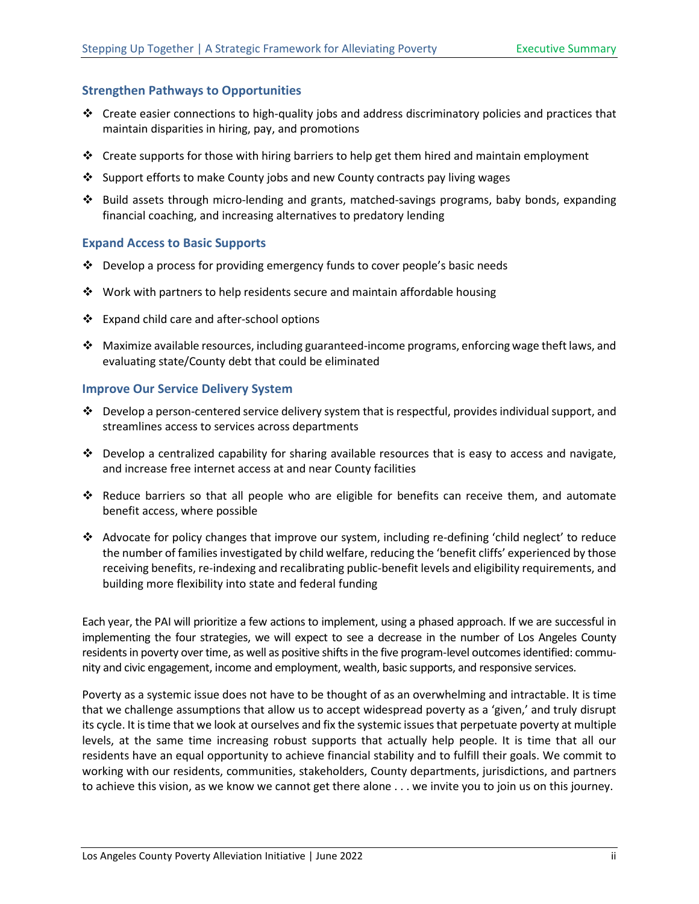### Strengthen Pathways to Opportunities

- Create easier connections to high-quality jobs and address discriminatory policies and practices that maintain disparities in hiring, pay, and promotions
- Create supports for those with hiring barriers to help get them hired and maintain employment
- Support efforts to make County jobs and new County contracts pay living wages
- Build assets through micro-lending and grants, matched-savings programs, baby bonds, expanding financial coaching, and increasing alternatives to predatory lending

### Expand Access to Basic Supports

- Develop a process for providing emergency funds to cover people's basic needs
- Work with partners to help residents secure and maintain affordable housing
- Expand child care and after-school options
- Maximize available resources, including guaranteed-income programs, enforcing wage theft laws, and evaluating state/County debt that could be eliminated

### Improve Our Service Delivery System

- Develop a person-centered service delivery system that is respectful, provides individual support, and streamlines access to services across departments
- Develop a centralized capability for sharing available resources that is easy to access and navigate, and increase free internet access at and near County facilities
- Reduce barriers so that all people who are eligible for benefits can receive them, and automate benefit access, where possible
- Advocate for policy changes that improve our system, including re-defining 'child neglect' to reduce the number of families investigated by child welfare, reducing the 'benefit cliffs' experienced by those receiving benefits, re-indexing and recalibrating public-benefit levels and eligibility requirements, and building more flexibility into state and federal funding

Each year, the PAI will prioritize a few actions to implement, using a phased approach. If we are successful in implementing the four strategies, we will expect to see a decrease in the number of Los Angeles County residents in poverty over time, as well as positive shifts in the five program-level outcomes identified: community and civic engagement, income and employment, wealth, basic supports, and responsive services.

Poverty as a systemic issue does not have to be thought of as an overwhelming and intractable. It is time that we challenge assumptions that allow us to accept widespread poverty as a 'given,' and truly disrupt its cycle. It is time that we look at ourselves and fix the systemic issues that perpetuate poverty at multiple levels, at the same time increasing robust supports that actually help people. It is time that all our residents have an equal opportunity to achieve financial stability and to fulfill their goals. We commit to working with our residents, communities, stakeholders, County departments, jurisdictions, and partners to achieve this vision, as we know we cannot get there alone . . . we invite you to join us on this journey.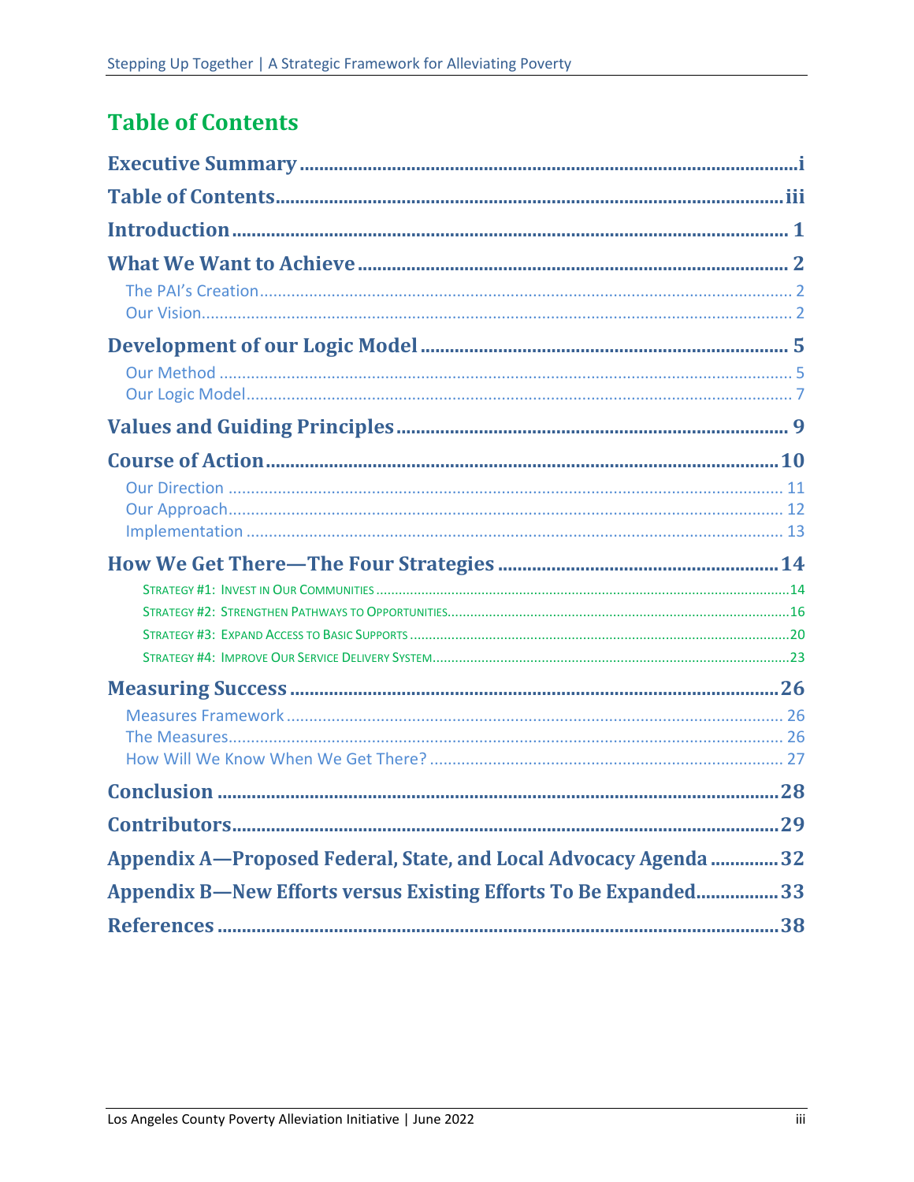# Table of Contents

**Executive Summary** .......... i

**Table of Contents** .......... iii

**Introduction** .......... 1

**What We Want to Achieve** .......... 2

- The PAI's Creation .......... 2
- Our Vision .......... 2

**Development of our Logic Model** .......... 5

- Our Method .......... 5
- Our Logic Model .......... 7

**Values and Guiding Principles** .......... 9

**Course of Action** .......... 10

- Our Direction .......... 11
- Our Approach .......... 12
- Implementation .......... 13

**How We Get There—The Four Strategies** .......... 14

- Strategy #1: Invest in Our Communities .......... 14
- Strategy #2: Strengthen Pathways to Opportunities .......... 16
- Strategy #3: Expand Access to Basic Supports .......... 20
- Strategy #4: Improve Our Service Delivery System .......... 23

**Measuring Success** .......... 26

- Measures Framework .......... 26
- The Measures .......... 26
- How Will We Know When We Get There? .......... 27

**Conclusion** .......... 28

**Contributors** .......... 29

**Appendix A—Proposed Federal, State, and Local Advocacy Agenda** .......... 32

**Appendix B—New Efforts versus Existing Efforts To Be Expanded** .......... 33

**References** .......... 38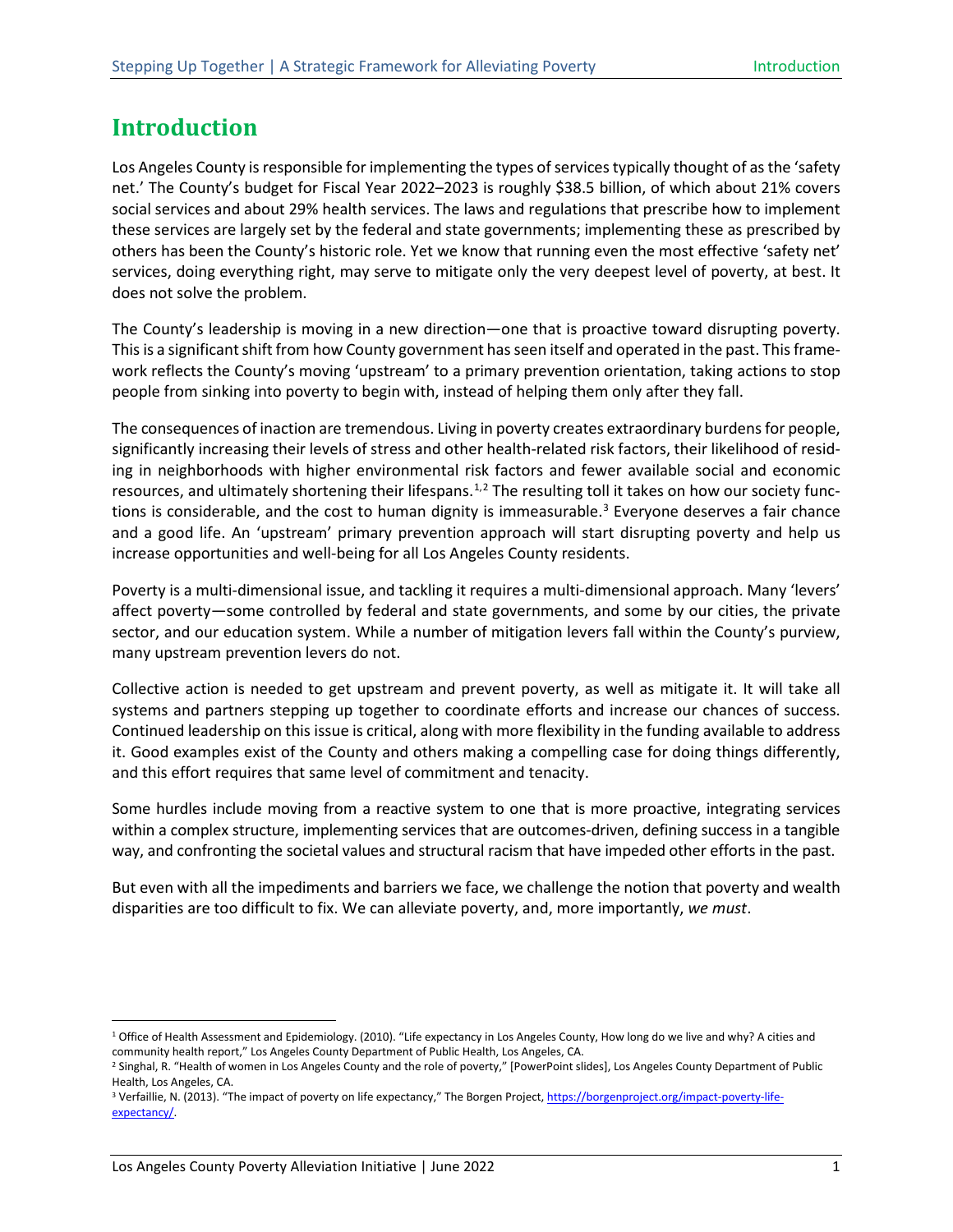# Introduction

Los Angeles County is responsible for implementing the types of services typically thought of as the 'safety net.' The County's budget for Fiscal Year 2022–2023 is roughly $38.5 billion, of which about 21% covers social services and about 29% health services. The laws and regulations that prescribe how to implement these services are largely set by the federal and state governments; implementing these as prescribed by others has been the County's historic role. Yet we know that running even the most effective 'safety net' services, doing everything right, may serve to mitigate only the very deepest level of poverty, at best. It does not solve the problem.

The County's leadership is moving in a new direction—one that is proactive toward disrupting poverty. This is a significant shift from how County government has seen itself and operated in the past. This framework reflects the County's moving 'upstream' to a primary prevention orientation, taking actions to stop people from sinking into poverty to begin with, instead of helping them only after they fall.

The consequences of inaction are tremendous. Living in poverty creates extraordinary burdens for people, significantly increasing their levels of stress and other health-related risk factors, their likelihood of residing in neighborhoods with higher environmental risk factors and fewer available social and economic resources, and ultimately shortening their lifespans.[1,2] The resulting toll it takes on how our society functions is considerable, and the cost to human dignity is immeasurable.[3] Everyone deserves a fair chance and a good life. An 'upstream' primary prevention approach will start disrupting poverty and help us increase opportunities and well-being for all Los Angeles County residents.

Poverty is a multi-dimensional issue, and tackling it requires a multi-dimensional approach. Many 'levers' affect poverty—some controlled by federal and state governments, and some by our cities, the private sector, and our education system. While a number of mitigation levers fall within the County's purview, many upstream prevention levers do not.

Collective action is needed to get upstream and prevent poverty, as well as mitigate it. It will take all systems and partners stepping up together to coordinate efforts and increase our chances of success. Continued leadership on this issue is critical, along with more flexibility in the funding available to address it. Good examples exist of the County and others making a compelling case for doing things differently, and this effort requires that same level of commitment and tenacity.

Some hurdles include moving from a reactive system to one that is more proactive, integrating services within a complex structure, implementing services that are outcomes-driven, defining success in a tangible way, and confronting the societal values and structural racism that have impeded other efforts in the past.

But even with all the impediments and barriers we face, we challenge the notion that poverty and wealth disparities are too difficult to fix. We can alleviate poverty, and, more importantly, *we must*.

---

[1] Office of Health Assessment and Epidemiology. (2010). "Life expectancy in Los Angeles County, How long do we live and why? A cities and community health report," Los Angeles County Department of Public Health, Los Angeles, CA.

[2] Singhal, R. "Health of women in Los Angeles County and the role of poverty," [PowerPoint slides], Los Angeles County Department of Public Health, Los Angeles, CA.

[3] Verfaillie, N. (2013). "The impact of poverty on life expectancy," The Borgen Project, https://borgenproject.org/impact-poverty-life-expectancy/.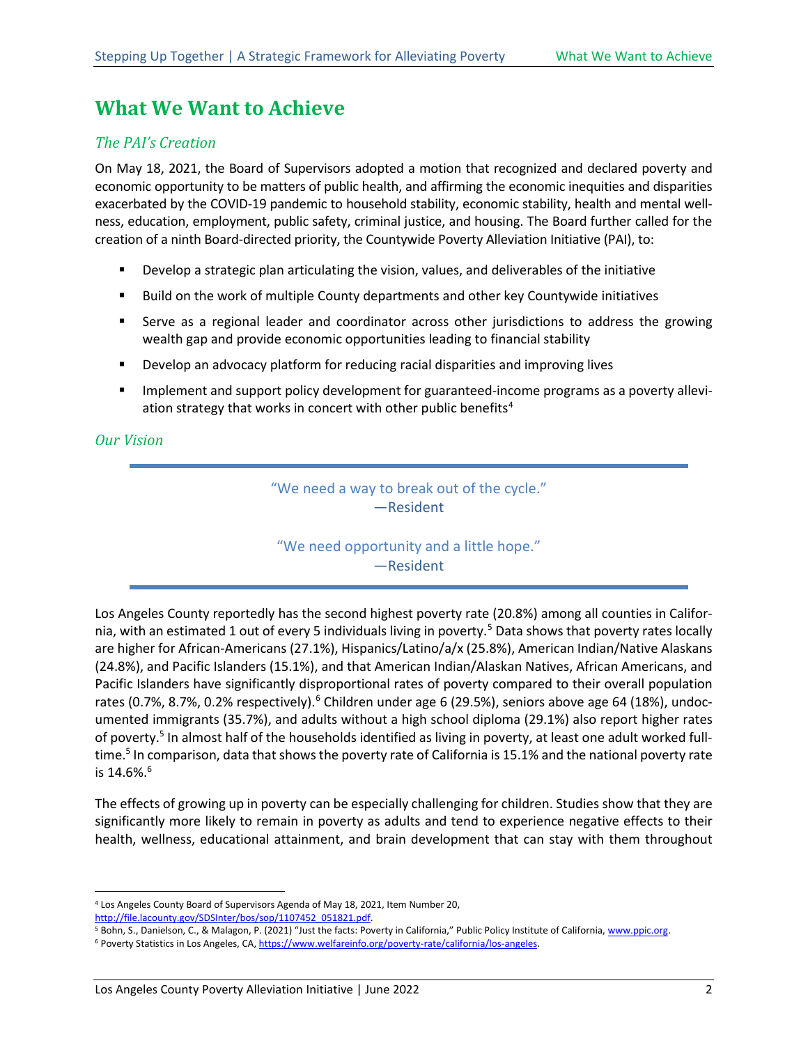# What We Want to Achieve

## *The PAI's Creation*

On May 18, 2021, the Board of Supervisors adopted a motion that recognized and declared poverty and economic opportunity to be matters of public health, and affirming the economic inequities and disparities exacerbated by the COVID-19 pandemic to household stability, economic stability, health and mental wellness, education, employment, public safety, criminal justice, and housing. The Board further called for the creation of a ninth Board-directed priority, the Countywide Poverty Alleviation Initiative (PAI), to:

- Develop a strategic plan articulating the vision, values, and deliverables of the initiative
- Build on the work of multiple County departments and other key Countywide initiatives
- Serve as a regional leader and coordinator across other jurisdictions to address the growing wealth gap and provide economic opportunities leading to financial stability
- Develop an advocacy platform for reducing racial disparities and improving lives
- Implement and support policy development for guaranteed-income programs as a poverty alleviation strategy that works in concert with other public benefits[4]

## *Our Vision*

> "We need a way to break out of the cycle."
> —Resident
>
> "We need opportunity and a little hope."
> —Resident

Los Angeles County reportedly has the second highest poverty rate (20.8%) among all counties in California, with an estimated 1 out of every 5 individuals living in poverty.[5] Data shows that poverty rates locally are higher for African-Americans (27.1%), Hispanics/Latino/a/x (25.8%), American Indian/Native Alaskans (24.8%), and Pacific Islanders (15.1%), and that American Indian/Alaskan Natives, African Americans, and Pacific Islanders have significantly disproportional rates of poverty compared to their overall population rates (0.7%, 8.7%, 0.2% respectively).[6] Children under age 6 (29.5%), seniors above age 64 (18%), undocumented immigrants (35.7%), and adults without a high school diploma (29.1%) also report higher rates of poverty.[5] In almost half of the households identified as living in poverty, at least one adult worked full-time.[5] In comparison, data that shows the poverty rate of California is 15.1% and the national poverty rate is 14.6%.[6]

The effects of growing up in poverty can be especially challenging for children. Studies show that they are significantly more likely to remain in poverty as adults and tend to experience negative effects to their health, wellness, educational attainment, and brain development that can stay with them throughout

---

[4] Los Angeles County Board of Supervisors Agenda of May 18, 2021, Item Number 20, http://file.lacounty.gov/SDSInter/bos/sop/1107452_051821.pdf.

[5] Bohn, S., Danielson, C., & Malagon, P. (2021) "Just the facts: Poverty in California," Public Policy Institute of California, www.ppic.org.

[6] Poverty Statistics in Los Angeles, CA, https://www.welfareinfo.org/poverty-rate/california/los-angeles.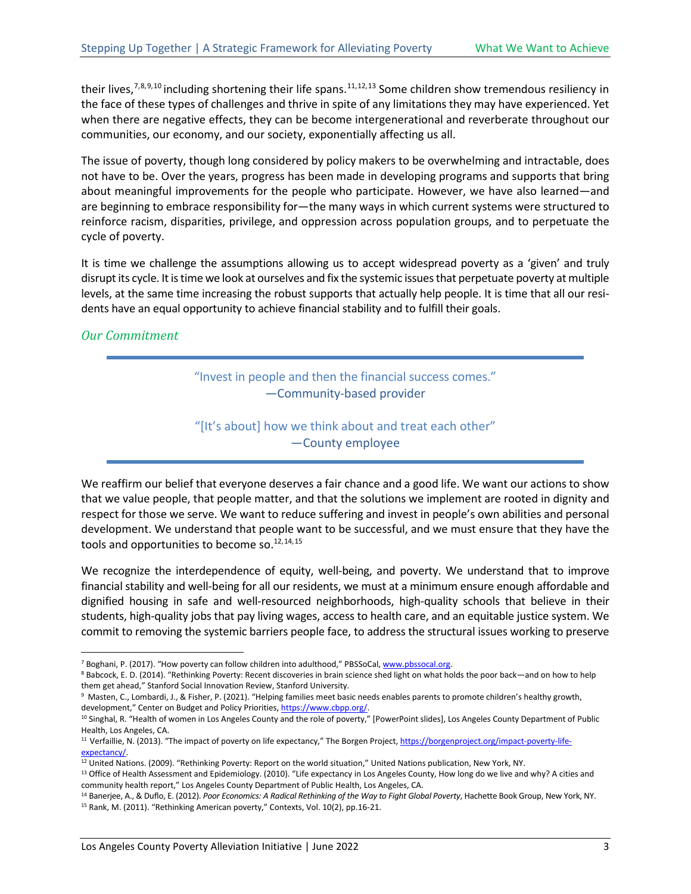their lives,[7,8,9,10] including shortening their life spans.[11,12,13] Some children show tremendous resiliency in the face of these types of challenges and thrive in spite of any limitations they may have experienced. Yet when there are negative effects, they can be become intergenerational and reverberate throughout our communities, our economy, and our society, exponentially affecting us all.

The issue of poverty, though long considered by policy makers to be overwhelming and intractable, does not have to be. Over the years, progress has been made in developing programs and supports that bring about meaningful improvements for the people who participate. However, we have also learned—and are beginning to embrace responsibility for—the many ways in which current systems were structured to reinforce racism, disparities, privilege, and oppression across population groups, and to perpetuate the cycle of poverty.

It is time we challenge the assumptions allowing us to accept widespread poverty as a 'given' and truly disrupt its cycle. It is time we look at ourselves and fix the systemic issues that perpetuate poverty at multiple levels, at the same time increasing the robust supports that actually help people. It is time that all our residents have an equal opportunity to achieve financial stability and to fulfill their goals.

### *Our Commitment*

> "Invest in people and then the financial success comes."
> —Community-based provider
>
> "[It's about] how we think about and treat each other"
> —County employee

We reaffirm our belief that everyone deserves a fair chance and a good life. We want our actions to show that we value people, that people matter, and that the solutions we implement are rooted in dignity and respect for those we serve. We want to reduce suffering and invest in people's own abilities and personal development. We understand that people want to be successful, and we must ensure that they have the tools and opportunities to become so.[12,14,15]

We recognize the interdependence of equity, well-being, and poverty. We understand that to improve financial stability and well-being for all our residents, we must at a minimum ensure enough affordable and dignified housing in safe and well-resourced neighborhoods, high-quality schools that believe in their students, high-quality jobs that pay living wages, access to health care, and an equitable justice system. We commit to removing the systemic barriers people face, to address the structural issues working to preserve

---

[7] Boghani, P. (2017). "How poverty can follow children into adulthood," PBSSoCal, www.pbssocal.org.

[8] Babcock, E. D. (2014). "Rethinking Poverty: Recent discoveries in brain science shed light on what holds the poor back—and on how to help them get ahead," Stanford Social Innovation Review, Stanford University.

[9] Masten, C., Lombardi, J., & Fisher, P. (2021). "Helping families meet basic needs enables parents to promote children's healthy growth, development," Center on Budget and Policy Priorities, https://www.cbpp.org/.

[10] Singhal, R. "Health of women in Los Angeles County and the role of poverty," [PowerPoint slides], Los Angeles County Department of Public Health, Los Angeles, CA.

[11] Verfaillie, N. (2013). "The impact of poverty on life expectancy," The Borgen Project, https://borgenproject.org/impact-poverty-life-expectancy/.

[12] United Nations. (2009). "Rethinking Poverty: Report on the world situation," United Nations publication, New York, NY.

[13] Office of Health Assessment and Epidemiology. (2010). "Life expectancy in Los Angeles County, How long do we live and why? A cities and community health report," Los Angeles County Department of Public Health, Los Angeles, CA.

[14] Banerjee, A., & Duflo, E. (2012). *Poor Economics: A Radical Rethinking of the Way to Fight Global Poverty*, Hachette Book Group, New York, NY.

[15] Rank, M. (2011). "Rethinking American poverty," Contexts, Vol. 10(2), pp.16-21.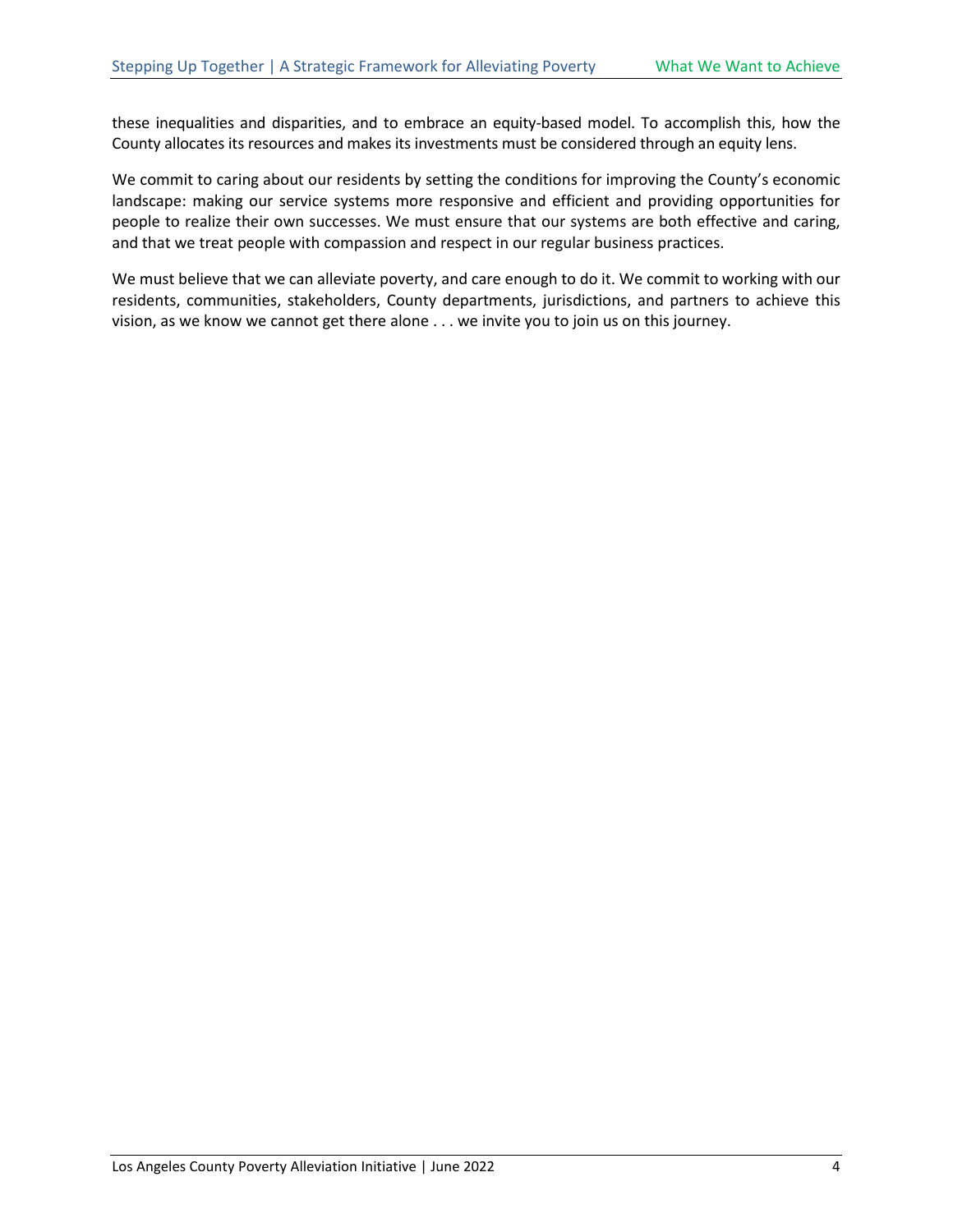these inequalities and disparities, and to embrace an equity-based model. To accomplish this, how the County allocates its resources and makes its investments must be considered through an equity lens.

We commit to caring about our residents by setting the conditions for improving the County's economic landscape: making our service systems more responsive and efficient and providing opportunities for people to realize their own successes. We must ensure that our systems are both effective and caring, and that we treat people with compassion and respect in our regular business practices.

We must believe that we can alleviate poverty, and care enough to do it. We commit to working with our residents, communities, stakeholders, County departments, jurisdictions, and partners to achieve this vision, as we know we cannot get there alone . . . we invite you to join us on this journey.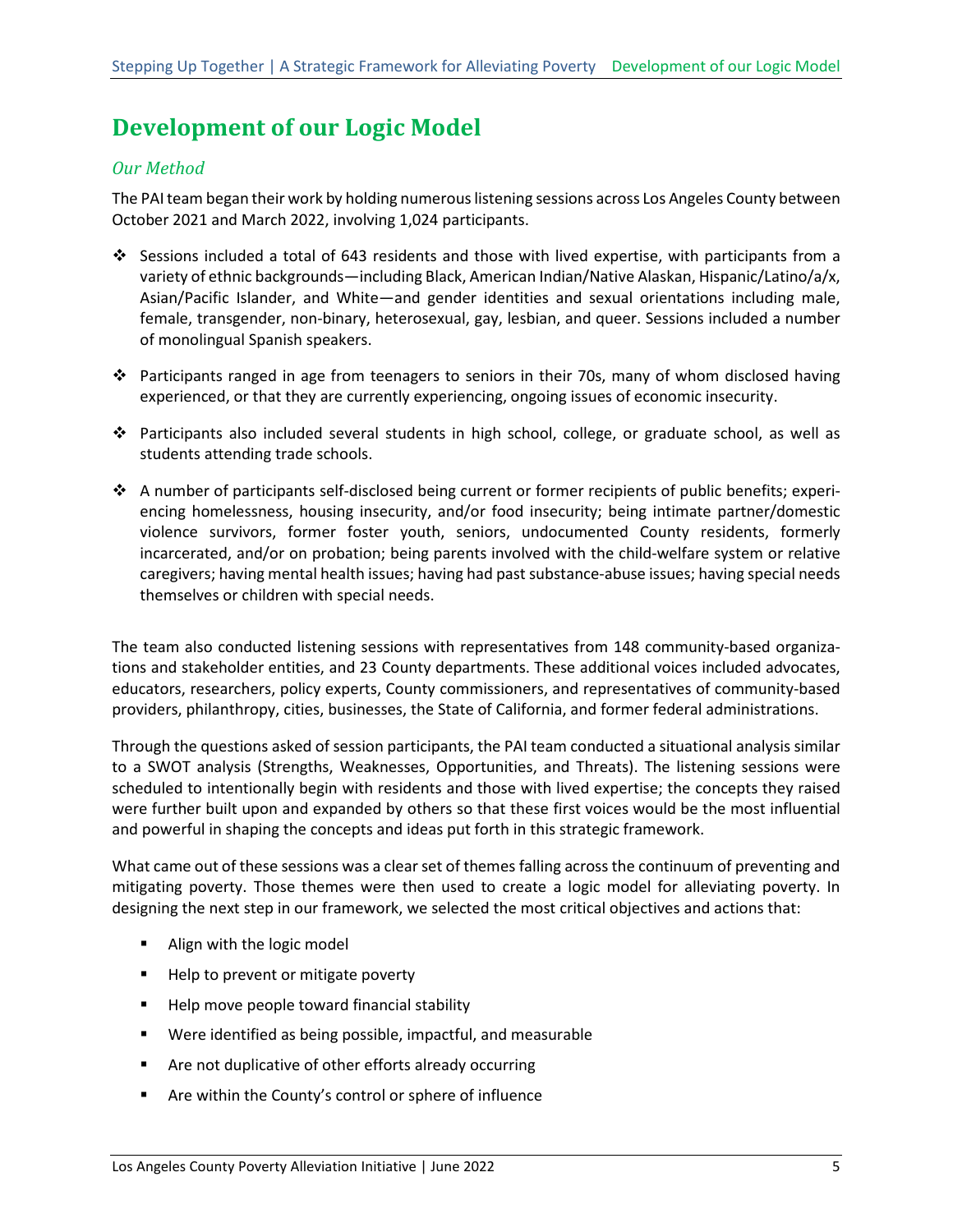# Development of our Logic Model

### *Our Method*

The PAI team began their work by holding numerous listening sessions across Los Angeles County between October 2021 and March 2022, involving 1,024 participants.

- Sessions included a total of 643 residents and those with lived expertise, with participants from a variety of ethnic backgrounds—including Black, American Indian/Native Alaskan, Hispanic/Latino/a/x, Asian/Pacific Islander, and White—and gender identities and sexual orientations including male, female, transgender, non-binary, heterosexual, gay, lesbian, and queer. Sessions included a number of monolingual Spanish speakers.
- Participants ranged in age from teenagers to seniors in their 70s, many of whom disclosed having experienced, or that they are currently experiencing, ongoing issues of economic insecurity.
- Participants also included several students in high school, college, or graduate school, as well as students attending trade schools.
- A number of participants self-disclosed being current or former recipients of public benefits; experiencing homelessness, housing insecurity, and/or food insecurity; being intimate partner/domestic violence survivors, former foster youth, seniors, undocumented County residents, formerly incarcerated, and/or on probation; being parents involved with the child-welfare system or relative caregivers; having mental health issues; having had past substance-abuse issues; having special needs themselves or children with special needs.

The team also conducted listening sessions with representatives from 148 community-based organizations and stakeholder entities, and 23 County departments. These additional voices included advocates, educators, researchers, policy experts, County commissioners, and representatives of community-based providers, philanthropy, cities, businesses, the State of California, and former federal administrations.

Through the questions asked of session participants, the PAI team conducted a situational analysis similar to a SWOT analysis (Strengths, Weaknesses, Opportunities, and Threats). The listening sessions were scheduled to intentionally begin with residents and those with lived expertise; the concepts they raised were further built upon and expanded by others so that these first voices would be the most influential and powerful in shaping the concepts and ideas put forth in this strategic framework.

What came out of these sessions was a clear set of themes falling across the continuum of preventing and mitigating poverty. Those themes were then used to create a logic model for alleviating poverty. In designing the next step in our framework, we selected the most critical objectives and actions that:

- Align with the logic model
- Help to prevent or mitigate poverty
- Help move people toward financial stability
- Were identified as being possible, impactful, and measurable
- Are not duplicative of other efforts already occurring
- Are within the County's control or sphere of influence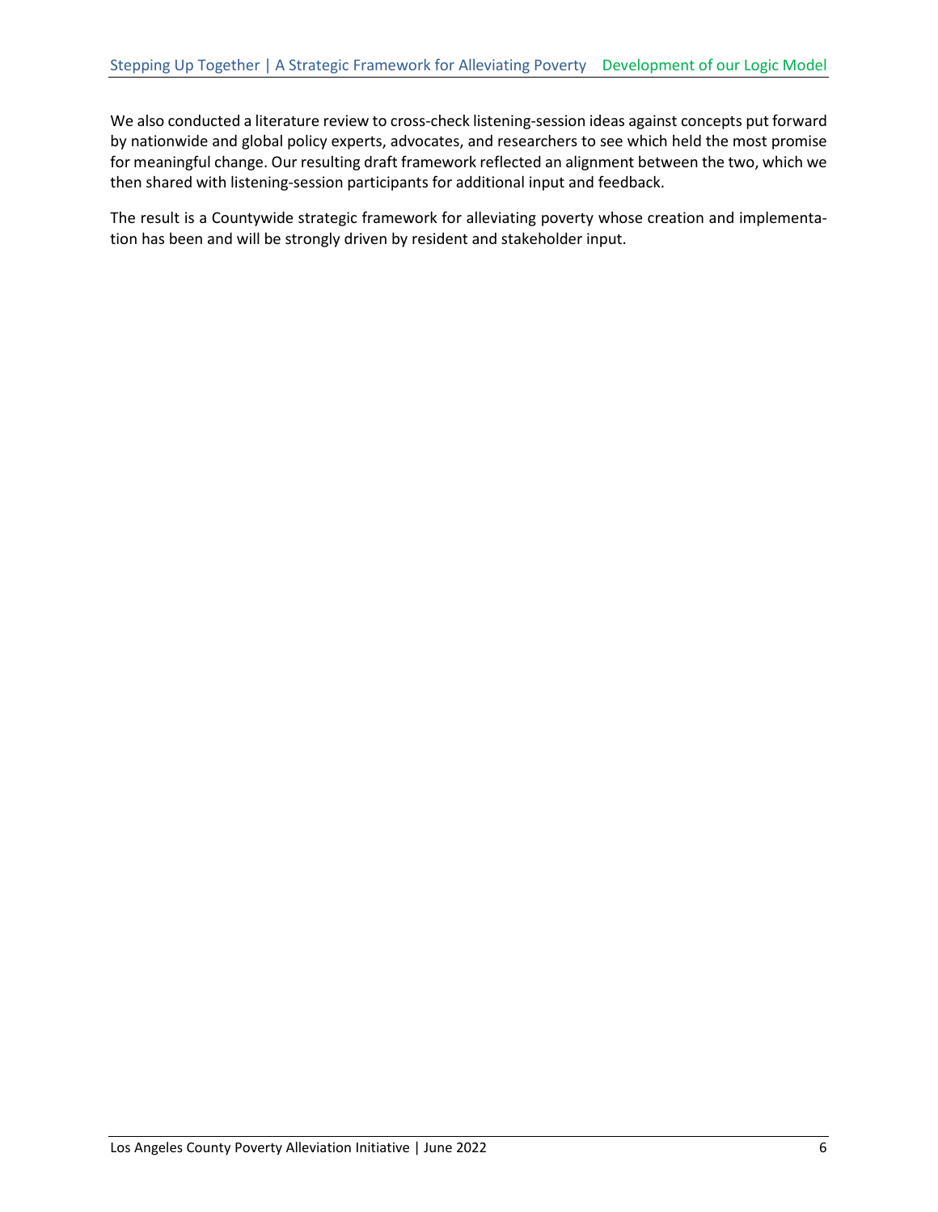We also conducted a literature review to cross-check listening-session ideas against concepts put forward by nationwide and global policy experts, advocates, and researchers to see which held the most promise for meaningful change. Our resulting draft framework reflected an alignment between the two, which we then shared with listening-session participants for additional input and feedback.

The result is a Countywide strategic framework for alleviating poverty whose creation and implementation has been and will be strongly driven by resident and stakeholder input.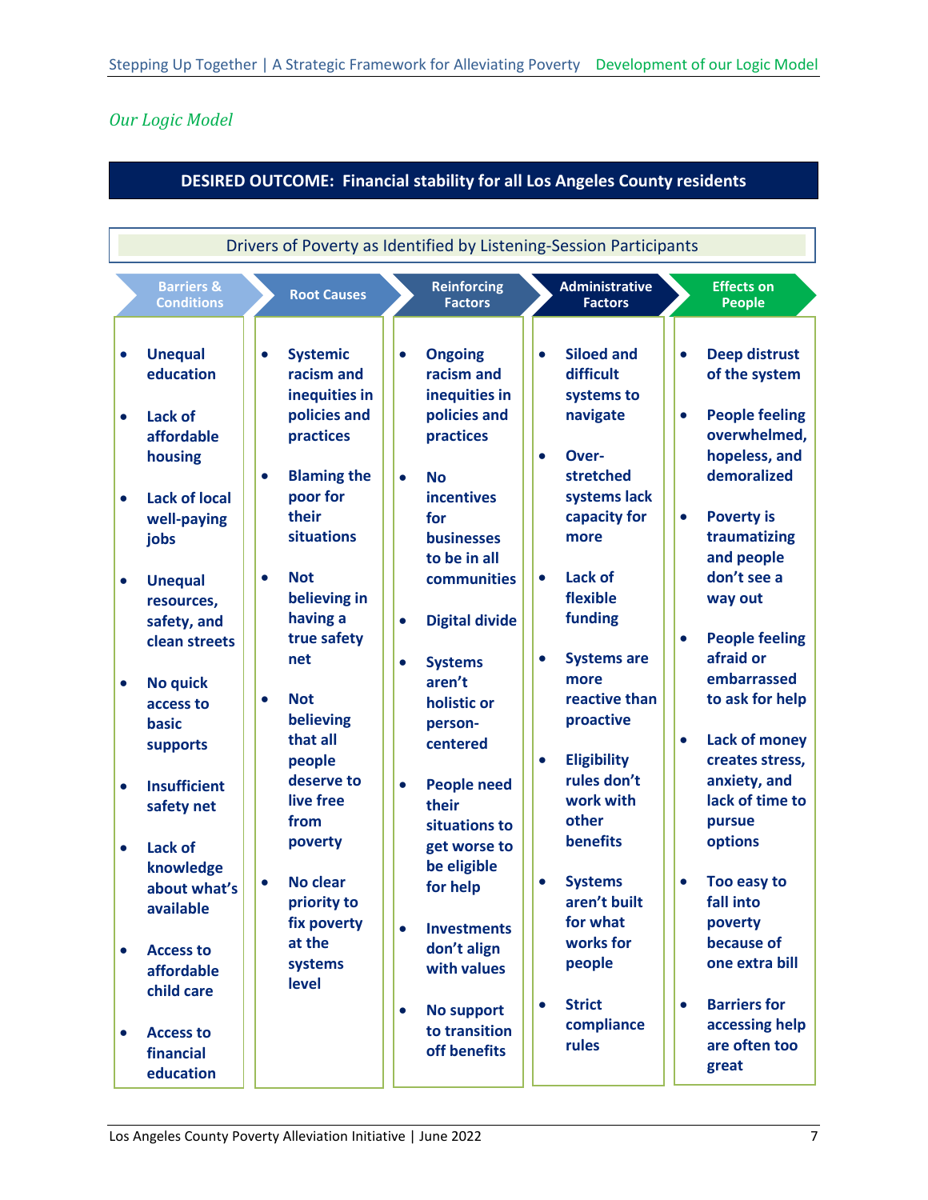*Our Logic Model*

**DESIRED OUTCOME: Financial stability for all Los Angeles County residents**

Drivers of Poverty as Identified by Listening-Session Participants

| Barriers & Conditions | Root Causes | Reinforcing Factors | Administrative Factors | Effects on People |
|---|---|---|---|---|
| • Unequal education<br>• Lack of affordable housing<br>• Lack of local well-paying jobs<br>• Unequal resources, safety, and clean streets<br>• No quick access to basic supports<br>• Insufficient safety net<br>• Lack of knowledge about what's available<br>• Access to affordable child care<br>• Access to financial education | • Systemic racism and inequities in policies and practices<br>• Blaming the poor for their situations<br>• Not believing in having a true safety net<br>• Not believing that all people deserve to live free from poverty<br>• No clear priority to fix poverty at the systems level | • Ongoing racism and inequities in policies and practices<br>• No incentives for businesses to be in all communities<br>• Digital divide<br>• Systems aren't holistic or person-centered<br>• People need their situations to get worse to be eligible for help<br>• Investments don't align with values<br>• No support to transition off benefits | • Siloed and difficult systems to navigate<br>• Over-stretched systems lack capacity for more<br>• Lack of flexible funding<br>• Systems are more reactive than proactive<br>• Eligibility rules don't work with other benefits<br>• Systems aren't built for what works for people<br>• Strict compliance rules | • Deep distrust of the system<br>• People feeling overwhelmed, hopeless, and demoralized<br>• Poverty is traumatizing and people don't see a way out<br>• People feeling afraid or embarrassed to ask for help<br>• Lack of money creates stress, anxiety, and lack of time to pursue options<br>• Too easy to fall into poverty because of one extra bill<br>• Barriers for accessing help are often too great |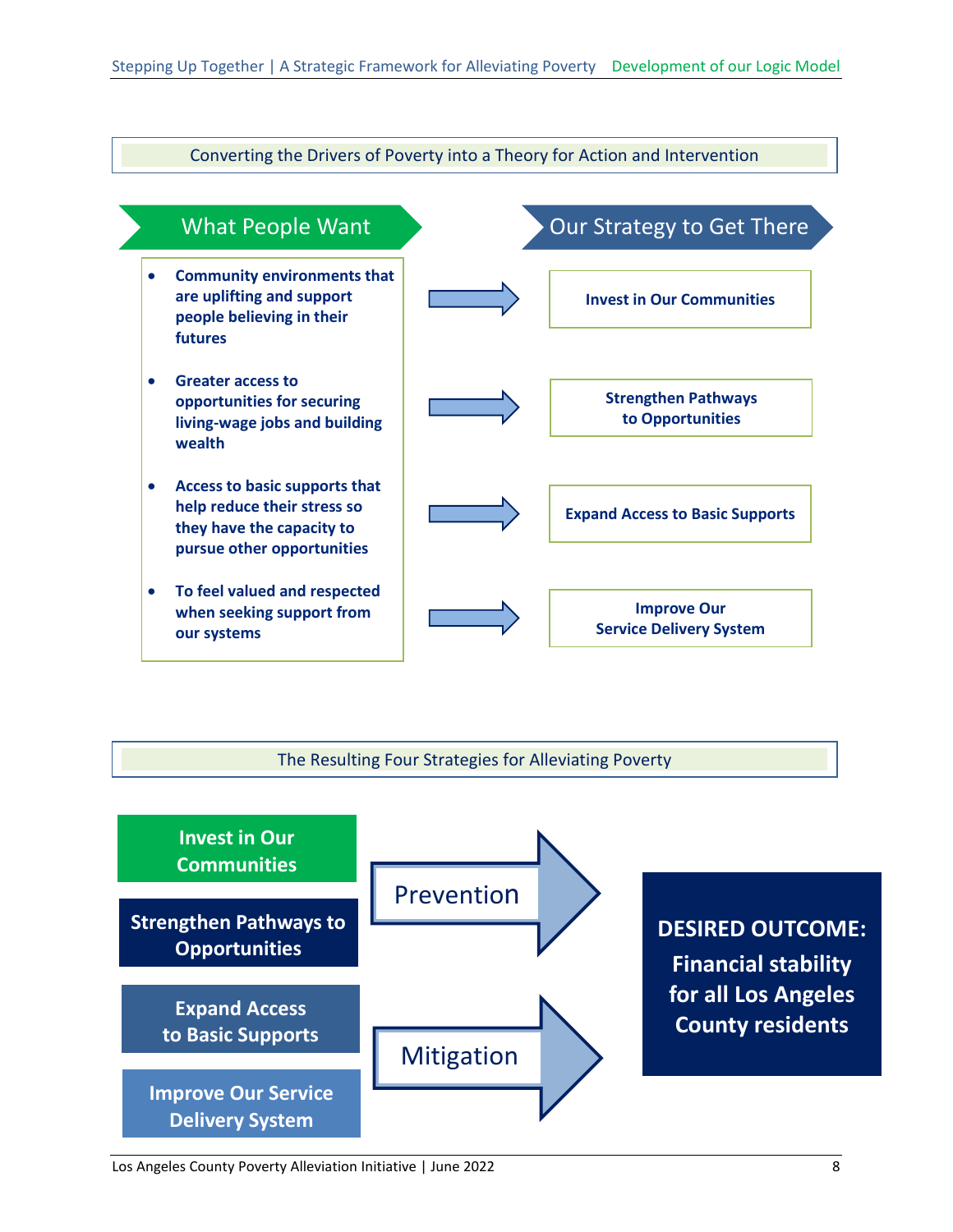## Converting the Drivers of Poverty into a Theory for Action and Intervention

| What People Want | | Our Strategy to Get There |
|---|---|---|
| **Community environments that are uplifting and support people believing in their futures** | → | **Invest in Our Communities** |
| **Greater access to opportunities for securing living-wage jobs and building wealth** | → | **Strengthen Pathways to Opportunities** |
| **Access to basic supports that help reduce their stress so they have the capacity to pursue other opportunities** | → | **Expand Access to Basic Supports** |
| **To feel valued and respected when seeking support from our systems** | → | **Improve Our Service Delivery System** |

## The Resulting Four Strategies for Alleviating Poverty

**Invest in Our Communities**

**Strengthen Pathways to Opportunities**

→ Prevention

**Expand Access to Basic Supports**

**Improve Our Service Delivery System**

→ Mitigation

**DESIRED OUTCOME: Financial stability for all Los Angeles County residents**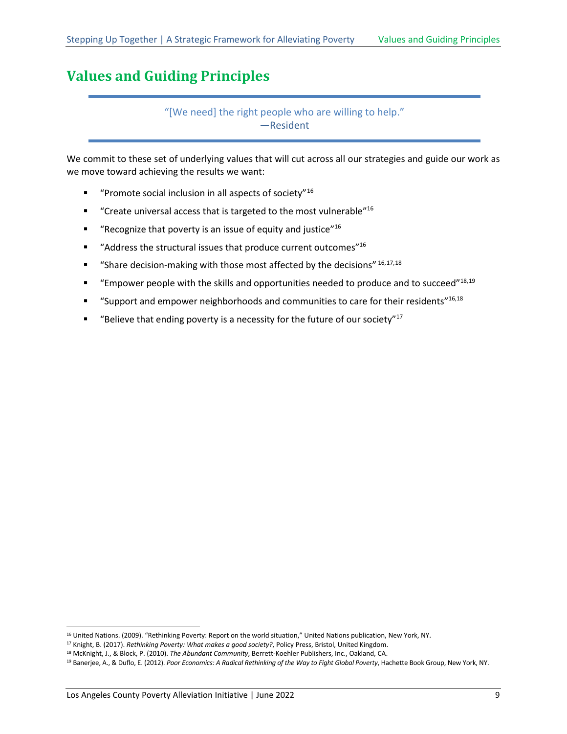# Values and Guiding Principles

> "[We need] the right people who are willing to help."
> —Resident

We commit to these set of underlying values that will cut across all our strategies and guide our work as we move toward achieving the results we want:

- "Promote social inclusion in all aspects of society"[16]
- "Create universal access that is targeted to the most vulnerable"[16]
- "Recognize that poverty is an issue of equity and justice"[16]
- "Address the structural issues that produce current outcomes"[16]
- "Share decision-making with those most affected by the decisions" [16,17,18]
- "Empower people with the skills and opportunities needed to produce and to succeed"[18,19]
- "Support and empower neighborhoods and communities to care for their residents"[16,18]
- "Believe that ending poverty is a necessity for the future of our society"[17]

---

[16] United Nations. (2009). "Rethinking Poverty: Report on the world situation," United Nations publication, New York, NY.

[17] Knight, B. (2017). *Rethinking Poverty: What makes a good society?*, Policy Press, Bristol, United Kingdom.

[18] McKnight, J., & Block, P. (2010). *The Abundant Community*, Berrett-Koehler Publishers, Inc., Oakland, CA.

[19] Banerjee, A., & Duflo, E. (2012). *Poor Economics: A Radical Rethinking of the Way to Fight Global Poverty*, Hachette Book Group, New York, NY.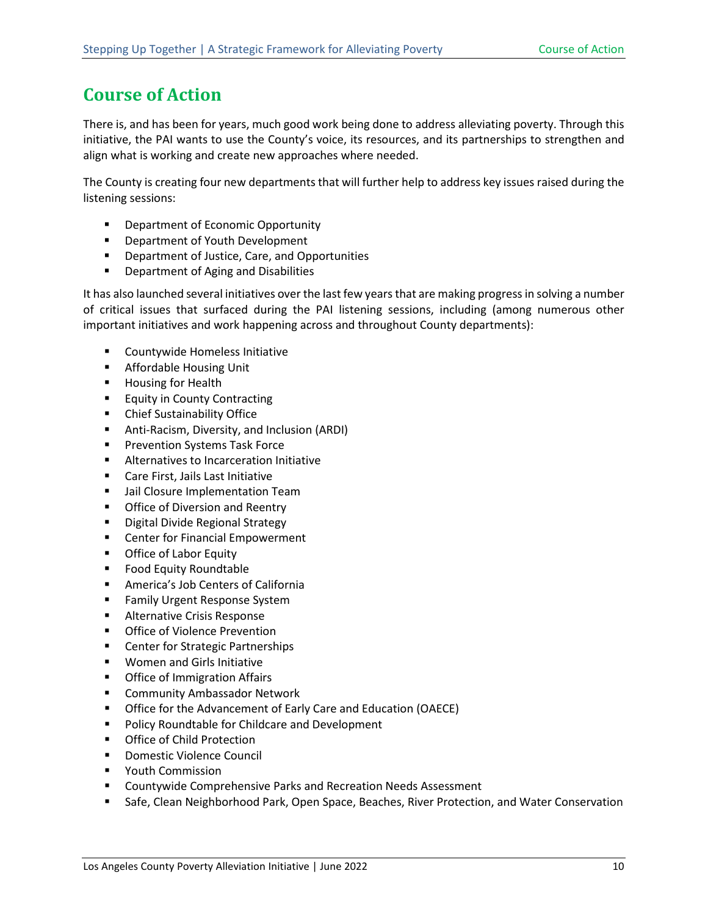# Course of Action

There is, and has been for years, much good work being done to address alleviating poverty. Through this initiative, the PAI wants to use the County's voice, its resources, and its partnerships to strengthen and align what is working and create new approaches where needed.

The County is creating four new departments that will further help to address key issues raised during the listening sessions:

- Department of Economic Opportunity
- Department of Youth Development
- Department of Justice, Care, and Opportunities
- Department of Aging and Disabilities

It has also launched several initiatives over the last few years that are making progress in solving a number of critical issues that surfaced during the PAI listening sessions, including (among numerous other important initiatives and work happening across and throughout County departments):

- Countywide Homeless Initiative
- Affordable Housing Unit
- Housing for Health
- Equity in County Contracting
- Chief Sustainability Office
- Anti-Racism, Diversity, and Inclusion (ARDI)
- Prevention Systems Task Force
- Alternatives to Incarceration Initiative
- Care First, Jails Last Initiative
- Jail Closure Implementation Team
- Office of Diversion and Reentry
- Digital Divide Regional Strategy
- Center for Financial Empowerment
- Office of Labor Equity
- Food Equity Roundtable
- America's Job Centers of California
- Family Urgent Response System
- Alternative Crisis Response
- Office of Violence Prevention
- Center for Strategic Partnerships
- Women and Girls Initiative
- Office of Immigration Affairs
- Community Ambassador Network
- Office for the Advancement of Early Care and Education (OAECE)
- Policy Roundtable for Childcare and Development
- Office of Child Protection
- Domestic Violence Council
- Youth Commission
- Countywide Comprehensive Parks and Recreation Needs Assessment
- Safe, Clean Neighborhood Park, Open Space, Beaches, River Protection, and Water Conservation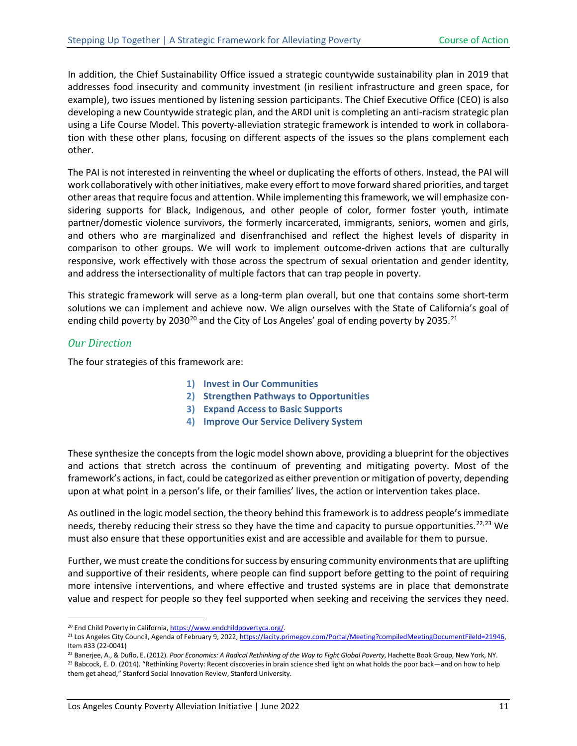In addition, the Chief Sustainability Office issued a strategic countywide sustainability plan in 2019 that addresses food insecurity and community investment (in resilient infrastructure and green space, for example), two issues mentioned by listening session participants. The Chief Executive Office (CEO) is also developing a new Countywide strategic plan, and the ARDI unit is completing an anti-racism strategic plan using a Life Course Model. This poverty-alleviation strategic framework is intended to work in collaboration with these other plans, focusing on different aspects of the issues so the plans complement each other.

The PAI is not interested in reinventing the wheel or duplicating the efforts of others. Instead, the PAI will work collaboratively with other initiatives, make every effort to move forward shared priorities, and target other areas that require focus and attention. While implementing this framework, we will emphasize considering supports for Black, Indigenous, and other people of color, former foster youth, intimate partner/domestic violence survivors, the formerly incarcerated, immigrants, seniors, women and girls, and others who are marginalized and disenfranchised and reflect the highest levels of disparity in comparison to other groups. We will work to implement outcome-driven actions that are culturally responsive, work effectively with those across the spectrum of sexual orientation and gender identity, and address the intersectionality of multiple factors that can trap people in poverty.

This strategic framework will serve as a long-term plan overall, but one that contains some short-term solutions we can implement and achieve now. We align ourselves with the State of California's goal of ending child poverty by 2030[20] and the City of Los Angeles' goal of ending poverty by 2035.[21]

### *Our Direction*

The four strategies of this framework are:

1) **Invest in Our Communities**
2) **Strengthen Pathways to Opportunities**
3) **Expand Access to Basic Supports**
4) **Improve Our Service Delivery System**

These synthesize the concepts from the logic model shown above, providing a blueprint for the objectives and actions that stretch across the continuum of preventing and mitigating poverty. Most of the framework's actions, in fact, could be categorized as either prevention or mitigation of poverty, depending upon at what point in a person's life, or their families' lives, the action or intervention takes place.

As outlined in the logic model section, the theory behind this framework is to address people's immediate needs, thereby reducing their stress so they have the time and capacity to pursue opportunities.[22,23] We must also ensure that these opportunities exist and are accessible and available for them to pursue.

Further, we must create the conditions for success by ensuring community environments that are uplifting and supportive of their residents, where people can find support before getting to the point of requiring more intensive interventions, and where effective and trusted systems are in place that demonstrate value and respect for people so they feel supported when seeking and receiving the services they need.

---

[20] End Child Poverty in California, https://www.endchildpovertyca.org/.

[21] Los Angeles City Council, Agenda of February 9, 2022, https://lacity.primegov.com/Portal/Meeting?compiledMeetingDocumentFileId=21946, Item #33 (22-0041)

[22] Banerjee, A., & Duflo, E. (2012). *Poor Economics: A Radical Rethinking of the Way to Fight Global Poverty*, Hachette Book Group, New York, NY.

[23] Babcock, E. D. (2014). "Rethinking Poverty: Recent discoveries in brain science shed light on what holds the poor back—and on how to help them get ahead," Stanford Social Innovation Review, Stanford University.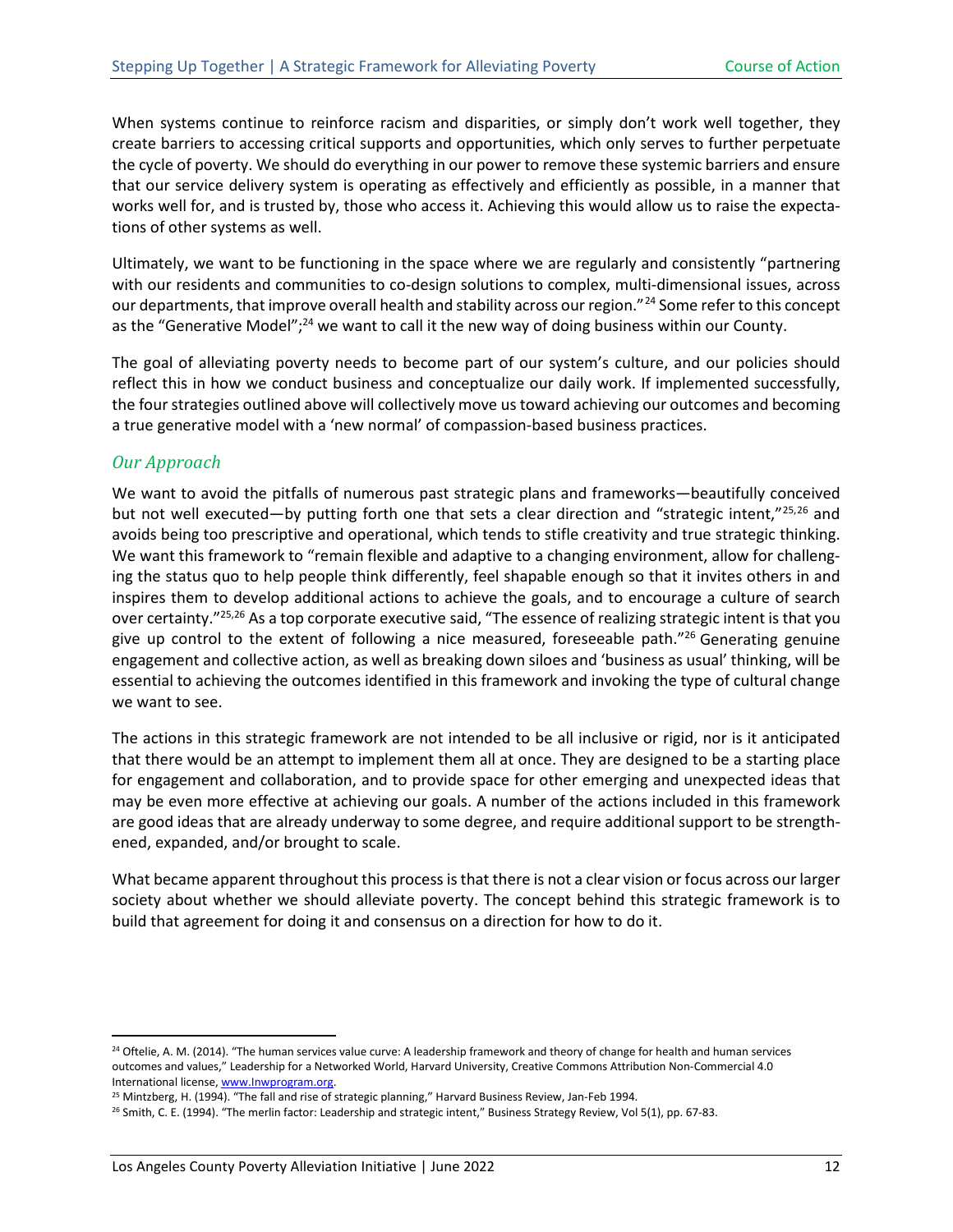When systems continue to reinforce racism and disparities, or simply don't work well together, they create barriers to accessing critical supports and opportunities, which only serves to further perpetuate the cycle of poverty. We should do everything in our power to remove these systemic barriers and ensure that our service delivery system is operating as effectively and efficiently as possible, in a manner that works well for, and is trusted by, those who access it. Achieving this would allow us to raise the expectations of other systems as well.

Ultimately, we want to be functioning in the space where we are regularly and consistently "partnering with our residents and communities to co-design solutions to complex, multi-dimensional issues, across our departments, that improve overall health and stability across our region."[24] Some refer to this concept as the "Generative Model";[24] we want to call it the new way of doing business within our County.

The goal of alleviating poverty needs to become part of our system's culture, and our policies should reflect this in how we conduct business and conceptualize our daily work. If implemented successfully, the four strategies outlined above will collectively move us toward achieving our outcomes and becoming a true generative model with a 'new normal' of compassion-based business practices.

### *Our Approach*

We want to avoid the pitfalls of numerous past strategic plans and frameworks—beautifully conceived but not well executed—by putting forth one that sets a clear direction and "strategic intent,"[25,26] and avoids being too prescriptive and operational, which tends to stifle creativity and true strategic thinking. We want this framework to "remain flexible and adaptive to a changing environment, allow for challenging the status quo to help people think differently, feel shapable enough so that it invites others in and inspires them to develop additional actions to achieve the goals, and to encourage a culture of search over certainty."[25,26] As a top corporate executive said, "The essence of realizing strategic intent is that you give up control to the extent of following a nice measured, foreseeable path."[26] Generating genuine engagement and collective action, as well as breaking down siloes and 'business as usual' thinking, will be essential to achieving the outcomes identified in this framework and invoking the type of cultural change we want to see.

The actions in this strategic framework are not intended to be all inclusive or rigid, nor is it anticipated that there would be an attempt to implement them all at once. They are designed to be a starting place for engagement and collaboration, and to provide space for other emerging and unexpected ideas that may be even more effective at achieving our goals. A number of the actions included in this framework are good ideas that are already underway to some degree, and require additional support to be strengthened, expanded, and/or brought to scale.

What became apparent throughout this process is that there is not a clear vision or focus across our larger society about whether we should alleviate poverty. The concept behind this strategic framework is to build that agreement for doing it and consensus on a direction for how to do it.

---

[24] Oftelie, A. M. (2014). "The human services value curve: A leadership framework and theory of change for health and human services outcomes and values," Leadership for a Networked World, Harvard University, Creative Commons Attribution Non-Commercial 4.0 International license, www.lnwprogram.org.

[25] Mintzberg, H. (1994). "The fall and rise of strategic planning," Harvard Business Review, Jan-Feb 1994.

[26] Smith, C. E. (1994). "The merlin factor: Leadership and strategic intent," Business Strategy Review, Vol 5(1), pp. 67-83.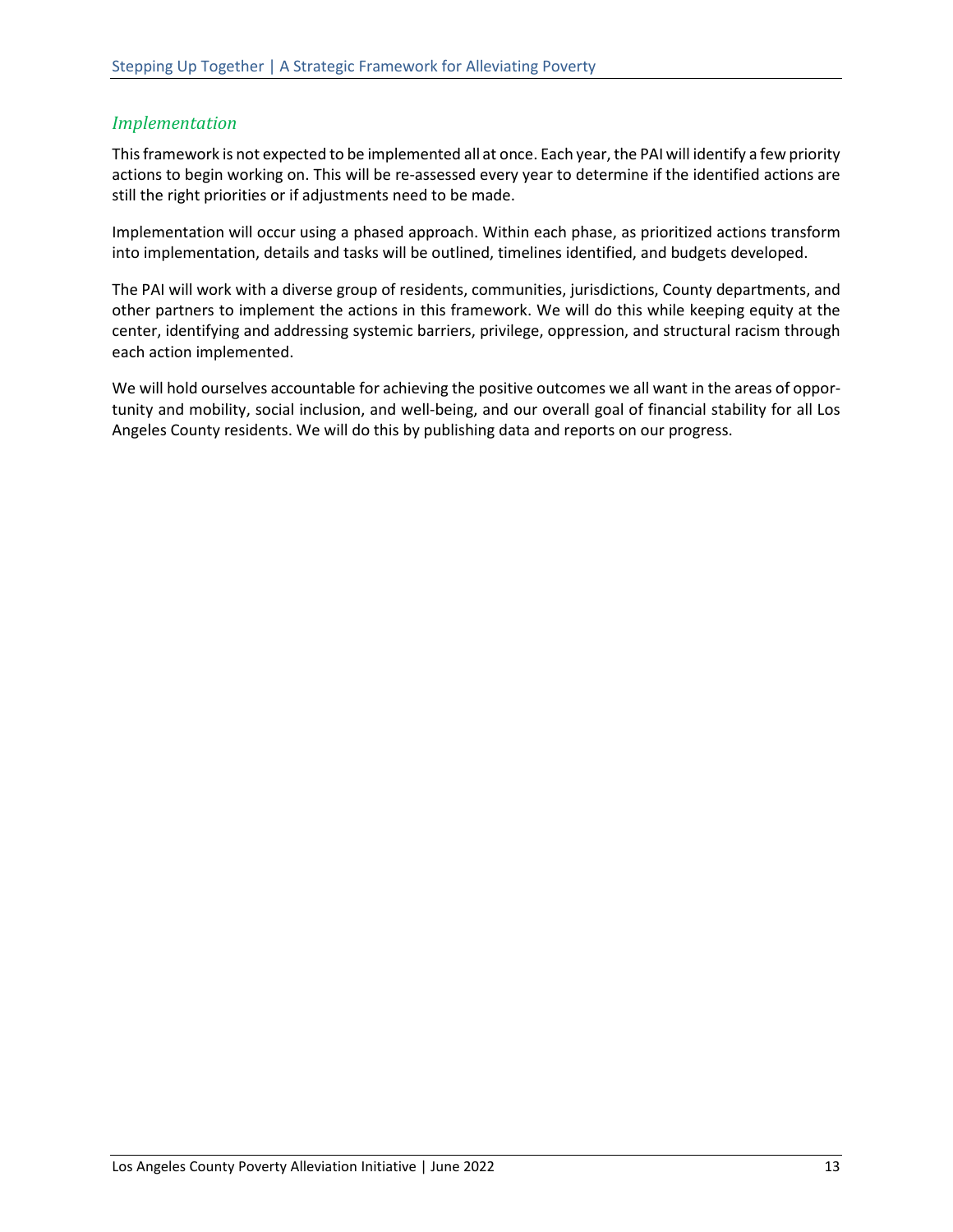### *Implementation*

This framework is not expected to be implemented all at once. Each year, the PAI will identify a few priority actions to begin working on. This will be re-assessed every year to determine if the identified actions are still the right priorities or if adjustments need to be made.

Implementation will occur using a phased approach. Within each phase, as prioritized actions transform into implementation, details and tasks will be outlined, timelines identified, and budgets developed.

The PAI will work with a diverse group of residents, communities, jurisdictions, County departments, and other partners to implement the actions in this framework. We will do this while keeping equity at the center, identifying and addressing systemic barriers, privilege, oppression, and structural racism through each action implemented.

We will hold ourselves accountable for achieving the positive outcomes we all want in the areas of opportunity and mobility, social inclusion, and well-being, and our overall goal of financial stability for all Los Angeles County residents. We will do this by publishing data and reports on our progress.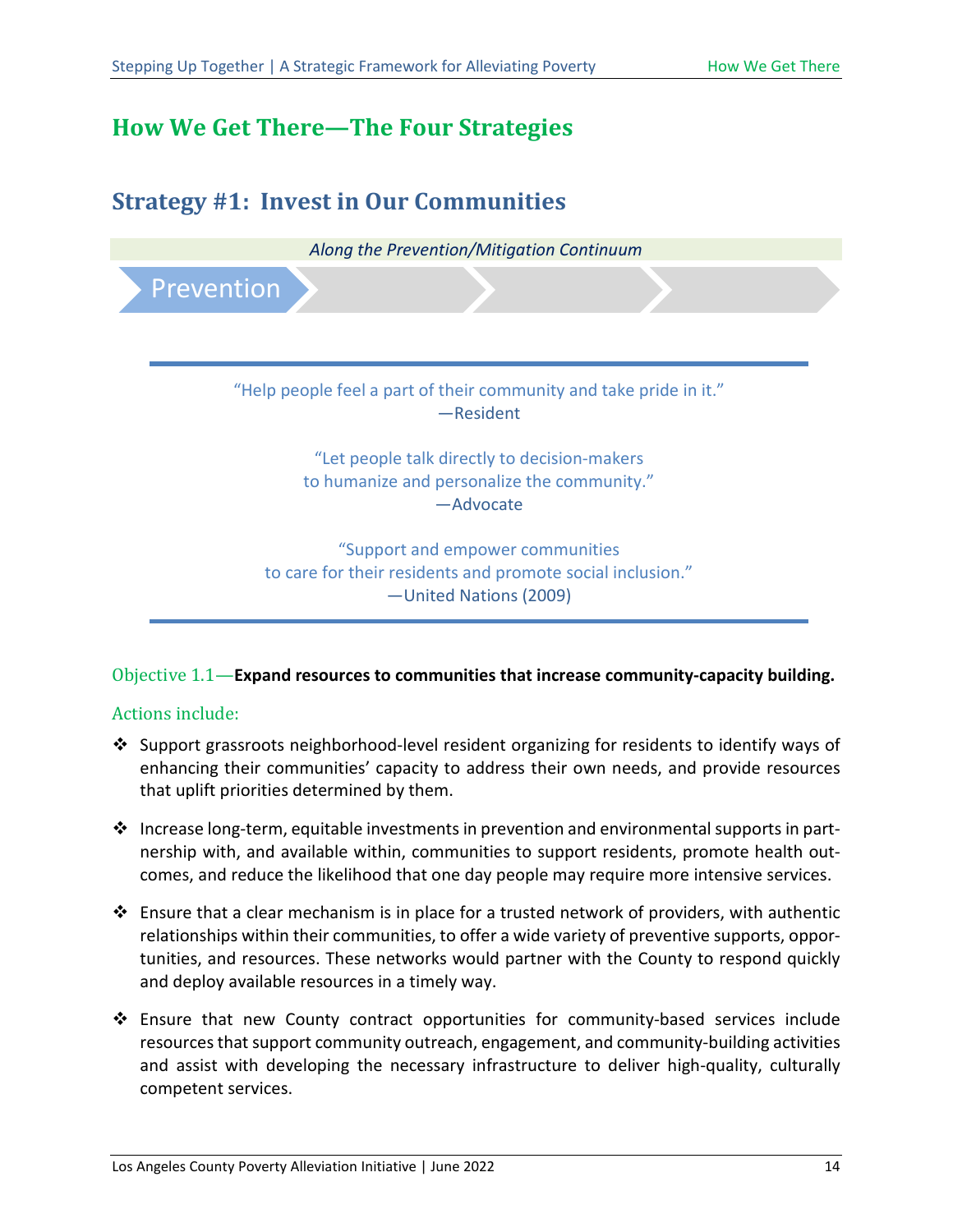# How We Get There—The Four Strategies

## Strategy #1: Invest in Our Communities

*Along the Prevention/Mitigation Continuum*

Prevention

"Help people feel a part of their community and take pride in it."
—Resident

"Let people talk directly to decision-makers
to humanize and personalize the community."
—Advocate

"Support and empower communities
to care for their residents and promote social inclusion."
—United Nations (2009)

Objective 1.1—**Expand resources to communities that increase community-capacity building.**

Actions include:

- Support grassroots neighborhood-level resident organizing for residents to identify ways of enhancing their communities' capacity to address their own needs, and provide resources that uplift priorities determined by them.
- Increase long-term, equitable investments in prevention and environmental supports in partnership with, and available within, communities to support residents, promote health outcomes, and reduce the likelihood that one day people may require more intensive services.
- Ensure that a clear mechanism is in place for a trusted network of providers, with authentic relationships within their communities, to offer a wide variety of preventive supports, opportunities, and resources. These networks would partner with the County to respond quickly and deploy available resources in a timely way.
- Ensure that new County contract opportunities for community-based services include resources that support community outreach, engagement, and community-building activities and assist with developing the necessary infrastructure to deliver high-quality, culturally competent services.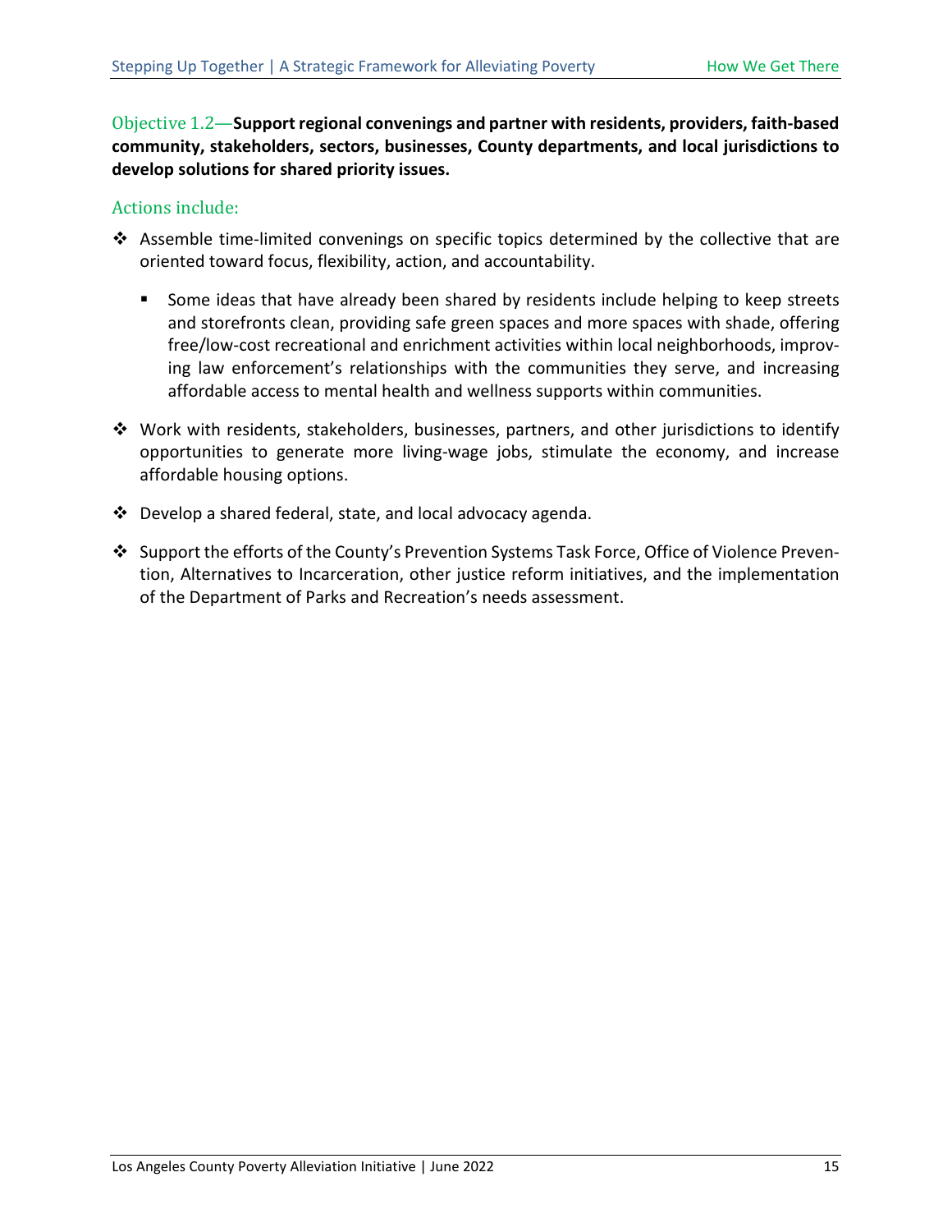Objective 1.2—**Support regional convenings and partner with residents, providers, faith-based community, stakeholders, sectors, businesses, County departments, and local jurisdictions to develop solutions for shared priority issues.**

### Actions include:

- Assemble time-limited convenings on specific topics determined by the collective that are oriented toward focus, flexibility, action, and accountability.
  - Some ideas that have already been shared by residents include helping to keep streets and storefronts clean, providing safe green spaces and more spaces with shade, offering free/low-cost recreational and enrichment activities within local neighborhoods, improving law enforcement's relationships with the communities they serve, and increasing affordable access to mental health and wellness supports within communities.
- Work with residents, stakeholders, businesses, partners, and other jurisdictions to identify opportunities to generate more living-wage jobs, stimulate the economy, and increase affordable housing options.
- Develop a shared federal, state, and local advocacy agenda.
- Support the efforts of the County's Prevention Systems Task Force, Office of Violence Prevention, Alternatives to Incarceration, other justice reform initiatives, and the implementation of the Department of Parks and Recreation's needs assessment.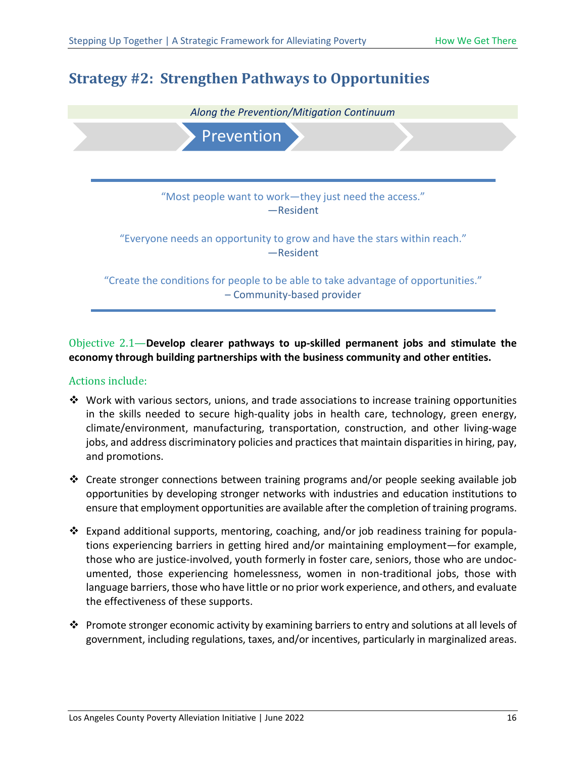## Strategy #2: Strengthen Pathways to Opportunities

*Along the Prevention/Mitigation Continuum*

Prevention

---

"Most people want to work—they just need the access."
—Resident

"Everyone needs an opportunity to grow and have the stars within reach."
—Resident

"Create the conditions for people to be able to take advantage of opportunities."
– Community-based provider

---

Objective 2.1—**Develop clearer pathways to up-skilled permanent jobs and stimulate the economy through building partnerships with the business community and other entities.**

Actions include:

- Work with various sectors, unions, and trade associations to increase training opportunities in the skills needed to secure high-quality jobs in health care, technology, green energy, climate/environment, manufacturing, transportation, construction, and other living-wage jobs, and address discriminatory policies and practices that maintain disparities in hiring, pay, and promotions.
- Create stronger connections between training programs and/or people seeking available job opportunities by developing stronger networks with industries and education institutions to ensure that employment opportunities are available after the completion of training programs.
- Expand additional supports, mentoring, coaching, and/or job readiness training for populations experiencing barriers in getting hired and/or maintaining employment—for example, those who are justice-involved, youth formerly in foster care, seniors, those who are undocumented, those experiencing homelessness, women in non-traditional jobs, those with language barriers, those who have little or no prior work experience, and others, and evaluate the effectiveness of these supports.
- Promote stronger economic activity by examining barriers to entry and solutions at all levels of government, including regulations, taxes, and/or incentives, particularly in marginalized areas.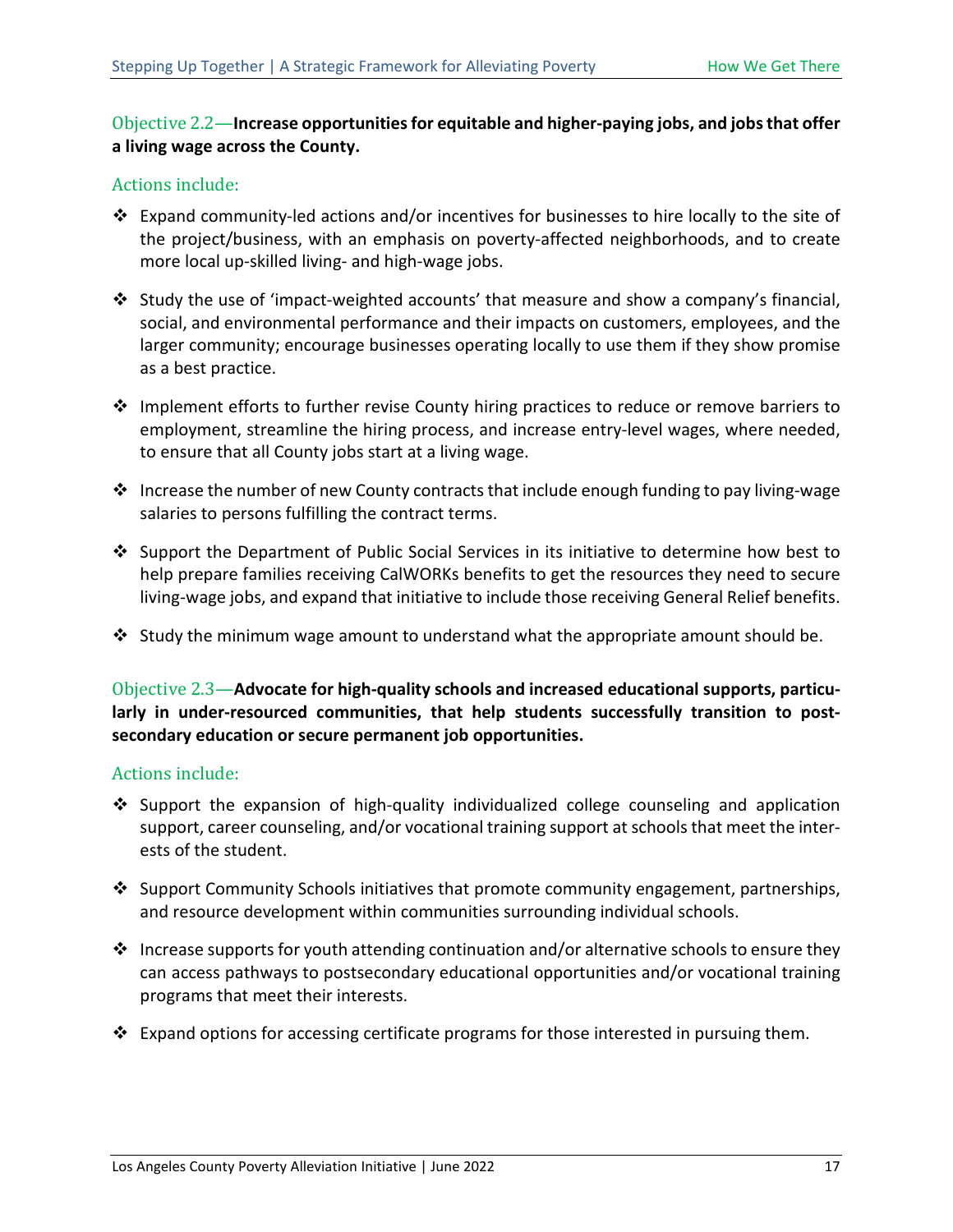### Objective 2.2—**Increase opportunities for equitable and higher-paying jobs, and jobs that offer a living wage across the County.**

#### Actions include:

- Expand community-led actions and/or incentives for businesses to hire locally to the site of the project/business, with an emphasis on poverty-affected neighborhoods, and to create more local up-skilled living- and high-wage jobs.
- Study the use of 'impact-weighted accounts' that measure and show a company's financial, social, and environmental performance and their impacts on customers, employees, and the larger community; encourage businesses operating locally to use them if they show promise as a best practice.
- Implement efforts to further revise County hiring practices to reduce or remove barriers to employment, streamline the hiring process, and increase entry-level wages, where needed, to ensure that all County jobs start at a living wage.
- Increase the number of new County contracts that include enough funding to pay living-wage salaries to persons fulfilling the contract terms.
- Support the Department of Public Social Services in its initiative to determine how best to help prepare families receiving CalWORKs benefits to get the resources they need to secure living-wage jobs, and expand that initiative to include those receiving General Relief benefits.
- Study the minimum wage amount to understand what the appropriate amount should be.

### Objective 2.3—**Advocate for high-quality schools and increased educational supports, particularly in under-resourced communities, that help students successfully transition to post-secondary education or secure permanent job opportunities.**

#### Actions include:

- Support the expansion of high-quality individualized college counseling and application support, career counseling, and/or vocational training support at schools that meet the interests of the student.
- Support Community Schools initiatives that promote community engagement, partnerships, and resource development within communities surrounding individual schools.
- Increase supports for youth attending continuation and/or alternative schools to ensure they can access pathways to postsecondary educational opportunities and/or vocational training programs that meet their interests.
- Expand options for accessing certificate programs for those interested in pursuing them.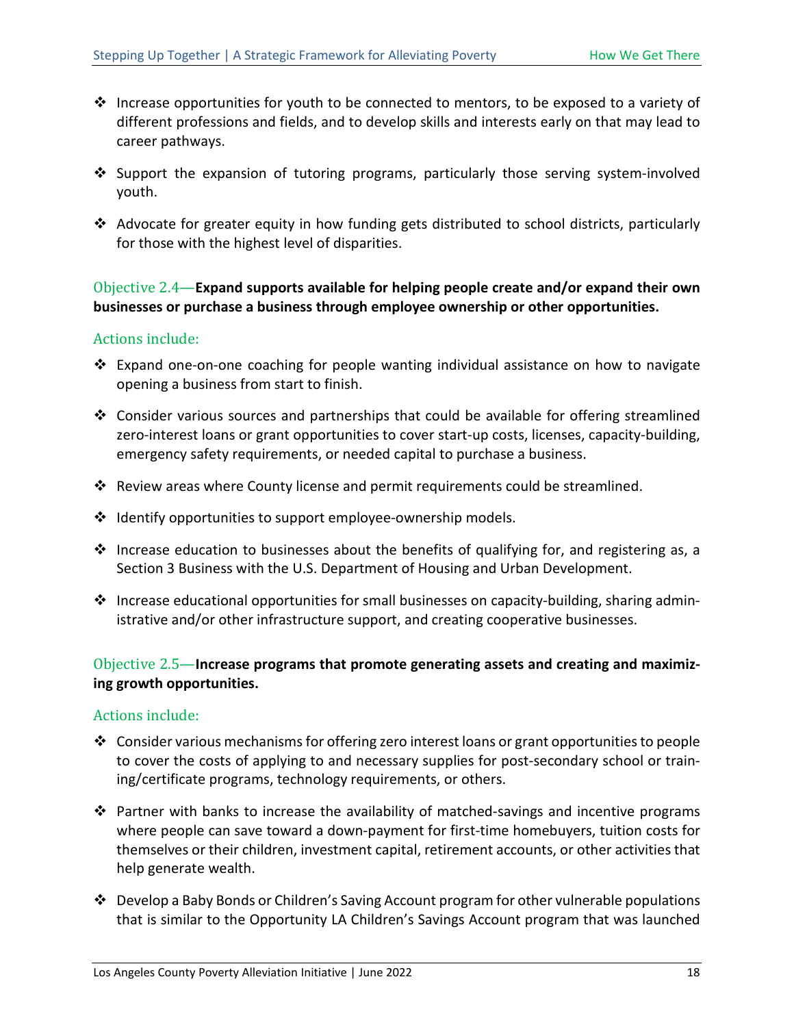- ❖ Increase opportunities for youth to be connected to mentors, to be exposed to a variety of different professions and fields, and to develop skills and interests early on that may lead to career pathways.
- ❖ Support the expansion of tutoring programs, particularly those serving system-involved youth.
- ❖ Advocate for greater equity in how funding gets distributed to school districts, particularly for those with the highest level of disparities.

### Objective 2.4—**Expand supports available for helping people create and/or expand their own businesses or purchase a business through employee ownership or other opportunities.**

#### Actions include:

- ❖ Expand one-on-one coaching for people wanting individual assistance on how to navigate opening a business from start to finish.
- ❖ Consider various sources and partnerships that could be available for offering streamlined zero-interest loans or grant opportunities to cover start-up costs, licenses, capacity-building, emergency safety requirements, or needed capital to purchase a business.
- ❖ Review areas where County license and permit requirements could be streamlined.
- ❖ Identify opportunities to support employee-ownership models.
- ❖ Increase education to businesses about the benefits of qualifying for, and registering as, a Section 3 Business with the U.S. Department of Housing and Urban Development.
- ❖ Increase educational opportunities for small businesses on capacity-building, sharing administrative and/or other infrastructure support, and creating cooperative businesses.

### Objective 2.5—**Increase programs that promote generating assets and creating and maximizing growth opportunities.**

#### Actions include:

- ❖ Consider various mechanisms for offering zero interest loans or grant opportunities to people to cover the costs of applying to and necessary supplies for post-secondary school or training/certificate programs, technology requirements, or others.
- ❖ Partner with banks to increase the availability of matched-savings and incentive programs where people can save toward a down-payment for first-time homebuyers, tuition costs for themselves or their children, investment capital, retirement accounts, or other activities that help generate wealth.
- ❖ Develop a Baby Bonds or Children's Saving Account program for other vulnerable populations that is similar to the Opportunity LA Children's Savings Account program that was launched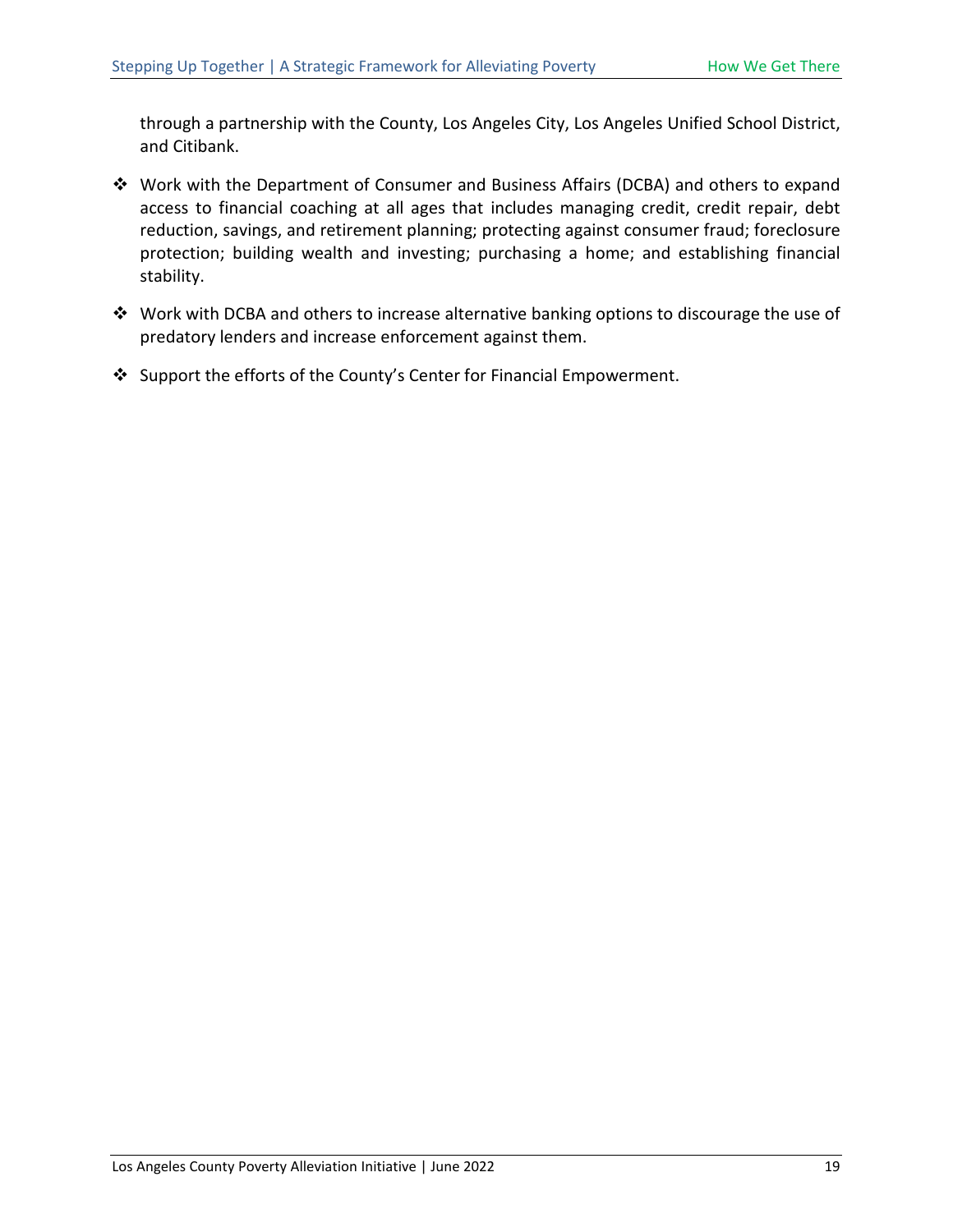through a partnership with the County, Los Angeles City, Los Angeles Unified School District, and Citibank.

- Work with the Department of Consumer and Business Affairs (DCBA) and others to expand access to financial coaching at all ages that includes managing credit, credit repair, debt reduction, savings, and retirement planning; protecting against consumer fraud; foreclosure protection; building wealth and investing; purchasing a home; and establishing financial stability.
- Work with DCBA and others to increase alternative banking options to discourage the use of predatory lenders and increase enforcement against them.
- Support the efforts of the County's Center for Financial Empowerment.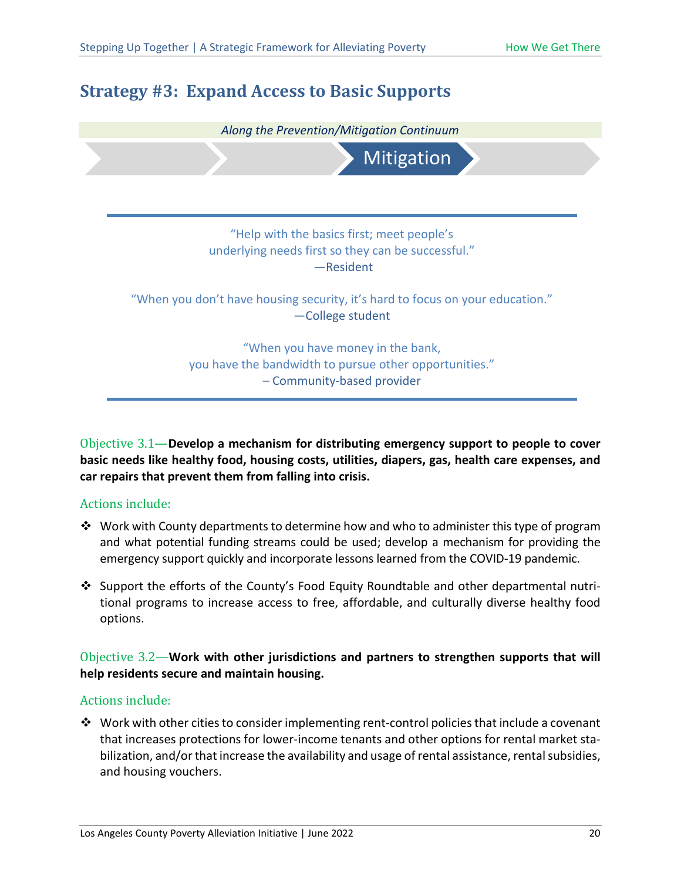## Strategy #3: Expand Access to Basic Supports

*Along the Prevention/Mitigation Continuum*

Mitigation

"Help with the basics first; meet people's underlying needs first so they can be successful."
—Resident

"When you don't have housing security, it's hard to focus on your education."
—College student

"When you have money in the bank, you have the bandwidth to pursue other opportunities."
– Community-based provider

Objective 3.1—**Develop a mechanism for distributing emergency support to people to cover basic needs like healthy food, housing costs, utilities, diapers, gas, health care expenses, and car repairs that prevent them from falling into crisis.**

Actions include:

- Work with County departments to determine how and who to administer this type of program and what potential funding streams could be used; develop a mechanism for providing the emergency support quickly and incorporate lessons learned from the COVID-19 pandemic.
- Support the efforts of the County's Food Equity Roundtable and other departmental nutritional programs to increase access to free, affordable, and culturally diverse healthy food options.

Objective 3.2—**Work with other jurisdictions and partners to strengthen supports that will help residents secure and maintain housing.**

Actions include:

- Work with other cities to consider implementing rent-control policies that include a covenant that increases protections for lower-income tenants and other options for rental market stabilization, and/or that increase the availability and usage of rental assistance, rental subsidies, and housing vouchers.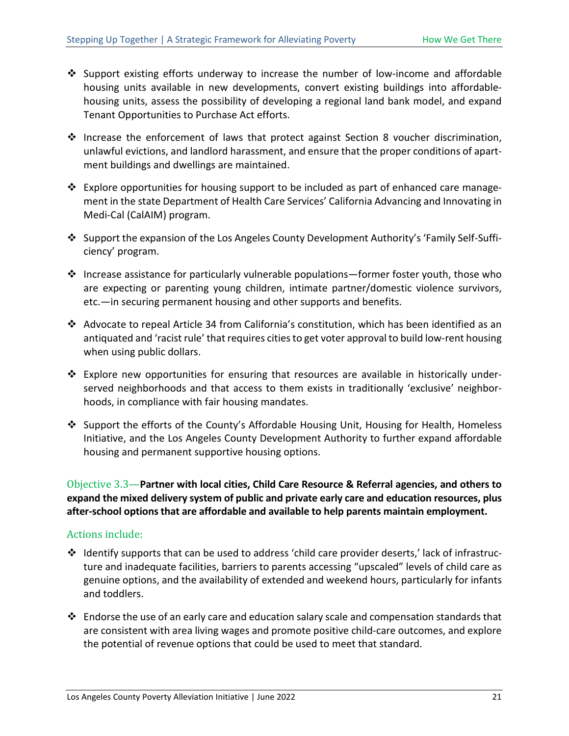- ❖ Support existing efforts underway to increase the number of low-income and affordable housing units available in new developments, convert existing buildings into affordable-housing units, assess the possibility of developing a regional land bank model, and expand Tenant Opportunities to Purchase Act efforts.

- ❖ Increase the enforcement of laws that protect against Section 8 voucher discrimination, unlawful evictions, and landlord harassment, and ensure that the proper conditions of apartment buildings and dwellings are maintained.

- ❖ Explore opportunities for housing support to be included as part of enhanced care management in the state Department of Health Care Services' California Advancing and Innovating in Medi-Cal (CalAIM) program.

- ❖ Support the expansion of the Los Angeles County Development Authority's 'Family Self-Sufficiency' program.

- ❖ Increase assistance for particularly vulnerable populations—former foster youth, those who are expecting or parenting young children, intimate partner/domestic violence survivors, etc.—in securing permanent housing and other supports and benefits.

- ❖ Advocate to repeal Article 34 from California's constitution, which has been identified as an antiquated and 'racist rule' that requires cities to get voter approval to build low-rent housing when using public dollars.

- ❖ Explore new opportunities for ensuring that resources are available in historically underserved neighborhoods and that access to them exists in traditionally 'exclusive' neighborhoods, in compliance with fair housing mandates.

- ❖ Support the efforts of the County's Affordable Housing Unit, Housing for Health, Homeless Initiative, and the Los Angeles County Development Authority to further expand affordable housing and permanent supportive housing options.

Objective 3.3—**Partner with local cities, Child Care Resource & Referral agencies, and others to expand the mixed delivery system of public and private early care and education resources, plus after-school options that are affordable and available to help parents maintain employment.**

### Actions include:

- ❖ Identify supports that can be used to address 'child care provider deserts,' lack of infrastructure and inadequate facilities, barriers to parents accessing "upscaled" levels of child care as genuine options, and the availability of extended and weekend hours, particularly for infants and toddlers.

- ❖ Endorse the use of an early care and education salary scale and compensation standards that are consistent with area living wages and promote positive child-care outcomes, and explore the potential of revenue options that could be used to meet that standard.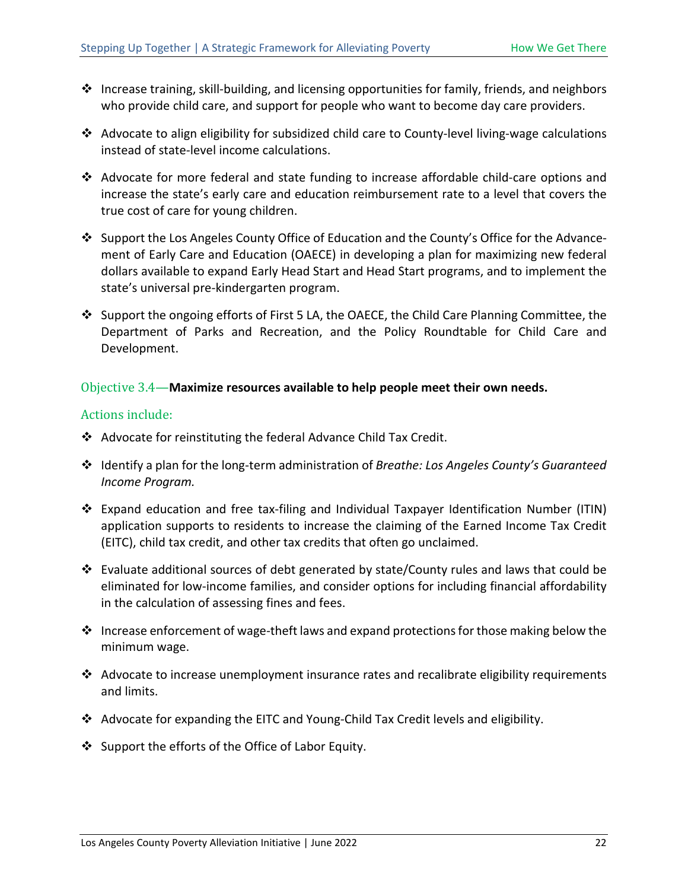- Increase training, skill-building, and licensing opportunities for family, friends, and neighbors who provide child care, and support for people who want to become day care providers.

- Advocate to align eligibility for subsidized child care to County-level living-wage calculations instead of state-level income calculations.

- Advocate for more federal and state funding to increase affordable child-care options and increase the state's early care and education reimbursement rate to a level that covers the true cost of care for young children.

- Support the Los Angeles County Office of Education and the County's Office for the Advancement of Early Care and Education (OAECE) in developing a plan for maximizing new federal dollars available to expand Early Head Start and Head Start programs, and to implement the state's universal pre-kindergarten program.

- Support the ongoing efforts of First 5 LA, the OAECE, the Child Care Planning Committee, the Department of Parks and Recreation, and the Policy Roundtable for Child Care and Development.

### Objective 3.4—**Maximize resources available to help people meet their own needs.**

#### Actions include:

- Advocate for reinstituting the federal Advance Child Tax Credit.

- Identify a plan for the long-term administration of *Breathe: Los Angeles County's Guaranteed Income Program.*

- Expand education and free tax-filing and Individual Taxpayer Identification Number (ITIN) application supports to residents to increase the claiming of the Earned Income Tax Credit (EITC), child tax credit, and other tax credits that often go unclaimed.

- Evaluate additional sources of debt generated by state/County rules and laws that could be eliminated for low-income families, and consider options for including financial affordability in the calculation of assessing fines and fees.

- Increase enforcement of wage-theft laws and expand protections for those making below the minimum wage.

- Advocate to increase unemployment insurance rates and recalibrate eligibility requirements and limits.

- Advocate for expanding the EITC and Young-Child Tax Credit levels and eligibility.

- Support the efforts of the Office of Labor Equity.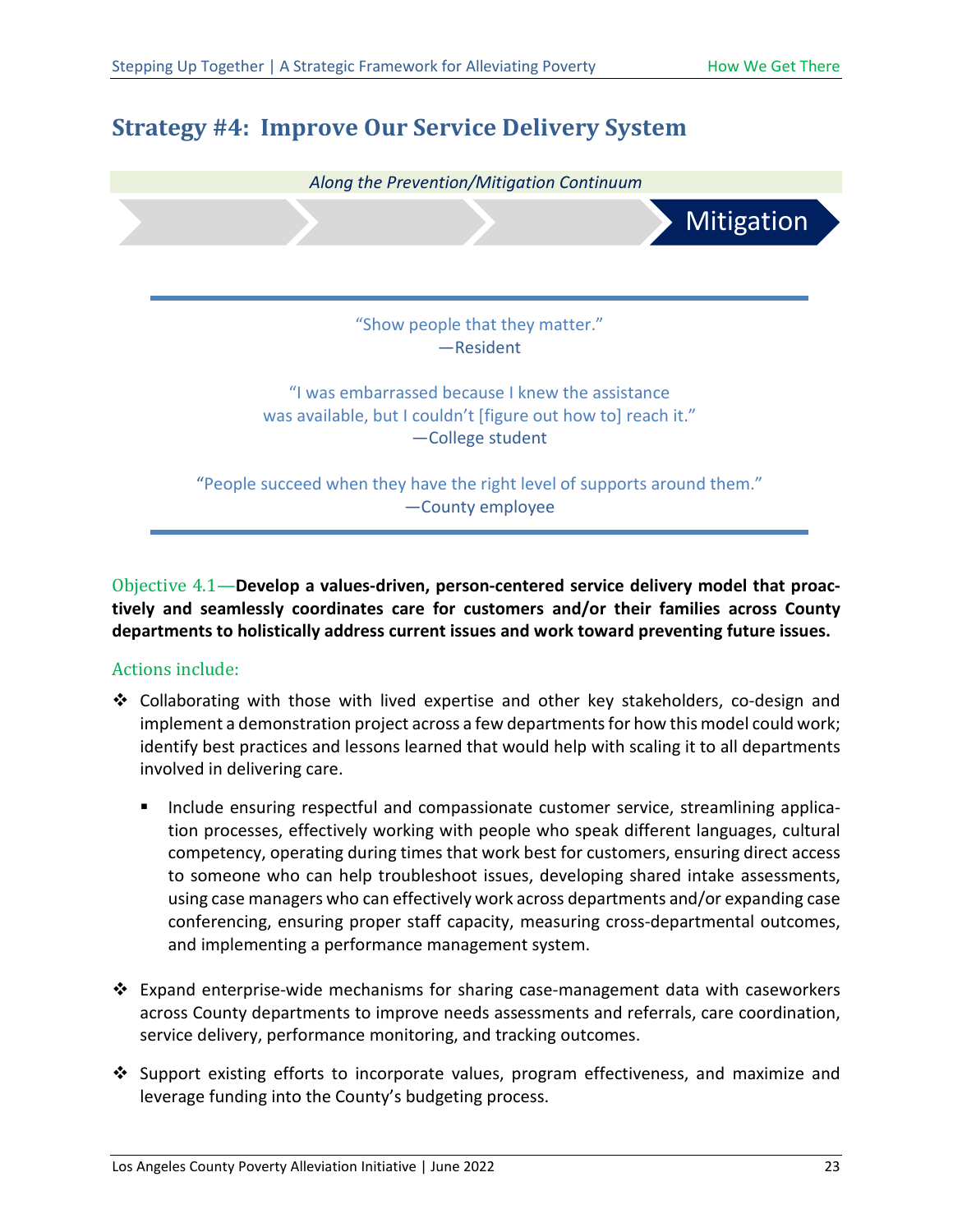## Strategy #4: Improve Our Service Delivery System

*Along the Prevention/Mitigation Continuum*

Mitigation

"Show people that they matter."
—Resident

"I was embarrassed because I knew the assistance was available, but I couldn't [figure out how to] reach it."
—College student

"People succeed when they have the right level of supports around them."
—County employee

Objective 4.1—**Develop a values-driven, person-centered service delivery model that proactively and seamlessly coordinates care for customers and/or their families across County departments to holistically address current issues and work toward preventing future issues.**

Actions include:

- Collaborating with those with lived expertise and other key stakeholders, co-design and implement a demonstration project across a few departments for how this model could work; identify best practices and lessons learned that would help with scaling it to all departments involved in delivering care.
  - Include ensuring respectful and compassionate customer service, streamlining application processes, effectively working with people who speak different languages, cultural competency, operating during times that work best for customers, ensuring direct access to someone who can help troubleshoot issues, developing shared intake assessments, using case managers who can effectively work across departments and/or expanding case conferencing, ensuring proper staff capacity, measuring cross-departmental outcomes, and implementing a performance management system.
- Expand enterprise-wide mechanisms for sharing case-management data with caseworkers across County departments to improve needs assessments and referrals, care coordination, service delivery, performance monitoring, and tracking outcomes.
- Support existing efforts to incorporate values, program effectiveness, and maximize and leverage funding into the County's budgeting process.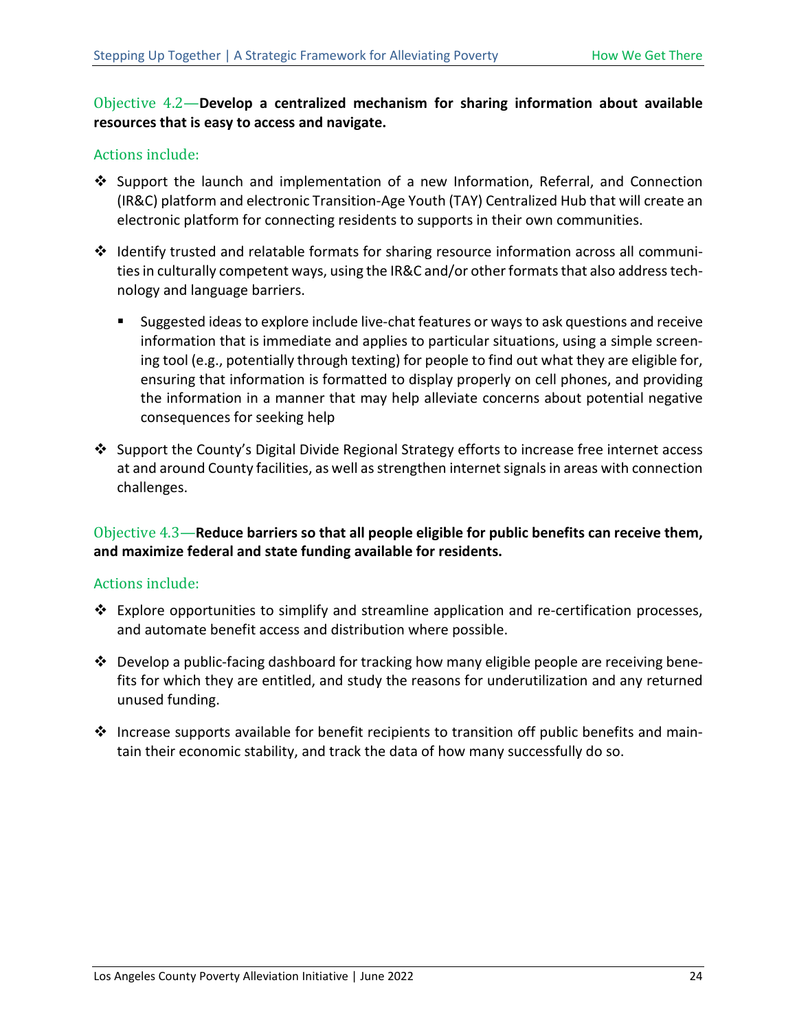Objective 4.2—**Develop a centralized mechanism for sharing information about available resources that is easy to access and navigate.**

Actions include:

- Support the launch and implementation of a new Information, Referral, and Connection (IR&C) platform and electronic Transition-Age Youth (TAY) Centralized Hub that will create an electronic platform for connecting residents to supports in their own communities.
- Identify trusted and relatable formats for sharing resource information across all communities in culturally competent ways, using the IR&C and/or other formats that also address technology and language barriers.
    - Suggested ideas to explore include live-chat features or ways to ask questions and receive information that is immediate and applies to particular situations, using a simple screening tool (e.g., potentially through texting) for people to find out what they are eligible for, ensuring that information is formatted to display properly on cell phones, and providing the information in a manner that may help alleviate concerns about potential negative consequences for seeking help
- Support the County's Digital Divide Regional Strategy efforts to increase free internet access at and around County facilities, as well as strengthen internet signals in areas with connection challenges.

Objective 4.3—**Reduce barriers so that all people eligible for public benefits can receive them, and maximize federal and state funding available for residents.**

Actions include:

- Explore opportunities to simplify and streamline application and re-certification processes, and automate benefit access and distribution where possible.
- Develop a public-facing dashboard for tracking how many eligible people are receiving benefits for which they are entitled, and study the reasons for underutilization and any returned unused funding.
- Increase supports available for benefit recipients to transition off public benefits and maintain their economic stability, and track the data of how many successfully do so.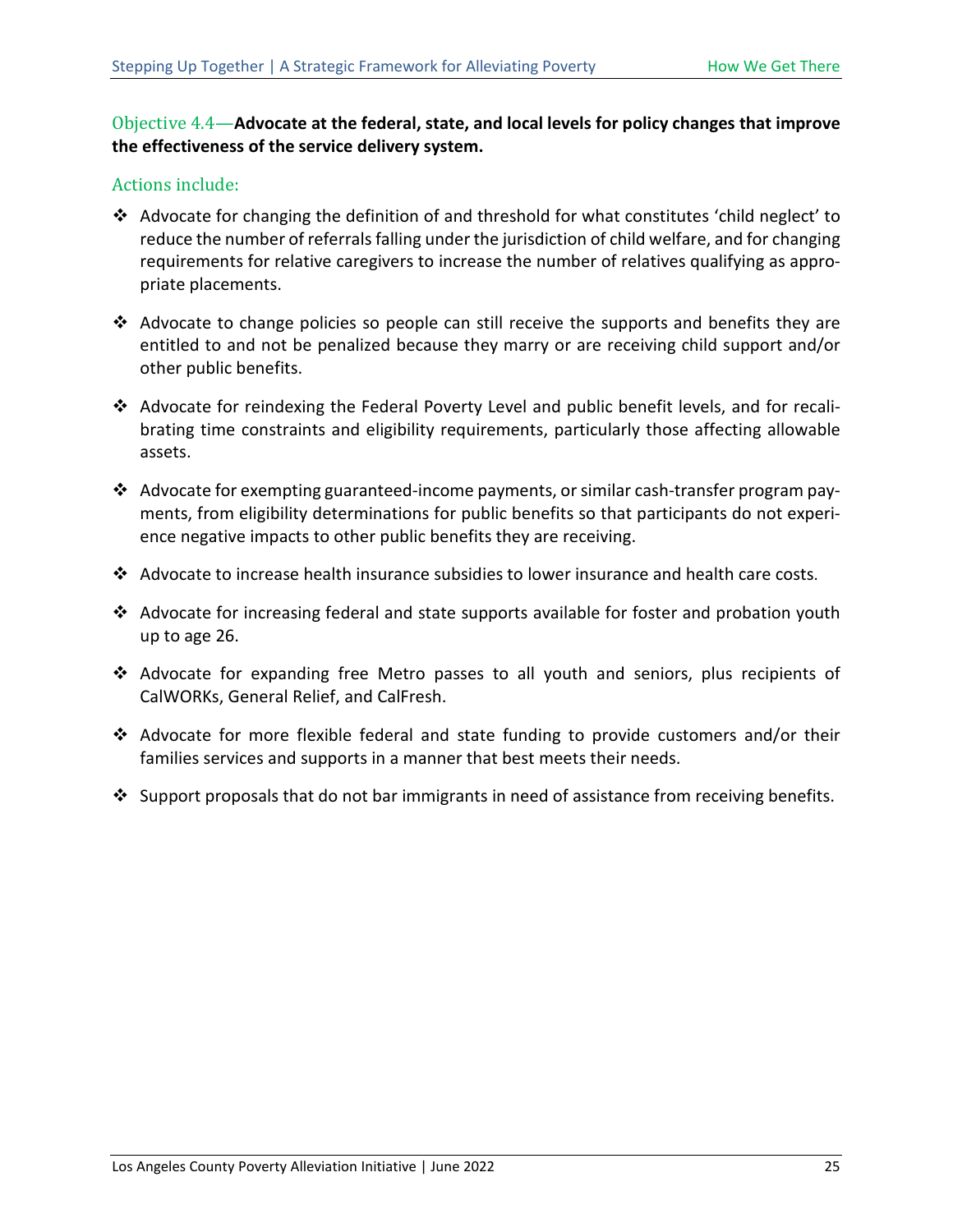### Objective 4.4—**Advocate at the federal, state, and local levels for policy changes that improve the effectiveness of the service delivery system.**

#### Actions include:

- Advocate for changing the definition of and threshold for what constitutes 'child neglect' to reduce the number of referrals falling under the jurisdiction of child welfare, and for changing requirements for relative caregivers to increase the number of relatives qualifying as appropriate placements.
- Advocate to change policies so people can still receive the supports and benefits they are entitled to and not be penalized because they marry or are receiving child support and/or other public benefits.
- Advocate for reindexing the Federal Poverty Level and public benefit levels, and for recalibrating time constraints and eligibility requirements, particularly those affecting allowable assets.
- Advocate for exempting guaranteed-income payments, or similar cash-transfer program payments, from eligibility determinations for public benefits so that participants do not experience negative impacts to other public benefits they are receiving.
- Advocate to increase health insurance subsidies to lower insurance and health care costs.
- Advocate for increasing federal and state supports available for foster and probation youth up to age 26.
- Advocate for expanding free Metro passes to all youth and seniors, plus recipients of CalWORKs, General Relief, and CalFresh.
- Advocate for more flexible federal and state funding to provide customers and/or their families services and supports in a manner that best meets their needs.
- Support proposals that do not bar immigrants in need of assistance from receiving benefits.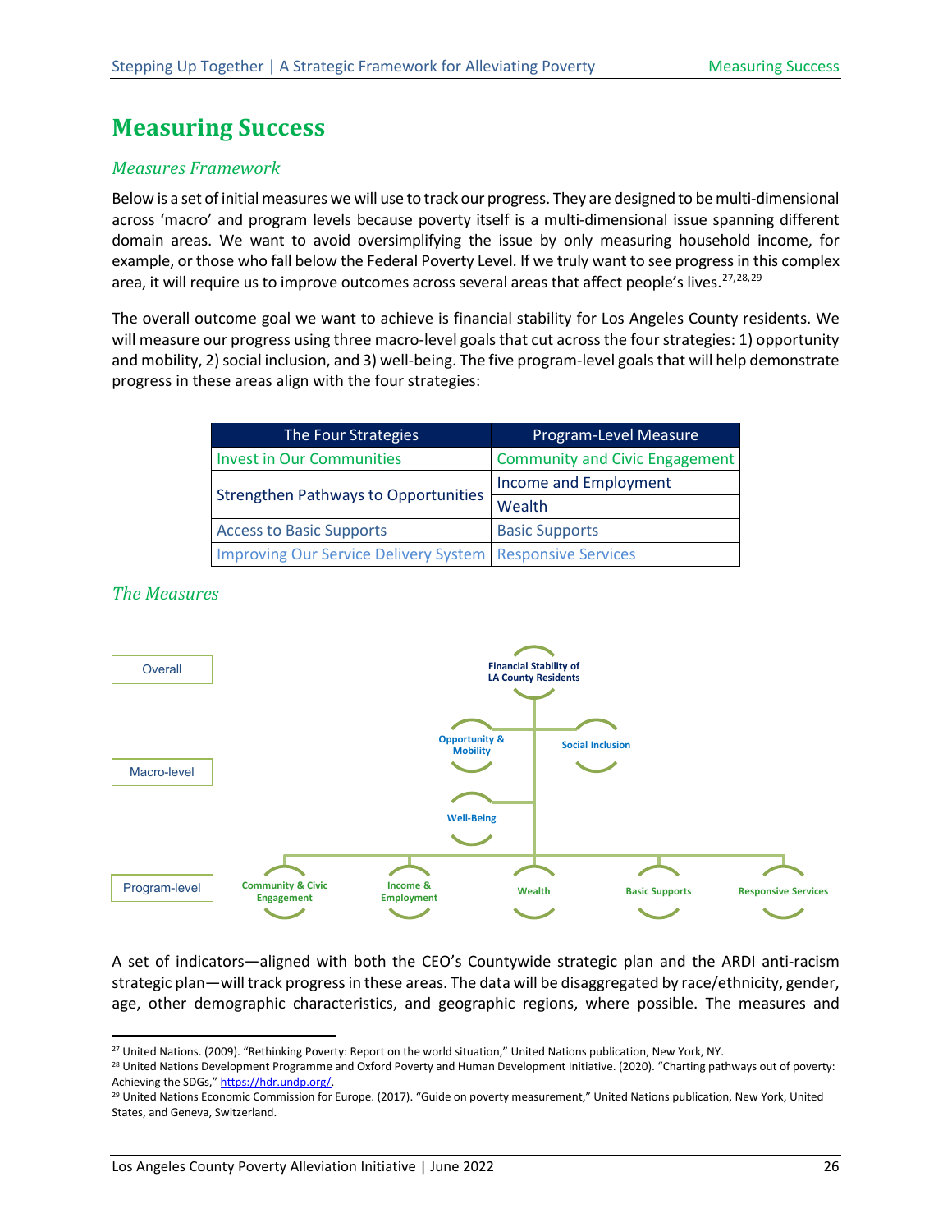# Measuring Success

### *Measures Framework*

Below is a set of initial measures we will use to track our progress. They are designed to be multi-dimensional across 'macro' and program levels because poverty itself is a multi-dimensional issue spanning different domain areas. We want to avoid oversimplifying the issue by only measuring household income, for example, or those who fall below the Federal Poverty Level. If we truly want to see progress in this complex area, it will require us to improve outcomes across several areas that affect people's lives.[27,28,29]

The overall outcome goal we want to achieve is financial stability for Los Angeles County residents. We will measure our progress using three macro-level goals that cut across the four strategies: 1) opportunity and mobility, 2) social inclusion, and 3) well-being. The five program-level goals that will help demonstrate progress in these areas align with the four strategies:

| The Four Strategies | Program-Level Measure |
|---|---|
| Invest in Our Communities | Community and Civic Engagement |
| Strengthen Pathways to Opportunities | Income and Employment |
| | Wealth |
| Access to Basic Supports | Basic Supports |
| Improving Our Service Delivery System | Responsive Services |

### *The Measures*

Overall: Financial Stability of LA County Residents

Macro-level: Opportunity & Mobility; Social Inclusion; Well-Being

Program-level: Community & Civic Engagement; Income & Employment; Wealth; Basic Supports; Responsive Services

A set of indicators—aligned with both the CEO's Countywide strategic plan and the ARDI anti-racism strategic plan—will track progress in these areas. The data will be disaggregated by race/ethnicity, gender, age, other demographic characteristics, and geographic regions, where possible. The measures and

---

[27] United Nations. (2009). "Rethinking Poverty: Report on the world situation," United Nations publication, New York, NY.

[28] United Nations Development Programme and Oxford Poverty and Human Development Initiative. (2020). "Charting pathways out of poverty: Achieving the SDGs," https://hdr.undp.org/.

[29] United Nations Economic Commission for Europe. (2017). "Guide on poverty measurement," United Nations publication, New York, United States, and Geneva, Switzerland.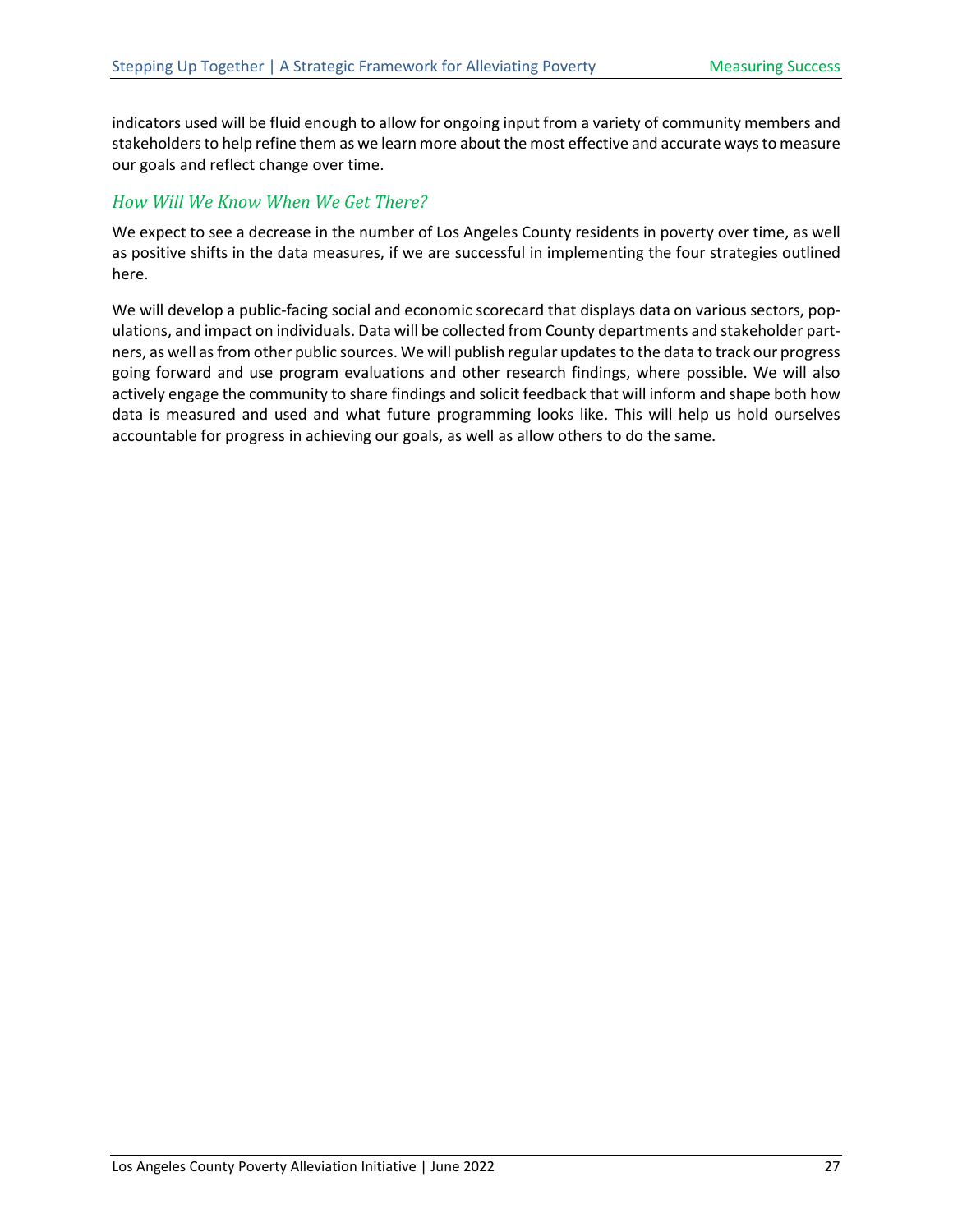indicators used will be fluid enough to allow for ongoing input from a variety of community members and stakeholders to help refine them as we learn more about the most effective and accurate ways to measure our goals and reflect change over time.

### *How Will We Know When We Get There?*

We expect to see a decrease in the number of Los Angeles County residents in poverty over time, as well as positive shifts in the data measures, if we are successful in implementing the four strategies outlined here.

We will develop a public-facing social and economic scorecard that displays data on various sectors, populations, and impact on individuals. Data will be collected from County departments and stakeholder partners, as well as from other public sources. We will publish regular updates to the data to track our progress going forward and use program evaluations and other research findings, where possible. We will also actively engage the community to share findings and solicit feedback that will inform and shape both how data is measured and used and what future programming looks like. This will help us hold ourselves accountable for progress in achieving our goals, as well as allow others to do the same.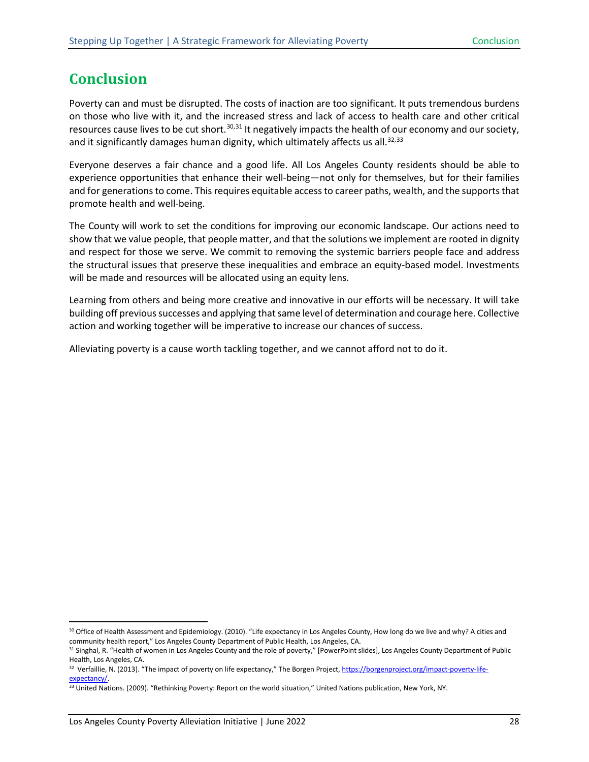# Conclusion

Poverty can and must be disrupted. The costs of inaction are too significant. It puts tremendous burdens on those who live with it, and the increased stress and lack of access to health care and other critical resources cause lives to be cut short.[30,31] It negatively impacts the health of our economy and our society, and it significantly damages human dignity, which ultimately affects us all.[32,33]

Everyone deserves a fair chance and a good life. All Los Angeles County residents should be able to experience opportunities that enhance their well-being—not only for themselves, but for their families and for generations to come. This requires equitable access to career paths, wealth, and the supports that promote health and well-being.

The County will work to set the conditions for improving our economic landscape. Our actions need to show that we value people, that people matter, and that the solutions we implement are rooted in dignity and respect for those we serve. We commit to removing the systemic barriers people face and address the structural issues that preserve these inequalities and embrace an equity-based model. Investments will be made and resources will be allocated using an equity lens.

Learning from others and being more creative and innovative in our efforts will be necessary. It will take building off previous successes and applying that same level of determination and courage here. Collective action and working together will be imperative to increase our chances of success.

Alleviating poverty is a cause worth tackling together, and we cannot afford not to do it.

---

[30] Office of Health Assessment and Epidemiology. (2010). "Life expectancy in Los Angeles County, How long do we live and why? A cities and community health report," Los Angeles County Department of Public Health, Los Angeles, CA.

[31] Singhal, R. "Health of women in Los Angeles County and the role of poverty," [PowerPoint slides], Los Angeles County Department of Public Health, Los Angeles, CA.

[32] Verfaillie, N. (2013). "The impact of poverty on life expectancy," The Borgen Project, https://borgenproject.org/impact-poverty-life-expectancy/.

[33] United Nations. (2009). "Rethinking Poverty: Report on the world situation," United Nations publication, New York, NY.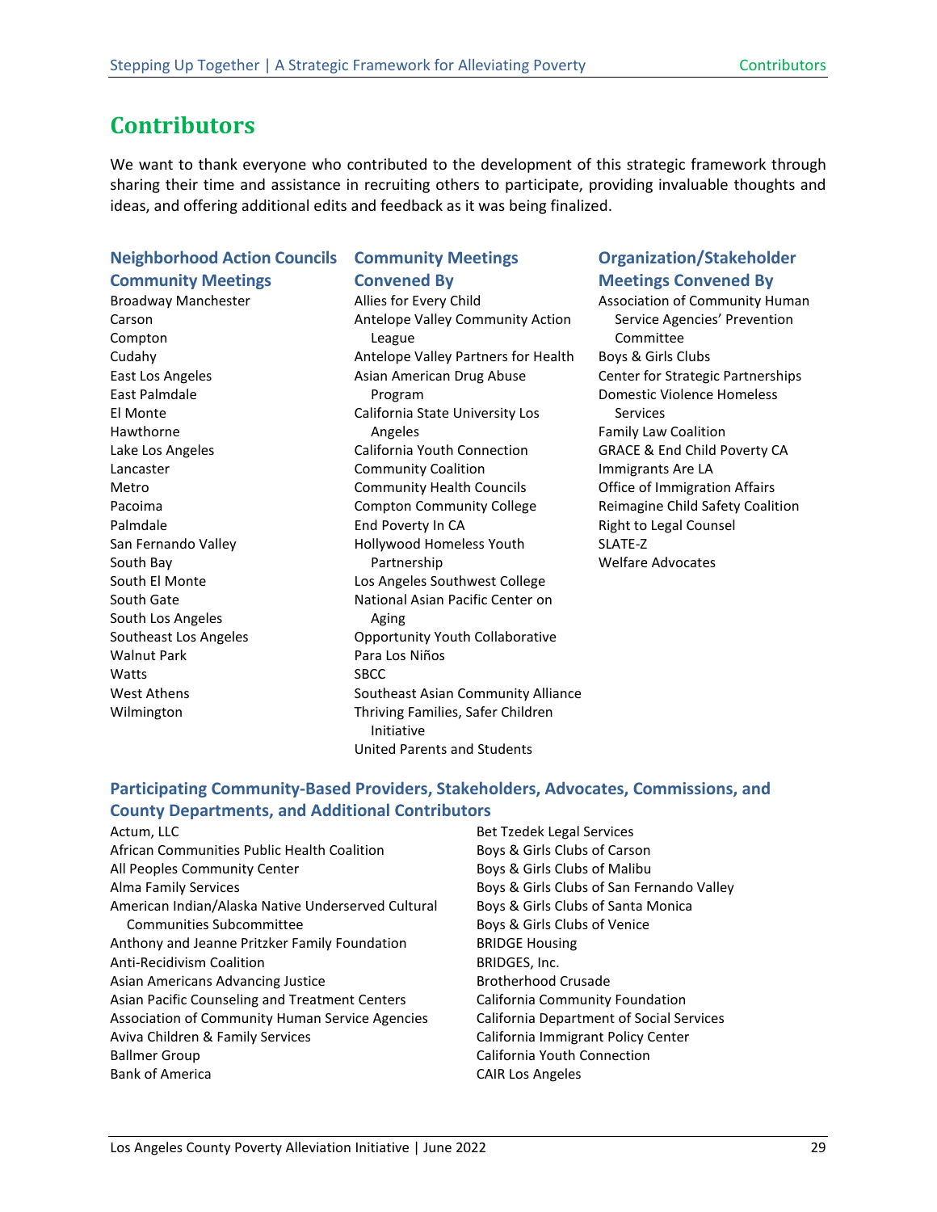# Contributors

We want to thank everyone who contributed to the development of this strategic framework through sharing their time and assistance in recruiting others to participate, providing invaluable thoughts and ideas, and offering additional edits and feedback as it was being finalized.

### Neighborhood Action Councils Community Meetings

Broadway Manchester
Carson
Compton
Cudahy
East Los Angeles
East Palmdale
El Monte
Hawthorne
Lake Los Angeles
Lancaster
Metro
Pacoima
Palmdale
San Fernando Valley
South Bay
South El Monte
South Gate
South Los Angeles
Southeast Los Angeles
Walnut Park
Watts
West Athens
Wilmington

### Community Meetings Convened By

Allies for Every Child
Antelope Valley Community Action League
Antelope Valley Partners for Health
Asian American Drug Abuse Program
California State University Los Angeles
California Youth Connection
Community Coalition
Community Health Councils
Compton Community College
End Poverty In CA
Hollywood Homeless Youth Partnership
Los Angeles Southwest College
National Asian Pacific Center on Aging
Opportunity Youth Collaborative
Para Los Niños
SBCC
Southeast Asian Community Alliance
Thriving Families, Safer Children Initiative
United Parents and Students

### Organization/Stakeholder Meetings Convened By

Association of Community Human Service Agencies' Prevention Committee
Boys & Girls Clubs
Center for Strategic Partnerships
Domestic Violence Homeless Services
Family Law Coalition
GRACE & End Child Poverty CA
Immigrants Are LA
Office of Immigration Affairs
Reimagine Child Safety Coalition
Right to Legal Counsel
SLATE-Z
Welfare Advocates

### Participating Community-Based Providers, Stakeholders, Advocates, Commissions, and County Departments, and Additional Contributors

Actum, LLC
African Communities Public Health Coalition
All Peoples Community Center
Alma Family Services
American Indian/Alaska Native Underserved Cultural Communities Subcommittee
Anthony and Jeanne Pritzker Family Foundation
Anti-Recidivism Coalition
Asian Americans Advancing Justice
Asian Pacific Counseling and Treatment Centers
Association of Community Human Service Agencies
Aviva Children & Family Services
Ballmer Group
Bank of America
Bet Tzedek Legal Services
Boys & Girls Clubs of Carson
Boys & Girls Clubs of Malibu
Boys & Girls Clubs of San Fernando Valley
Boys & Girls Clubs of Santa Monica
Boys & Girls Clubs of Venice
BRIDGE Housing
BRIDGES, Inc.
Brotherhood Crusade
California Community Foundation
California Department of Social Services
California Immigrant Policy Center
California Youth Connection
CAIR Los Angeles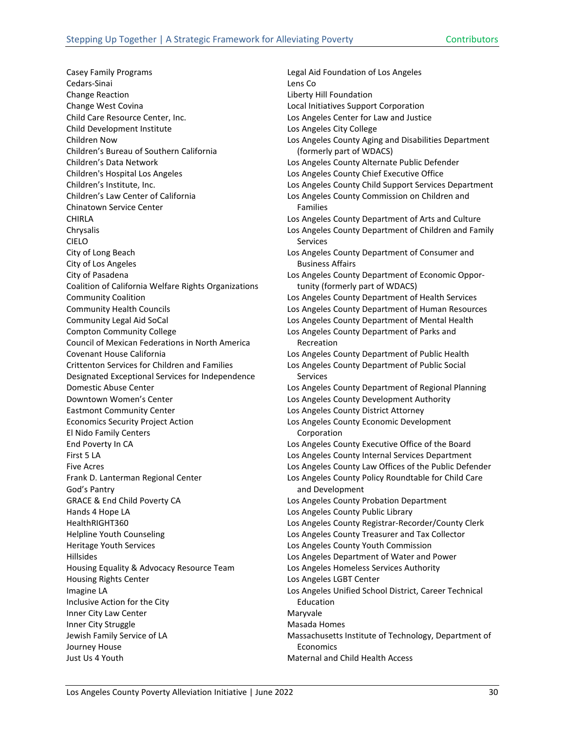Casey Family Programs
Cedars-Sinai
Change Reaction
Change West Covina
Child Care Resource Center, Inc.
Child Development Institute
Children Now
Children's Bureau of Southern California
Children's Data Network
Children's Hospital Los Angeles
Children's Institute, Inc.
Children's Law Center of California
Chinatown Service Center
CHIRLA
Chrysalis
CIELO
City of Long Beach
City of Los Angeles
City of Pasadena
Coalition of California Welfare Rights Organizations
Community Coalition
Community Health Councils
Community Legal Aid SoCal
Compton Community College
Council of Mexican Federations in North America
Covenant House California
Crittenton Services for Children and Families
Designated Exceptional Services for Independence
Domestic Abuse Center
Downtown Women's Center
Eastmont Community Center
Economics Security Project Action
El Nido Family Centers
End Poverty In CA
First 5 LA
Five Acres
Frank D. Lanterman Regional Center
God's Pantry
GRACE & End Child Poverty CA
Hands 4 Hope LA
HealthRIGHT360
Helpline Youth Counseling
Heritage Youth Services
Hillsides
Housing Equality & Advocacy Resource Team
Housing Rights Center
Imagine LA
Inclusive Action for the City
Inner City Law Center
Inner City Struggle
Jewish Family Service of LA
Journey House
Just Us 4 Youth
Legal Aid Foundation of Los Angeles
Lens Co
Liberty Hill Foundation
Local Initiatives Support Corporation
Los Angeles Center for Law and Justice
Los Angeles City College
Los Angeles County Aging and Disabilities Department (formerly part of WDACS)
Los Angeles County Alternate Public Defender
Los Angeles County Chief Executive Office
Los Angeles County Child Support Services Department
Los Angeles County Commission on Children and Families
Los Angeles County Department of Arts and Culture
Los Angeles County Department of Children and Family Services
Los Angeles County Department of Consumer and Business Affairs
Los Angeles County Department of Economic Opportunity (formerly part of WDACS)
Los Angeles County Department of Health Services
Los Angeles County Department of Human Resources
Los Angeles County Department of Mental Health
Los Angeles County Department of Parks and Recreation
Los Angeles County Department of Public Health
Los Angeles County Department of Public Social Services
Los Angeles County Department of Regional Planning
Los Angeles County Development Authority
Los Angeles County District Attorney
Los Angeles County Economic Development Corporation
Los Angeles County Executive Office of the Board
Los Angeles County Internal Services Department
Los Angeles County Law Offices of the Public Defender
Los Angeles County Policy Roundtable for Child Care and Development
Los Angeles County Probation Department
Los Angeles County Public Library
Los Angeles County Registrar-Recorder/County Clerk
Los Angeles County Treasurer and Tax Collector
Los Angeles County Youth Commission
Los Angeles Department of Water and Power
Los Angeles Homeless Services Authority
Los Angeles LGBT Center
Los Angeles Unified School District, Career Technical Education
Maryvale
Masada Homes
Massachusetts Institute of Technology, Department of Economics
Maternal and Child Health Access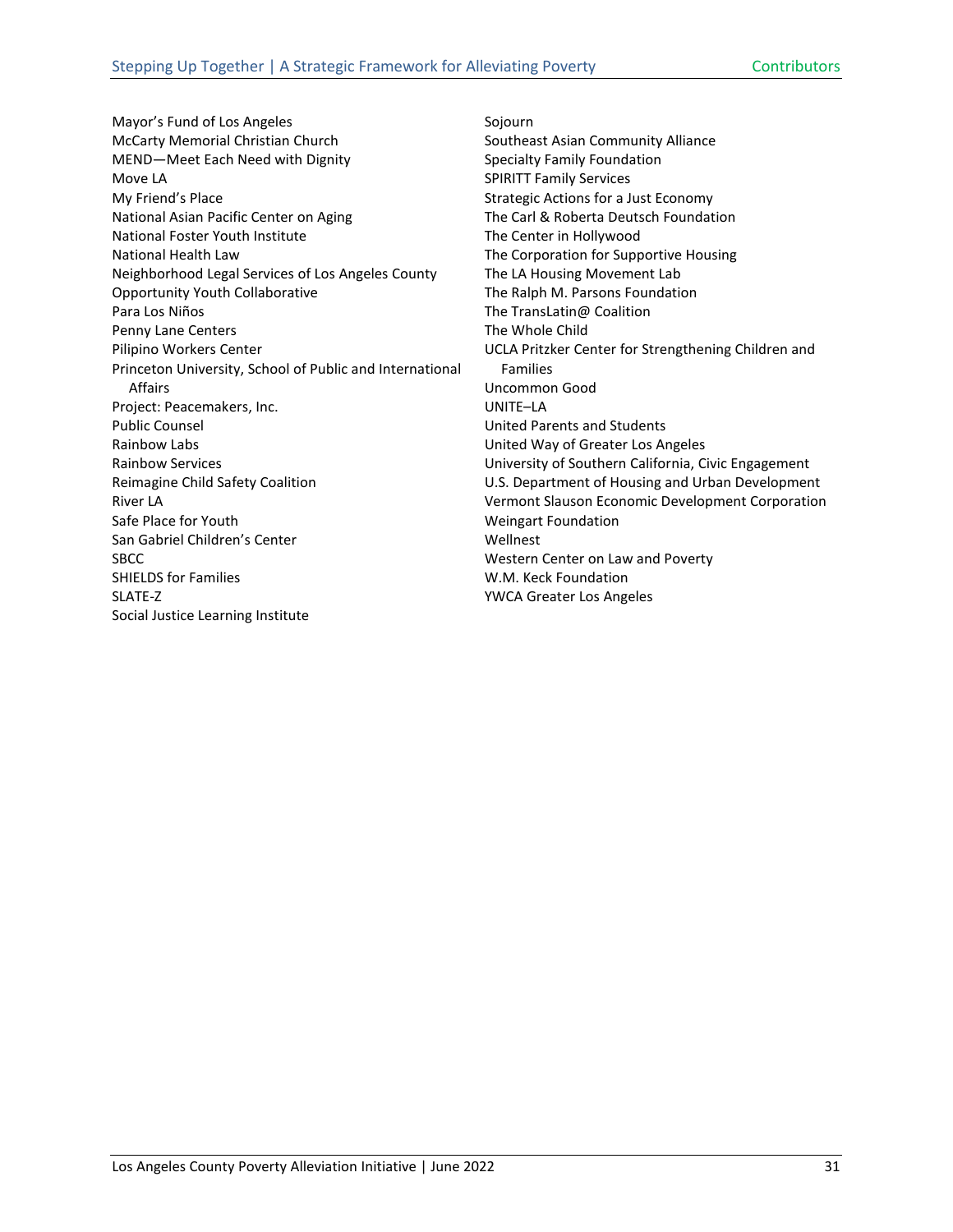Mayor's Fund of Los Angeles
McCarty Memorial Christian Church
MEND—Meet Each Need with Dignity
Move LA
My Friend's Place
National Asian Pacific Center on Aging
National Foster Youth Institute
National Health Law
Neighborhood Legal Services of Los Angeles County
Opportunity Youth Collaborative
Para Los Niños
Penny Lane Centers
Pilipino Workers Center
Princeton University, School of Public and International Affairs
Project: Peacemakers, Inc.
Public Counsel
Rainbow Labs
Rainbow Services
Reimagine Child Safety Coalition
River LA
Safe Place for Youth
San Gabriel Children's Center
SBCC
SHIELDS for Families
SLATE-Z
Social Justice Learning Institute
Sojourn
Southeast Asian Community Alliance
Specialty Family Foundation
SPIRITT Family Services
Strategic Actions for a Just Economy
The Carl & Roberta Deutsch Foundation
The Center in Hollywood
The Corporation for Supportive Housing
The LA Housing Movement Lab
The Ralph M. Parsons Foundation
The TransLatin@ Coalition
The Whole Child
UCLA Pritzker Center for Strengthening Children and Families
Uncommon Good
UNITE–LA
United Parents and Students
United Way of Greater Los Angeles
University of Southern California, Civic Engagement
U.S. Department of Housing and Urban Development
Vermont Slauson Economic Development Corporation
Weingart Foundation
Wellnest
Western Center on Law and Poverty
W.M. Keck Foundation
YWCA Greater Los Angeles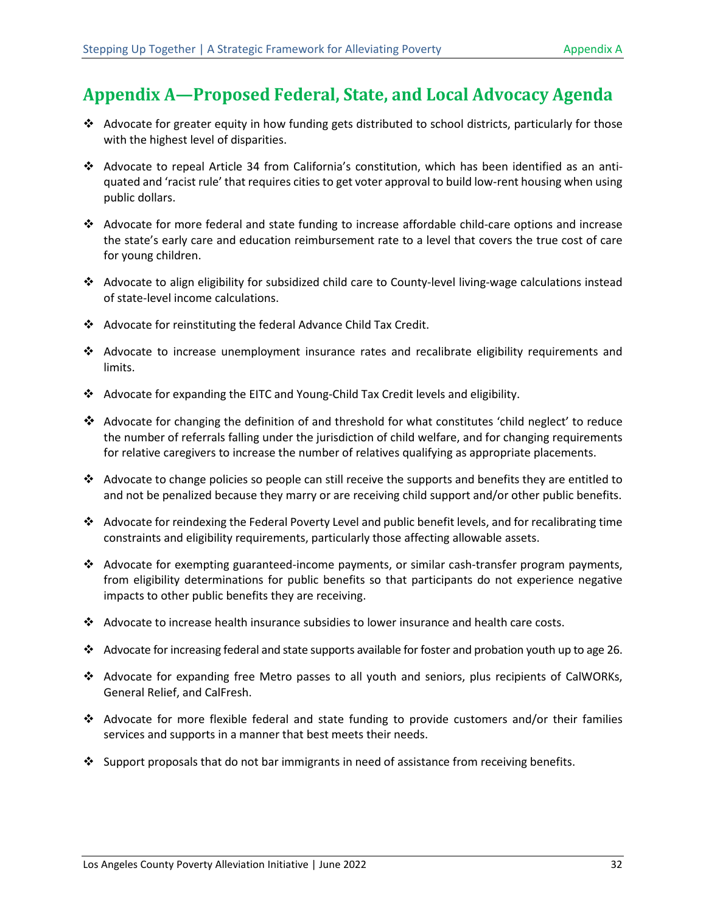# Appendix A—Proposed Federal, State, and Local Advocacy Agenda

- Advocate for greater equity in how funding gets distributed to school districts, particularly for those with the highest level of disparities.
- Advocate to repeal Article 34 from California's constitution, which has been identified as an antiquated and 'racist rule' that requires cities to get voter approval to build low-rent housing when using public dollars.
- Advocate for more federal and state funding to increase affordable child-care options and increase the state's early care and education reimbursement rate to a level that covers the true cost of care for young children.
- Advocate to align eligibility for subsidized child care to County-level living-wage calculations instead of state-level income calculations.
- Advocate for reinstituting the federal Advance Child Tax Credit.
- Advocate to increase unemployment insurance rates and recalibrate eligibility requirements and limits.
- Advocate for expanding the EITC and Young-Child Tax Credit levels and eligibility.
- Advocate for changing the definition of and threshold for what constitutes 'child neglect' to reduce the number of referrals falling under the jurisdiction of child welfare, and for changing requirements for relative caregivers to increase the number of relatives qualifying as appropriate placements.
- Advocate to change policies so people can still receive the supports and benefits they are entitled to and not be penalized because they marry or are receiving child support and/or other public benefits.
- Advocate for reindexing the Federal Poverty Level and public benefit levels, and for recalibrating time constraints and eligibility requirements, particularly those affecting allowable assets.
- Advocate for exempting guaranteed-income payments, or similar cash-transfer program payments, from eligibility determinations for public benefits so that participants do not experience negative impacts to other public benefits they are receiving.
- Advocate to increase health insurance subsidies to lower insurance and health care costs.
- Advocate for increasing federal and state supports available for foster and probation youth up to age 26.
- Advocate for expanding free Metro passes to all youth and seniors, plus recipients of CalWORKs, General Relief, and CalFresh.
- Advocate for more flexible federal and state funding to provide customers and/or their families services and supports in a manner that best meets their needs.
- Support proposals that do not bar immigrants in need of assistance from receiving benefits.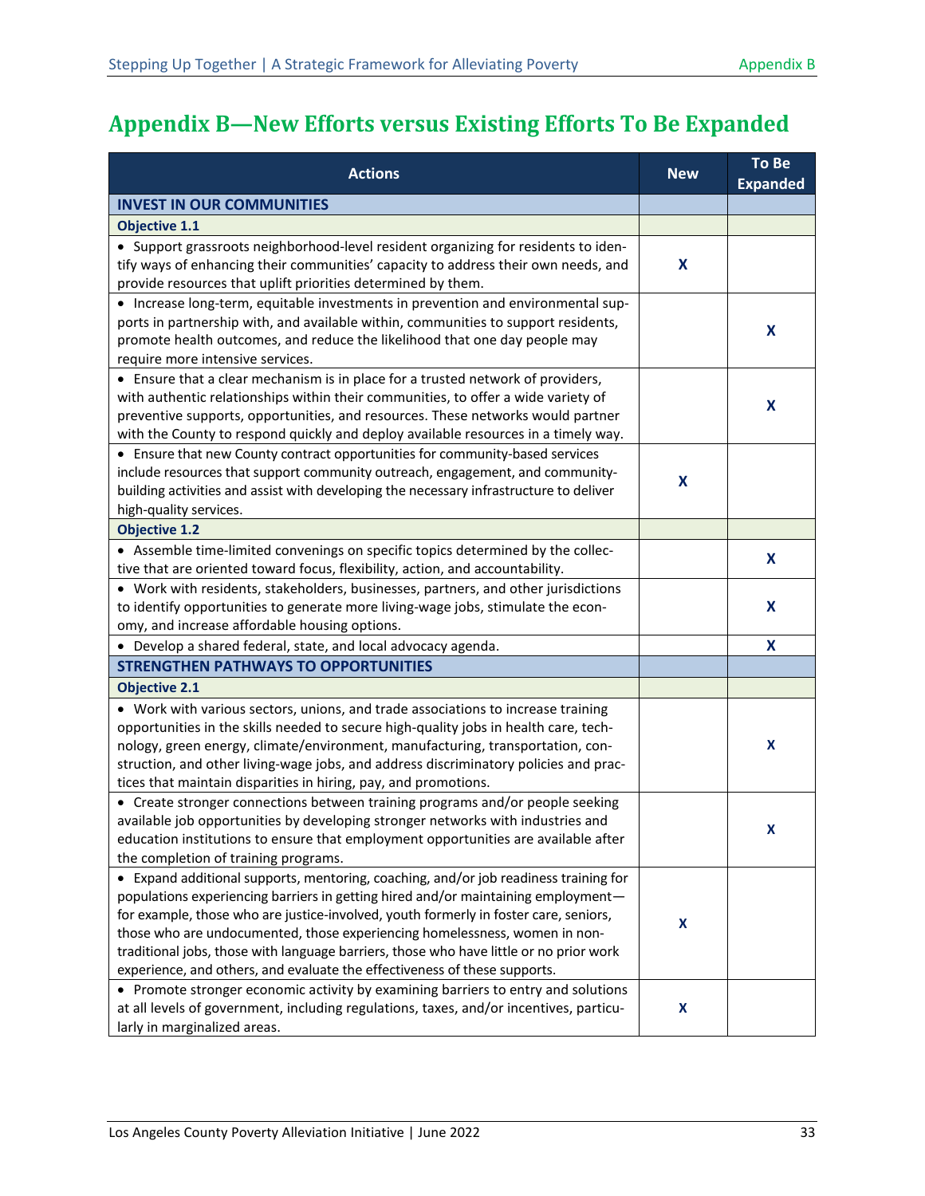# Appendix B—New Efforts versus Existing Efforts To Be Expanded

| Actions | New | To Be Expanded |
|---|---|---|
| **INVEST IN OUR COMMUNITIES** | | |
| **Objective 1.1** | | |
| • Support grassroots neighborhood-level resident organizing for residents to identify ways of enhancing their communities' capacity to address their own needs, and provide resources that uplift priorities determined by them. | X | |
| • Increase long-term, equitable investments in prevention and environmental supports in partnership with, and available within, communities to support residents, promote health outcomes, and reduce the likelihood that one day people may require more intensive services. | | X |
| • Ensure that a clear mechanism is in place for a trusted network of providers, with authentic relationships within their communities, to offer a wide variety of preventive supports, opportunities, and resources. These networks would partner with the County to respond quickly and deploy available resources in a timely way. | | X |
| • Ensure that new County contract opportunities for community-based services include resources that support community outreach, engagement, and community-building activities and assist with developing the necessary infrastructure to deliver high-quality services. | X | |
| **Objective 1.2** | | |
| • Assemble time-limited convenings on specific topics determined by the collective that are oriented toward focus, flexibility, action, and accountability. | | X |
| • Work with residents, stakeholders, businesses, partners, and other jurisdictions to identify opportunities to generate more living-wage jobs, stimulate the economy, and increase affordable housing options. | | X |
| • Develop a shared federal, state, and local advocacy agenda. | | X |
| **STRENGTHEN PATHWAYS TO OPPORTUNITIES** | | |
| **Objective 2.1** | | |
| • Work with various sectors, unions, and trade associations to increase training opportunities in the skills needed to secure high-quality jobs in health care, technology, green energy, climate/environment, manufacturing, transportation, construction, and other living-wage jobs, and address discriminatory policies and practices that maintain disparities in hiring, pay, and promotions. | | X |
| • Create stronger connections between training programs and/or people seeking available job opportunities by developing stronger networks with industries and education institutions to ensure that employment opportunities are available after the completion of training programs. | | X |
| • Expand additional supports, mentoring, coaching, and/or job readiness training for populations experiencing barriers in getting hired and/or maintaining employment—for example, those who are justice-involved, youth formerly in foster care, seniors, those who are undocumented, those experiencing homelessness, women in non-traditional jobs, those with language barriers, those who have little or no prior work experience, and others, and evaluate the effectiveness of these supports. | X | |
| • Promote stronger economic activity by examining barriers to entry and solutions at all levels of government, including regulations, taxes, and/or incentives, particularly in marginalized areas. | X | |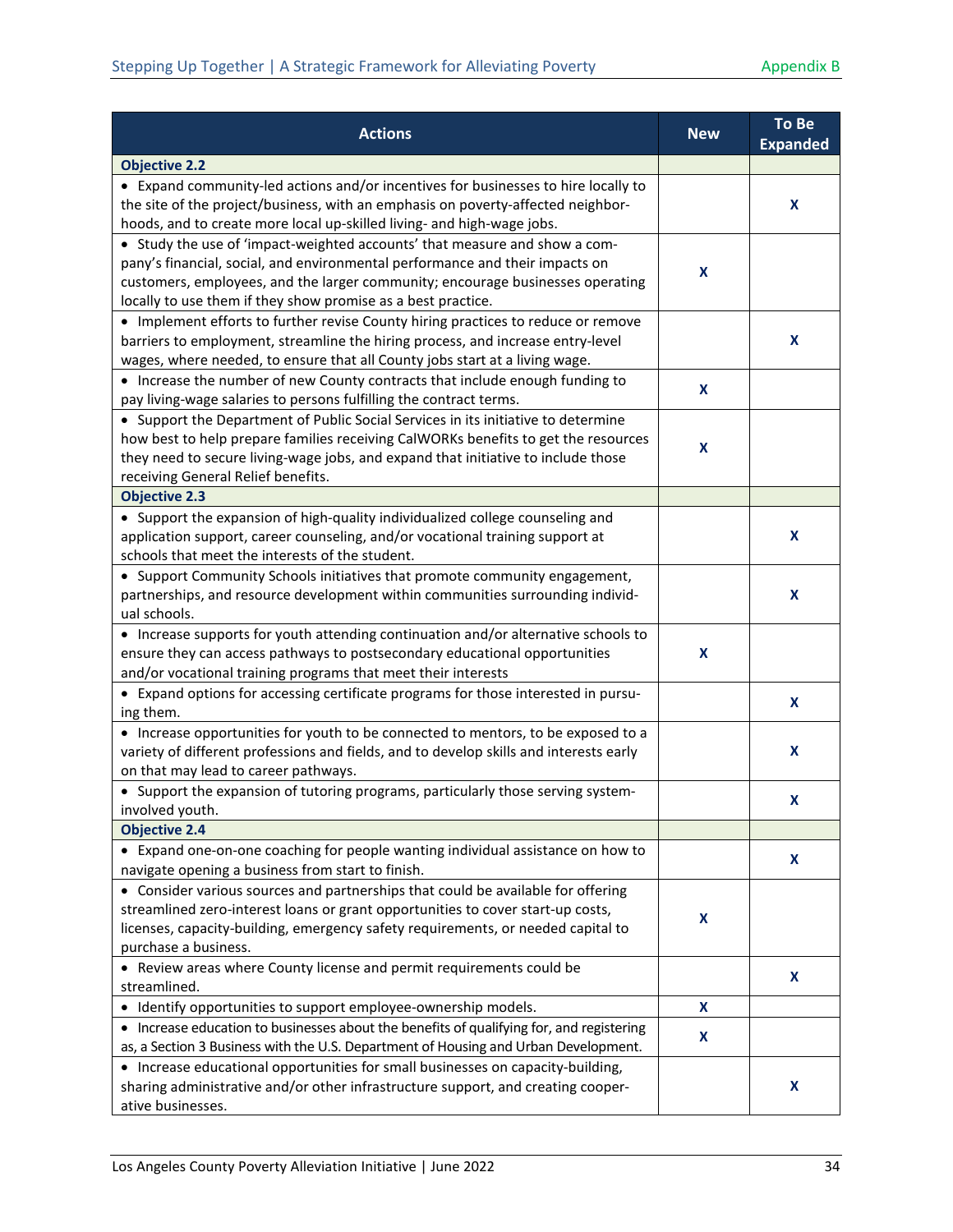| Actions | New | To Be Expanded |
|---|---|---|
| **Objective 2.2** | | |
| • Expand community-led actions and/or incentives for businesses to hire locally to the site of the project/business, with an emphasis on poverty-affected neighborhoods, and to create more local up-skilled living- and high-wage jobs. | | X |
| • Study the use of 'impact-weighted accounts' that measure and show a company's financial, social, and environmental performance and their impacts on customers, employees, and the larger community; encourage businesses operating locally to use them if they show promise as a best practice. | X | |
| • Implement efforts to further revise County hiring practices to reduce or remove barriers to employment, streamline the hiring process, and increase entry-level wages, where needed, to ensure that all County jobs start at a living wage. | | X |
| • Increase the number of new County contracts that include enough funding to pay living-wage salaries to persons fulfilling the contract terms. | X | |
| • Support the Department of Public Social Services in its initiative to determine how best to help prepare families receiving CalWORKs benefits to get the resources they need to secure living-wage jobs, and expand that initiative to include those receiving General Relief benefits. | X | |
| **Objective 2.3** | | |
| • Support the expansion of high-quality individualized college counseling and application support, career counseling, and/or vocational training support at schools that meet the interests of the student. | | X |
| • Support Community Schools initiatives that promote community engagement, partnerships, and resource development within communities surrounding individual schools. | | X |
| • Increase supports for youth attending continuation and/or alternative schools to ensure they can access pathways to postsecondary educational opportunities and/or vocational training programs that meet their interests | X | |
| • Expand options for accessing certificate programs for those interested in pursuing them. | | X |
| • Increase opportunities for youth to be connected to mentors, to be exposed to a variety of different professions and fields, and to develop skills and interests early on that may lead to career pathways. | | X |
| • Support the expansion of tutoring programs, particularly those serving system-involved youth. | | X |
| **Objective 2.4** | | |
| • Expand one-on-one coaching for people wanting individual assistance on how to navigate opening a business from start to finish. | | X |
| • Consider various sources and partnerships that could be available for offering streamlined zero-interest loans or grant opportunities to cover start-up costs, licenses, capacity-building, emergency safety requirements, or needed capital to purchase a business. | X | |
| • Review areas where County license and permit requirements could be streamlined. | | X |
| • Identify opportunities to support employee-ownership models. | X | |
| • Increase education to businesses about the benefits of qualifying for, and registering as, a Section 3 Business with the U.S. Department of Housing and Urban Development. | X | |
| • Increase educational opportunities for small businesses on capacity-building, sharing administrative and/or other infrastructure support, and creating cooperative businesses. | | X |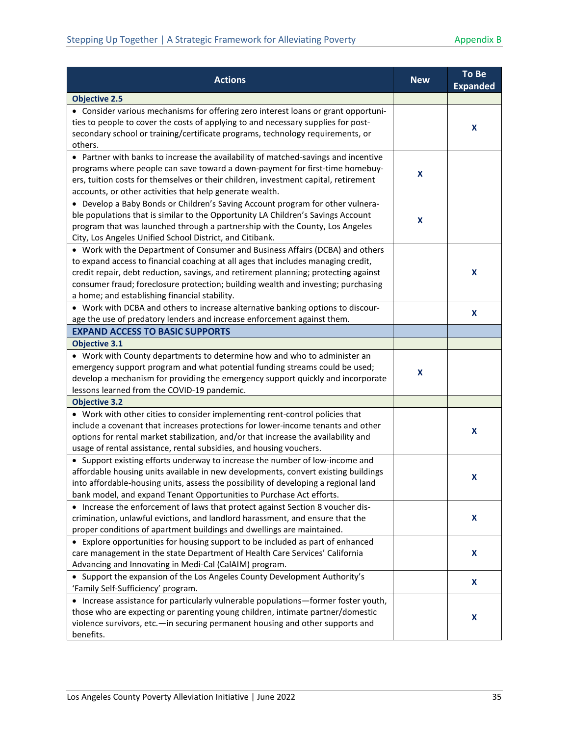| Actions | New | To Be Expanded |
|---|---|---|
| **Objective 2.5** | | |
| • Consider various mechanisms for offering zero interest loans or grant opportunities to people to cover the costs of applying to and necessary supplies for post-secondary school or training/certificate programs, technology requirements, or others. | | X |
| • Partner with banks to increase the availability of matched-savings and incentive programs where people can save toward a down-payment for first-time homebuyers, tuition costs for themselves or their children, investment capital, retirement accounts, or other activities that help generate wealth. | X | |
| • Develop a Baby Bonds or Children's Saving Account program for other vulnerable populations that is similar to the Opportunity LA Children's Savings Account program that was launched through a partnership with the County, Los Angeles City, Los Angeles Unified School District, and Citibank. | X | |
| • Work with the Department of Consumer and Business Affairs (DCBA) and others to expand access to financial coaching at all ages that includes managing credit, credit repair, debt reduction, savings, and retirement planning; protecting against consumer fraud; foreclosure protection; building wealth and investing; purchasing a home; and establishing financial stability. | | X |
| • Work with DCBA and others to increase alternative banking options to discourage the use of predatory lenders and increase enforcement against them. | | X |
| **EXPAND ACCESS TO BASIC SUPPORTS** | | |
| **Objective 3.1** | | |
| • Work with County departments to determine how and who to administer an emergency support program and what potential funding streams could be used; develop a mechanism for providing the emergency support quickly and incorporate lessons learned from the COVID-19 pandemic. | X | |
| **Objective 3.2** | | |
| • Work with other cities to consider implementing rent-control policies that include a covenant that increases protections for lower-income tenants and other options for rental market stabilization, and/or that increase the availability and usage of rental assistance, rental subsidies, and housing vouchers. | | X |
| • Support existing efforts underway to increase the number of low-income and affordable housing units available in new developments, convert existing buildings into affordable-housing units, assess the possibility of developing a regional land bank model, and expand Tenant Opportunities to Purchase Act efforts. | | X |
| • Increase the enforcement of laws that protect against Section 8 voucher discrimination, unlawful evictions, and landlord harassment, and ensure that the proper conditions of apartment buildings and dwellings are maintained. | | X |
| • Explore opportunities for housing support to be included as part of enhanced care management in the state Department of Health Care Services' California Advancing and Innovating in Medi-Cal (CalAIM) program. | | X |
| • Support the expansion of the Los Angeles County Development Authority's 'Family Self-Sufficiency' program. | | X |
| • Increase assistance for particularly vulnerable populations—former foster youth, those who are expecting or parenting young children, intimate partner/domestic violence survivors, etc.—in securing permanent housing and other supports and benefits. | | X |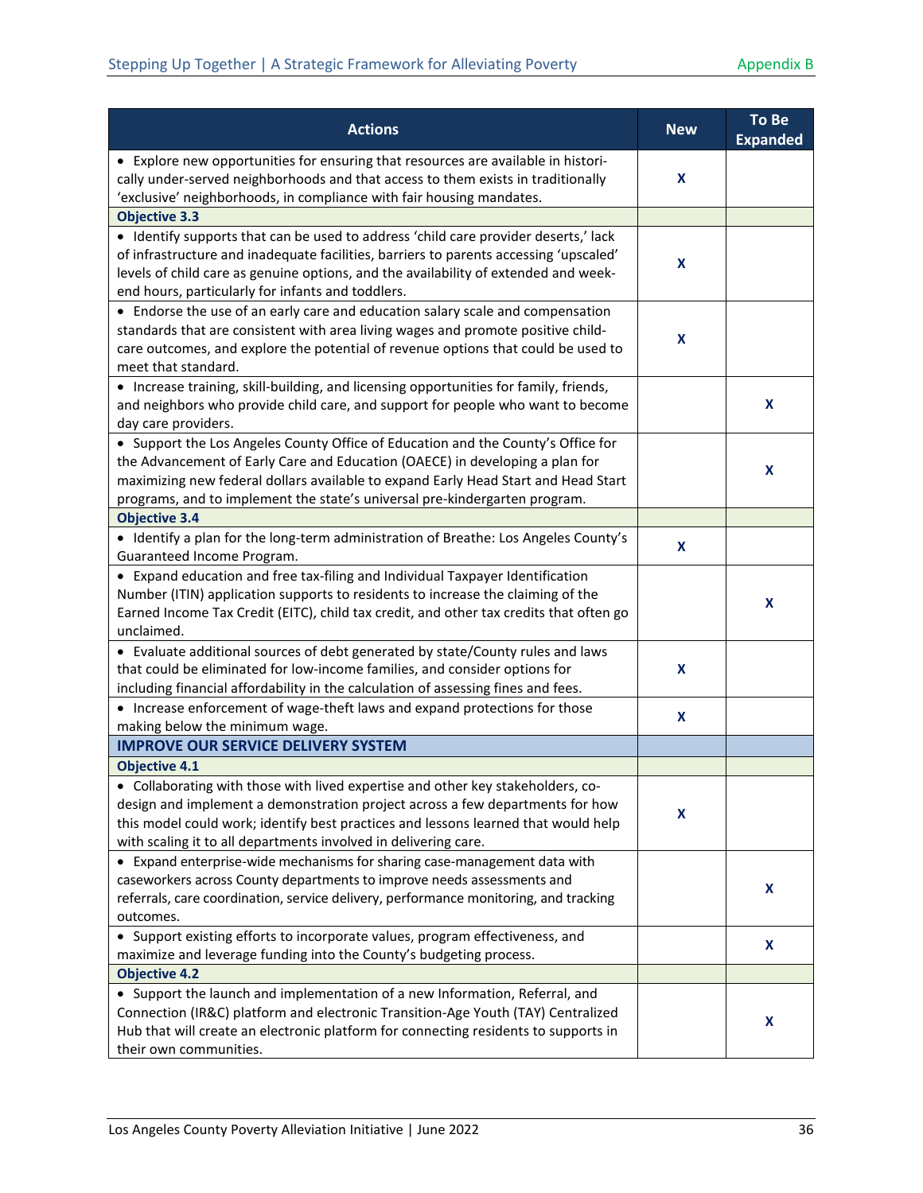| Actions | New | To Be Expanded |
| --- | --- | --- |
| • Explore new opportunities for ensuring that resources are available in historically under-served neighborhoods and that access to them exists in traditionally 'exclusive' neighborhoods, in compliance with fair housing mandates. | X | |
| **Objective 3.3** | | |
| • Identify supports that can be used to address 'child care provider deserts,' lack of infrastructure and inadequate facilities, barriers to parents accessing 'upscaled' levels of child care as genuine options, and the availability of extended and weekend hours, particularly for infants and toddlers. | X | |
| • Endorse the use of an early care and education salary scale and compensation standards that are consistent with area living wages and promote positive child-care outcomes, and explore the potential of revenue options that could be used to meet that standard. | X | |
| • Increase training, skill-building, and licensing opportunities for family, friends, and neighbors who provide child care, and support for people who want to become day care providers. | | X |
| • Support the Los Angeles County Office of Education and the County's Office for the Advancement of Early Care and Education (OAECE) in developing a plan for maximizing new federal dollars available to expand Early Head Start and Head Start programs, and to implement the state's universal pre-kindergarten program. | | X |
| **Objective 3.4** | | |
| • Identify a plan for the long-term administration of Breathe: Los Angeles County's Guaranteed Income Program. | X | |
| • Expand education and free tax-filing and Individual Taxpayer Identification Number (ITIN) application supports to residents to increase the claiming of the Earned Income Tax Credit (EITC), child tax credit, and other tax credits that often go unclaimed. | | X |
| • Evaluate additional sources of debt generated by state/County rules and laws that could be eliminated for low-income families, and consider options for including financial affordability in the calculation of assessing fines and fees. | X | |
| • Increase enforcement of wage-theft laws and expand protections for those making below the minimum wage. | X | |
| **IMPROVE OUR SERVICE DELIVERY SYSTEM** | | |
| **Objective 4.1** | | |
| • Collaborating with those with lived expertise and other key stakeholders, co-design and implement a demonstration project across a few departments for how this model could work; identify best practices and lessons learned that would help with scaling it to all departments involved in delivering care. | X | |
| • Expand enterprise-wide mechanisms for sharing case-management data with caseworkers across County departments to improve needs assessments and referrals, care coordination, service delivery, performance monitoring, and tracking outcomes. | | X |
| • Support existing efforts to incorporate values, program effectiveness, and maximize and leverage funding into the County's budgeting process. | | X |
| **Objective 4.2** | | |
| • Support the launch and implementation of a new Information, Referral, and Connection (IR&C) platform and electronic Transition-Age Youth (TAY) Centralized Hub that will create an electronic platform for connecting residents to supports in their own communities. | | X |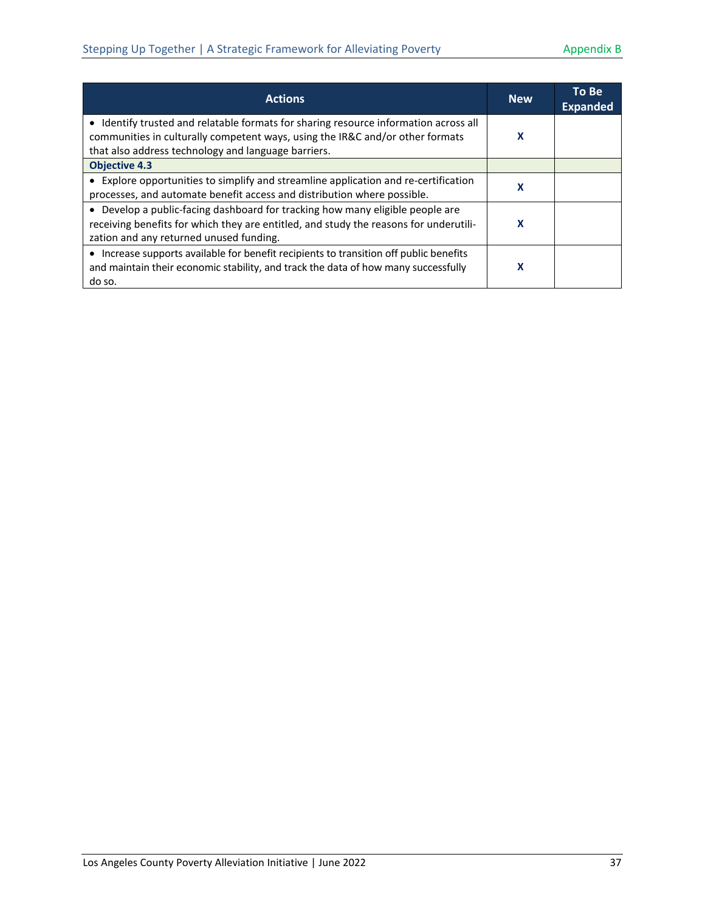| Actions | New | To Be Expanded |
|---|---|---|
| • Identify trusted and relatable formats for sharing resource information across all communities in culturally competent ways, using the IR&C and/or other formats that also address technology and language barriers. | X | |
| **Objective 4.3** | | |
| • Explore opportunities to simplify and streamline application and re-certification processes, and automate benefit access and distribution where possible. | X | |
| • Develop a public-facing dashboard for tracking how many eligible people are receiving benefits for which they are entitled, and study the reasons for underutilization and any returned unused funding. | X | |
| • Increase supports available for benefit recipients to transition off public benefits and maintain their economic stability, and track the data of how many successfully do so. | X | |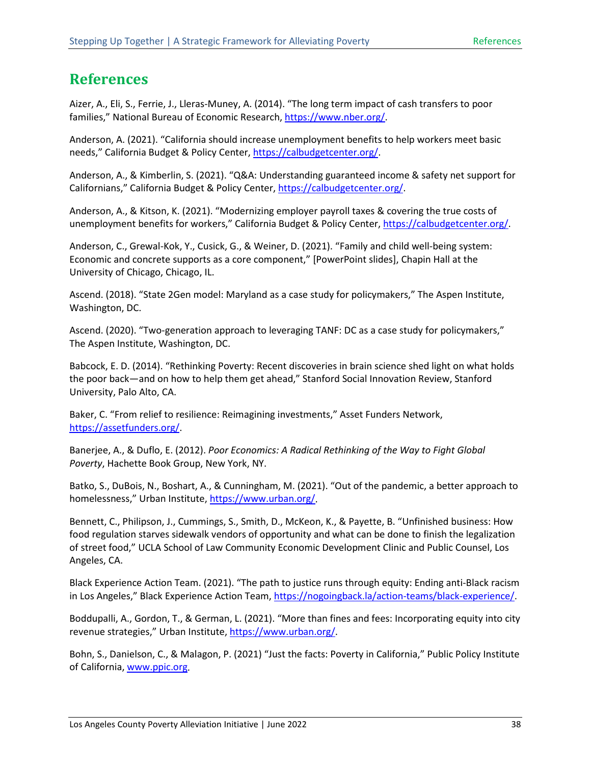# References

Aizer, A., Eli, S., Ferrie, J., Lleras-Muney, A. (2014). "The long term impact of cash transfers to poor families," National Bureau of Economic Research, https://www.nber.org/.

Anderson, A. (2021). "California should increase unemployment benefits to help workers meet basic needs," California Budget & Policy Center, https://calbudgetcenter.org/.

Anderson, A., & Kimberlin, S. (2021). "Q&A: Understanding guaranteed income & safety net support for Californians," California Budget & Policy Center, https://calbudgetcenter.org/.

Anderson, A., & Kitson, K. (2021). "Modernizing employer payroll taxes & covering the true costs of unemployment benefits for workers," California Budget & Policy Center, https://calbudgetcenter.org/.

Anderson, C., Grewal-Kok, Y., Cusick, G., & Weiner, D. (2021). "Family and child well-being system: Economic and concrete supports as a core component," [PowerPoint slides], Chapin Hall at the University of Chicago, Chicago, IL.

Ascend. (2018). "State 2Gen model: Maryland as a case study for policymakers," The Aspen Institute, Washington, DC.

Ascend. (2020). "Two-generation approach to leveraging TANF: DC as a case study for policymakers," The Aspen Institute, Washington, DC.

Babcock, E. D. (2014). "Rethinking Poverty: Recent discoveries in brain science shed light on what holds the poor back—and on how to help them get ahead," Stanford Social Innovation Review, Stanford University, Palo Alto, CA.

Baker, C. "From relief to resilience: Reimagining investments," Asset Funders Network, https://assetfunders.org/.

Banerjee, A., & Duflo, E. (2012). *Poor Economics: A Radical Rethinking of the Way to Fight Global Poverty*, Hachette Book Group, New York, NY.

Batko, S., DuBois, N., Boshart, A., & Cunningham, M. (2021). "Out of the pandemic, a better approach to homelessness," Urban Institute, https://www.urban.org/.

Bennett, C., Philipson, J., Cummings, S., Smith, D., McKeon, K., & Payette, B. "Unfinished business: How food regulation starves sidewalk vendors of opportunity and what can be done to finish the legalization of street food," UCLA School of Law Community Economic Development Clinic and Public Counsel, Los Angeles, CA.

Black Experience Action Team. (2021). "The path to justice runs through equity: Ending anti-Black racism in Los Angeles," Black Experience Action Team, https://nogoingback.la/action-teams/black-experience/.

Boddupalli, A., Gordon, T., & German, L. (2021). "More than fines and fees: Incorporating equity into city revenue strategies," Urban Institute, https://www.urban.org/.

Bohn, S., Danielson, C., & Malagon, P. (2021) "Just the facts: Poverty in California," Public Policy Institute of California, www.ppic.org.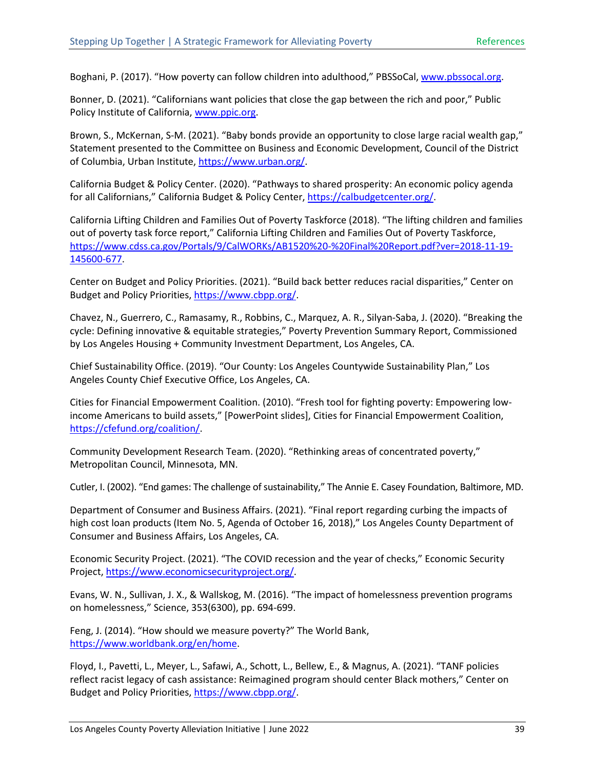Boghani, P. (2017). “How poverty can follow children into adulthood,” PBSSoCal, www.pbssocal.org.

Bonner, D. (2021). “Californians want policies that close the gap between the rich and poor,” Public Policy Institute of California, www.ppic.org.

Brown, S., McKernan, S-M. (2021). “Baby bonds provide an opportunity to close large racial wealth gap,” Statement presented to the Committee on Business and Economic Development, Council of the District of Columbia, Urban Institute, https://www.urban.org/.

California Budget & Policy Center. (2020). “Pathways to shared prosperity: An economic policy agenda for all Californians,” California Budget & Policy Center, https://calbudgetcenter.org/.

California Lifting Children and Families Out of Poverty Taskforce (2018). “The lifting children and families out of poverty task force report,” California Lifting Children and Families Out of Poverty Taskforce, https://www.cdss.ca.gov/Portals/9/CalWORKs/AB1520%20-%20Final%20Report.pdf?ver=2018-11-19-145600-677.

Center on Budget and Policy Priorities. (2021). “Build back better reduces racial disparities,” Center on Budget and Policy Priorities, https://www.cbpp.org/.

Chavez, N., Guerrero, C., Ramasamy, R., Robbins, C., Marquez, A. R., Silyan-Saba, J. (2020). “Breaking the cycle: Defining innovative & equitable strategies,” Poverty Prevention Summary Report, Commissioned by Los Angeles Housing + Community Investment Department, Los Angeles, CA.

Chief Sustainability Office. (2019). “Our County: Los Angeles Countywide Sustainability Plan,” Los Angeles County Chief Executive Office, Los Angeles, CA.

Cities for Financial Empowerment Coalition. (2010). “Fresh tool for fighting poverty: Empowering low-income Americans to build assets,” [PowerPoint slides], Cities for Financial Empowerment Coalition, https://cfefund.org/coalition/.

Community Development Research Team. (2020). “Rethinking areas of concentrated poverty,” Metropolitan Council, Minnesota, MN.

Cutler, I. (2002). “End games: The challenge of sustainability,” The Annie E. Casey Foundation, Baltimore, MD.

Department of Consumer and Business Affairs. (2021). “Final report regarding curbing the impacts of high cost loan products (Item No. 5, Agenda of October 16, 2018),” Los Angeles County Department of Consumer and Business Affairs, Los Angeles, CA.

Economic Security Project. (2021). “The COVID recession and the year of checks,” Economic Security Project, https://www.economicsecurityproject.org/.

Evans, W. N., Sullivan, J. X., & Wallskog, M. (2016). “The impact of homelessness prevention programs on homelessness,” Science, 353(6300), pp. 694-699.

Feng, J. (2014). “How should we measure poverty?” The World Bank, https://www.worldbank.org/en/home.

Floyd, I., Pavetti, L., Meyer, L., Safawi, A., Schott, L., Bellew, E., & Magnus, A. (2021). “TANF policies reflect racist legacy of cash assistance: Reimagined program should center Black mothers,” Center on Budget and Policy Priorities, https://www.cbpp.org/.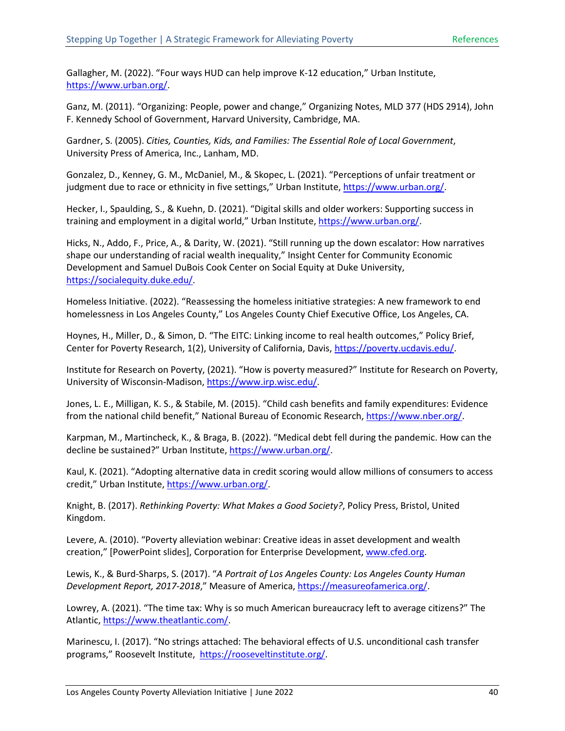Gallagher, M. (2022). "Four ways HUD can help improve K-12 education," Urban Institute, https://www.urban.org/.

Ganz, M. (2011). "Organizing: People, power and change," Organizing Notes, MLD 377 (HDS 2914), John F. Kennedy School of Government, Harvard University, Cambridge, MA.

Gardner, S. (2005). *Cities, Counties, Kids, and Families: The Essential Role of Local Government*, University Press of America, Inc., Lanham, MD.

Gonzalez, D., Kenney, G. M., McDaniel, M., & Skopec, L. (2021). "Perceptions of unfair treatment or judgment due to race or ethnicity in five settings," Urban Institute, https://www.urban.org/.

Hecker, I., Spaulding, S., & Kuehn, D. (2021). "Digital skills and older workers: Supporting success in training and employment in a digital world," Urban Institute, https://www.urban.org/.

Hicks, N., Addo, F., Price, A., & Darity, W. (2021). "Still running up the down escalator: How narratives shape our understanding of racial wealth inequality," Insight Center for Community Economic Development and Samuel DuBois Cook Center on Social Equity at Duke University, https://socialequity.duke.edu/.

Homeless Initiative. (2022). "Reassessing the homeless initiative strategies: A new framework to end homelessness in Los Angeles County," Los Angeles County Chief Executive Office, Los Angeles, CA.

Hoynes, H., Miller, D., & Simon, D. "The EITC: Linking income to real health outcomes," Policy Brief, Center for Poverty Research, 1(2), University of California, Davis, https://poverty.ucdavis.edu/.

Institute for Research on Poverty, (2021). "How is poverty measured?" Institute for Research on Poverty, University of Wisconsin-Madison, https://www.irp.wisc.edu/.

Jones, L. E., Milligan, K. S., & Stabile, M. (2015). "Child cash benefits and family expenditures: Evidence from the national child benefit," National Bureau of Economic Research, https://www.nber.org/.

Karpman, M., Martincheck, K., & Braga, B. (2022). "Medical debt fell during the pandemic. How can the decline be sustained?" Urban Institute, https://www.urban.org/.

Kaul, K. (2021). "Adopting alternative data in credit scoring would allow millions of consumers to access credit," Urban Institute, https://www.urban.org/.

Knight, B. (2017). *Rethinking Poverty: What Makes a Good Society?*, Policy Press, Bristol, United Kingdom.

Levere, A. (2010). "Poverty alleviation webinar: Creative ideas in asset development and wealth creation," [PowerPoint slides], Corporation for Enterprise Development, www.cfed.org.

Lewis, K., & Burd-Sharps, S. (2017). "*A Portrait of Los Angeles County: Los Angeles County Human Development Report, 2017-2018*," Measure of America, https://measureofamerica.org/.

Lowrey, A. (2021). "The time tax: Why is so much American bureaucracy left to average citizens?" The Atlantic, https://www.theatlantic.com/.

Marinescu, I. (2017). "No strings attached: The behavioral effects of U.S. unconditional cash transfer programs," Roosevelt Institute, https://rooseveltinstitute.org/.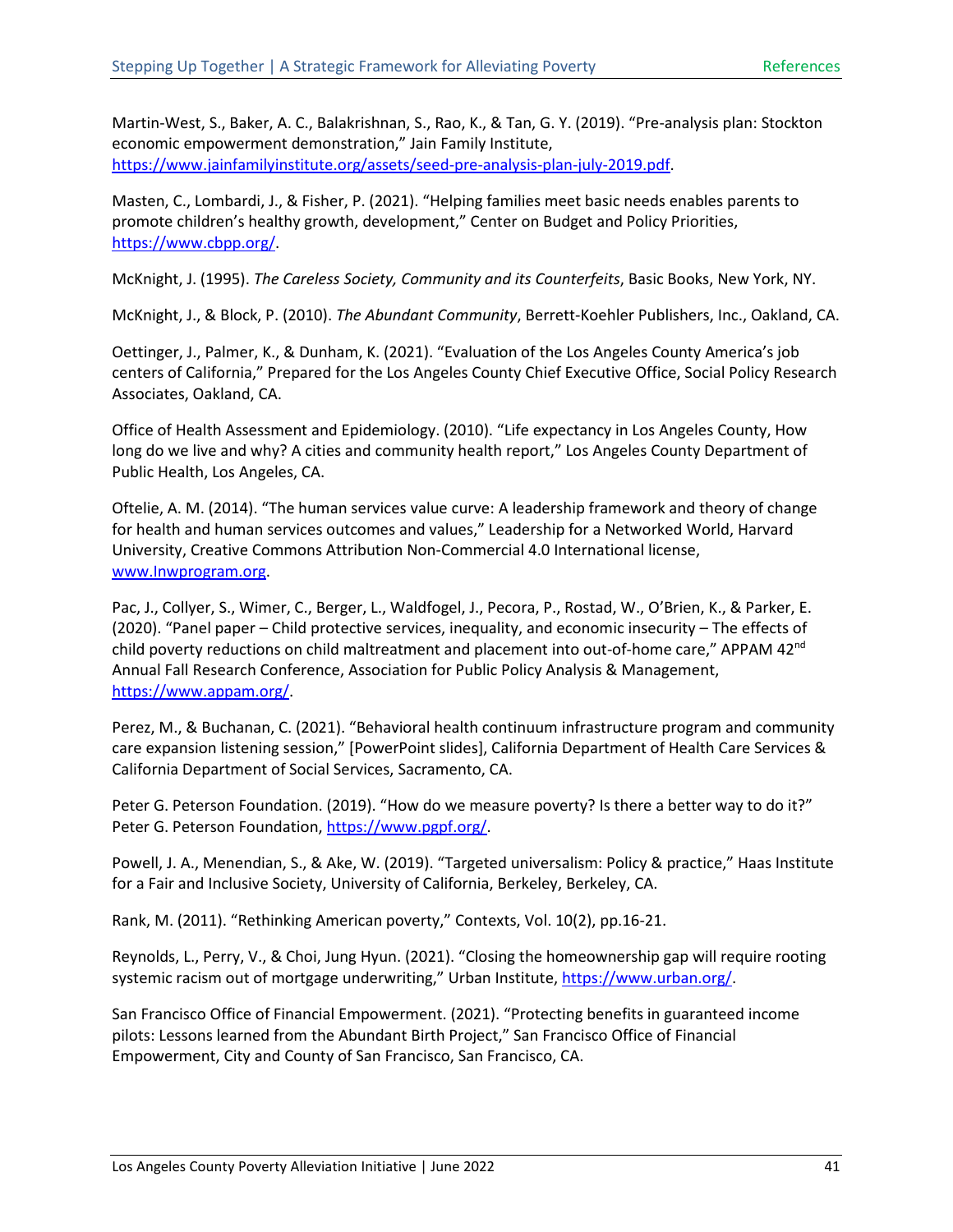Martin-West, S., Baker, A. C., Balakrishnan, S., Rao, K., & Tan, G. Y. (2019). "Pre-analysis plan: Stockton economic empowerment demonstration," Jain Family Institute, https://www.jainfamilyinstitute.org/assets/seed-pre-analysis-plan-july-2019.pdf.

Masten, C., Lombardi, J., & Fisher, P. (2021). "Helping families meet basic needs enables parents to promote children's healthy growth, development," Center on Budget and Policy Priorities, https://www.cbpp.org/.

McKnight, J. (1995). *The Careless Society, Community and its Counterfeits*, Basic Books, New York, NY.

McKnight, J., & Block, P. (2010). *The Abundant Community*, Berrett-Koehler Publishers, Inc., Oakland, CA.

Oettinger, J., Palmer, K., & Dunham, K. (2021). "Evaluation of the Los Angeles County America's job centers of California," Prepared for the Los Angeles County Chief Executive Office, Social Policy Research Associates, Oakland, CA.

Office of Health Assessment and Epidemiology. (2010). "Life expectancy in Los Angeles County, How long do we live and why? A cities and community health report," Los Angeles County Department of Public Health, Los Angeles, CA.

Oftelie, A. M. (2014). "The human services value curve: A leadership framework and theory of change for health and human services outcomes and values," Leadership for a Networked World, Harvard University, Creative Commons Attribution Non-Commercial 4.0 International license, www.lnwprogram.org.

Pac, J., Collyer, S., Wimer, C., Berger, L., Waldfogel, J., Pecora, P., Rostad, W., O'Brien, K., & Parker, E. (2020). "Panel paper – Child protective services, inequality, and economic insecurity – The effects of child poverty reductions on child maltreatment and placement into out-of-home care," APPAM 42nd Annual Fall Research Conference, Association for Public Policy Analysis & Management, https://www.appam.org/.

Perez, M., & Buchanan, C. (2021). "Behavioral health continuum infrastructure program and community care expansion listening session," [PowerPoint slides], California Department of Health Care Services & California Department of Social Services, Sacramento, CA.

Peter G. Peterson Foundation. (2019). "How do we measure poverty? Is there a better way to do it?" Peter G. Peterson Foundation, https://www.pgpf.org/.

Powell, J. A., Menendian, S., & Ake, W. (2019). "Targeted universalism: Policy & practice," Haas Institute for a Fair and Inclusive Society, University of California, Berkeley, Berkeley, CA.

Rank, M. (2011). "Rethinking American poverty," Contexts, Vol. 10(2), pp.16-21.

Reynolds, L., Perry, V., & Choi, Jung Hyun. (2021). "Closing the homeownership gap will require rooting systemic racism out of mortgage underwriting," Urban Institute, https://www.urban.org/.

San Francisco Office of Financial Empowerment. (2021). "Protecting benefits in guaranteed income pilots: Lessons learned from the Abundant Birth Project," San Francisco Office of Financial Empowerment, City and County of San Francisco, San Francisco, CA.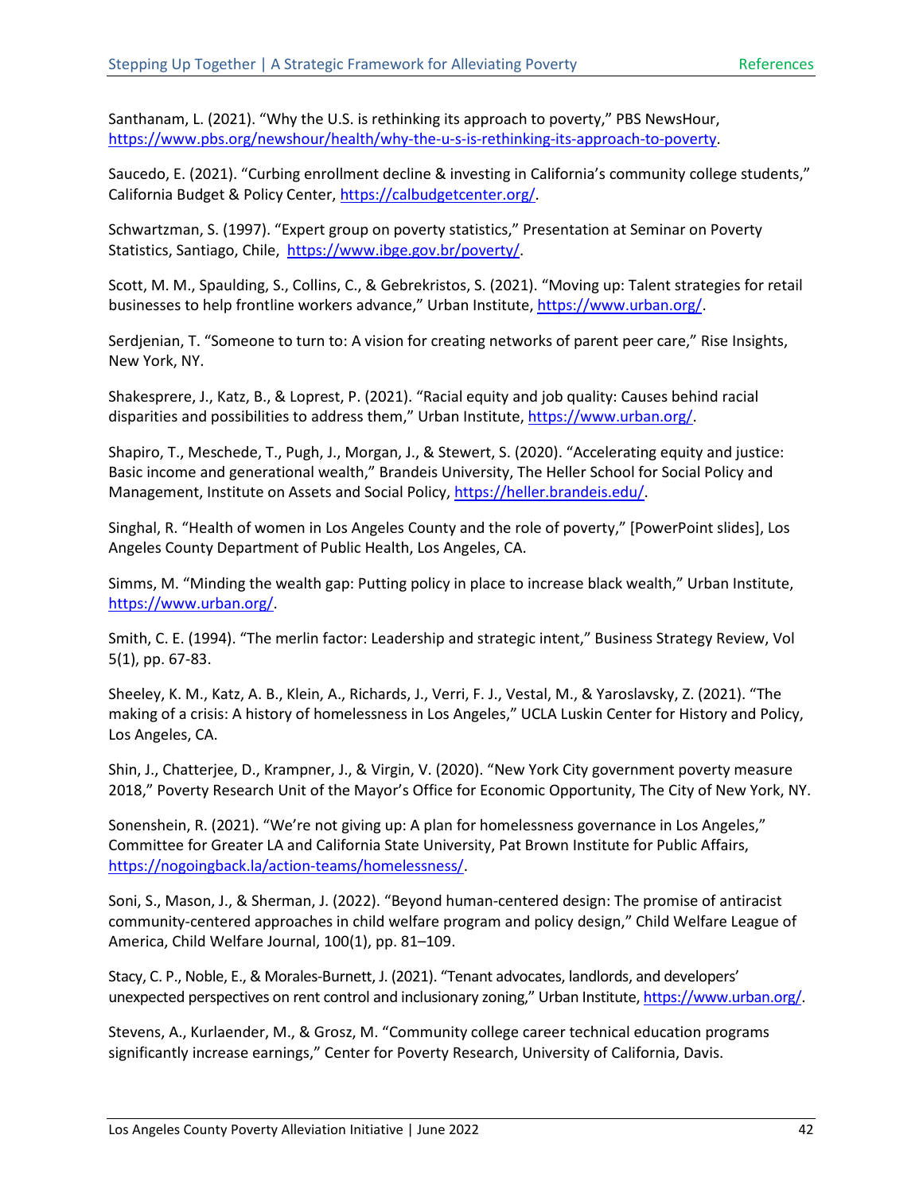Santhanam, L. (2021). “Why the U.S. is rethinking its approach to poverty,” PBS NewsHour, https://www.pbs.org/newshour/health/why-the-u-s-is-rethinking-its-approach-to-poverty.

Saucedo, E. (2021). “Curbing enrollment decline & investing in California’s community college students,” California Budget & Policy Center, https://calbudgetcenter.org/.

Schwartzman, S. (1997). “Expert group on poverty statistics,” Presentation at Seminar on Poverty Statistics, Santiago, Chile, https://www.ibge.gov.br/poverty/.

Scott, M. M., Spaulding, S., Collins, C., & Gebrekristos, S. (2021). “Moving up: Talent strategies for retail businesses to help frontline workers advance,” Urban Institute, https://www.urban.org/.

Serdjenian, T. “Someone to turn to: A vision for creating networks of parent peer care,” Rise Insights, New York, NY.

Shakesprere, J., Katz, B., & Loprest, P. (2021). “Racial equity and job quality: Causes behind racial disparities and possibilities to address them,” Urban Institute, https://www.urban.org/.

Shapiro, T., Meschede, T., Pugh, J., Morgan, J., & Stewert, S. (2020). “Accelerating equity and justice: Basic income and generational wealth,” Brandeis University, The Heller School for Social Policy and Management, Institute on Assets and Social Policy, https://heller.brandeis.edu/.

Singhal, R. “Health of women in Los Angeles County and the role of poverty,” [PowerPoint slides], Los Angeles County Department of Public Health, Los Angeles, CA.

Simms, M. “Minding the wealth gap: Putting policy in place to increase black wealth,” Urban Institute, https://www.urban.org/.

Smith, C. E. (1994). “The merlin factor: Leadership and strategic intent,” Business Strategy Review, Vol 5(1), pp. 67-83.

Sheeley, K. M., Katz, A. B., Klein, A., Richards, J., Verri, F. J., Vestal, M., & Yaroslavsky, Z. (2021). “The making of a crisis: A history of homelessness in Los Angeles,” UCLA Luskin Center for History and Policy, Los Angeles, CA.

Shin, J., Chatterjee, D., Krampner, J., & Virgin, V. (2020). “New York City government poverty measure 2018,” Poverty Research Unit of the Mayor’s Office for Economic Opportunity, The City of New York, NY.

Sonenshein, R. (2021). “We’re not giving up: A plan for homelessness governance in Los Angeles,” Committee for Greater LA and California State University, Pat Brown Institute for Public Affairs, https://nogoingback.la/action-teams/homelessness/.

Soni, S., Mason, J., & Sherman, J. (2022). “Beyond human-centered design: The promise of antiracist community-centered approaches in child welfare program and policy design,” Child Welfare League of America, Child Welfare Journal, 100(1), pp. 81–109.

Stacy, C. P., Noble, E., & Morales-Burnett, J. (2021). “Tenant advocates, landlords, and developers’ unexpected perspectives on rent control and inclusionary zoning,” Urban Institute, https://www.urban.org/.

Stevens, A., Kurlaender, M., & Grosz, M. “Community college career technical education programs significantly increase earnings,” Center for Poverty Research, University of California, Davis.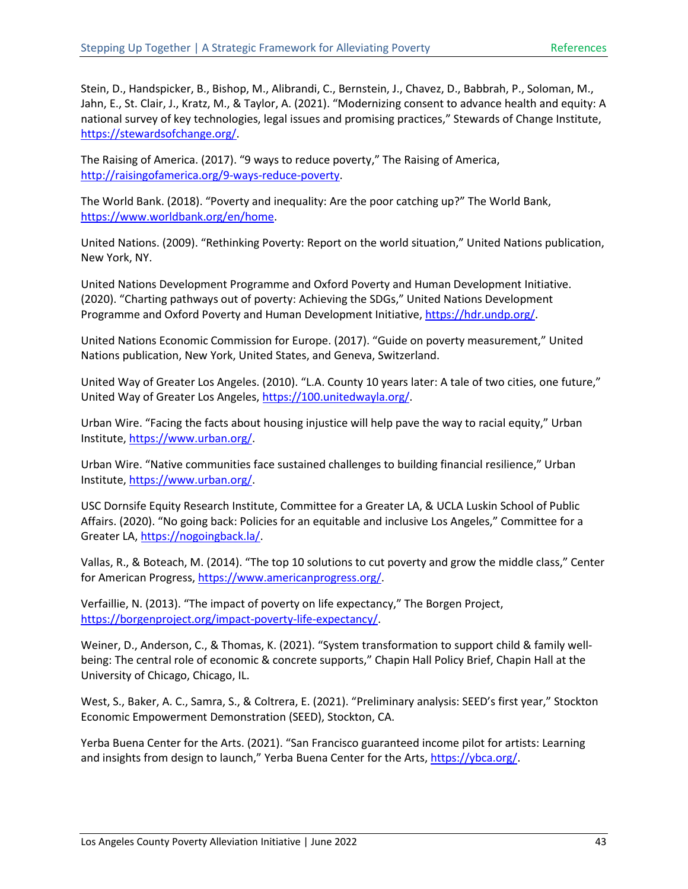Stein, D., Handspicker, B., Bishop, M., Alibrandi, C., Bernstein, J., Chavez, D., Babbrah, P., Soloman, M., Jahn, E., St. Clair, J., Kratz, M., & Taylor, A. (2021). "Modernizing consent to advance health and equity: A national survey of key technologies, legal issues and promising practices," Stewards of Change Institute, https://stewardsofchange.org/.

The Raising of America. (2017). "9 ways to reduce poverty," The Raising of America, http://raisingofamerica.org/9-ways-reduce-poverty.

The World Bank. (2018). "Poverty and inequality: Are the poor catching up?" The World Bank, https://www.worldbank.org/en/home.

United Nations. (2009). "Rethinking Poverty: Report on the world situation," United Nations publication, New York, NY.

United Nations Development Programme and Oxford Poverty and Human Development Initiative. (2020). "Charting pathways out of poverty: Achieving the SDGs," United Nations Development Programme and Oxford Poverty and Human Development Initiative, https://hdr.undp.org/.

United Nations Economic Commission for Europe. (2017). "Guide on poverty measurement," United Nations publication, New York, United States, and Geneva, Switzerland.

United Way of Greater Los Angeles. (2010). "L.A. County 10 years later: A tale of two cities, one future," United Way of Greater Los Angeles, https://100.unitedwayla.org/.

Urban Wire. "Facing the facts about housing injustice will help pave the way to racial equity," Urban Institute, https://www.urban.org/.

Urban Wire. "Native communities face sustained challenges to building financial resilience," Urban Institute, https://www.urban.org/.

USC Dornsife Equity Research Institute, Committee for a Greater LA, & UCLA Luskin School of Public Affairs. (2020). "No going back: Policies for an equitable and inclusive Los Angeles," Committee for a Greater LA, https://nogoingback.la/.

Vallas, R., & Boteach, M. (2014). "The top 10 solutions to cut poverty and grow the middle class," Center for American Progress, https://www.americanprogress.org/.

Verfaillie, N. (2013). "The impact of poverty on life expectancy," The Borgen Project, https://borgenproject.org/impact-poverty-life-expectancy/.

Weiner, D., Anderson, C., & Thomas, K. (2021). "System transformation to support child & family well-being: The central role of economic & concrete supports," Chapin Hall Policy Brief, Chapin Hall at the University of Chicago, Chicago, IL.

West, S., Baker, A. C., Samra, S., & Coltrera, E. (2021). "Preliminary analysis: SEED's first year," Stockton Economic Empowerment Demonstration (SEED), Stockton, CA.

Yerba Buena Center for the Arts. (2021). "San Francisco guaranteed income pilot for artists: Learning and insights from design to launch," Yerba Buena Center for the Arts, https://ybca.org/.